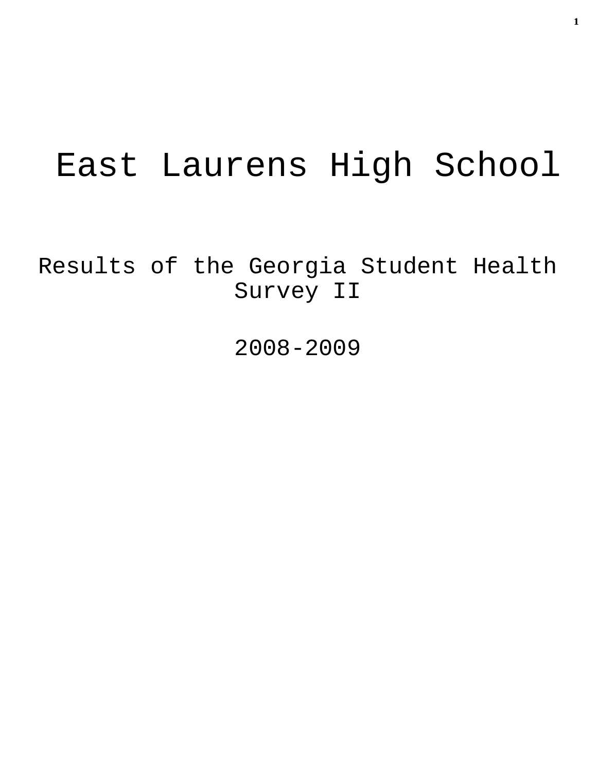# East Laurens High School

## Results of the Georgia Student Health Survey II

## 2008-2009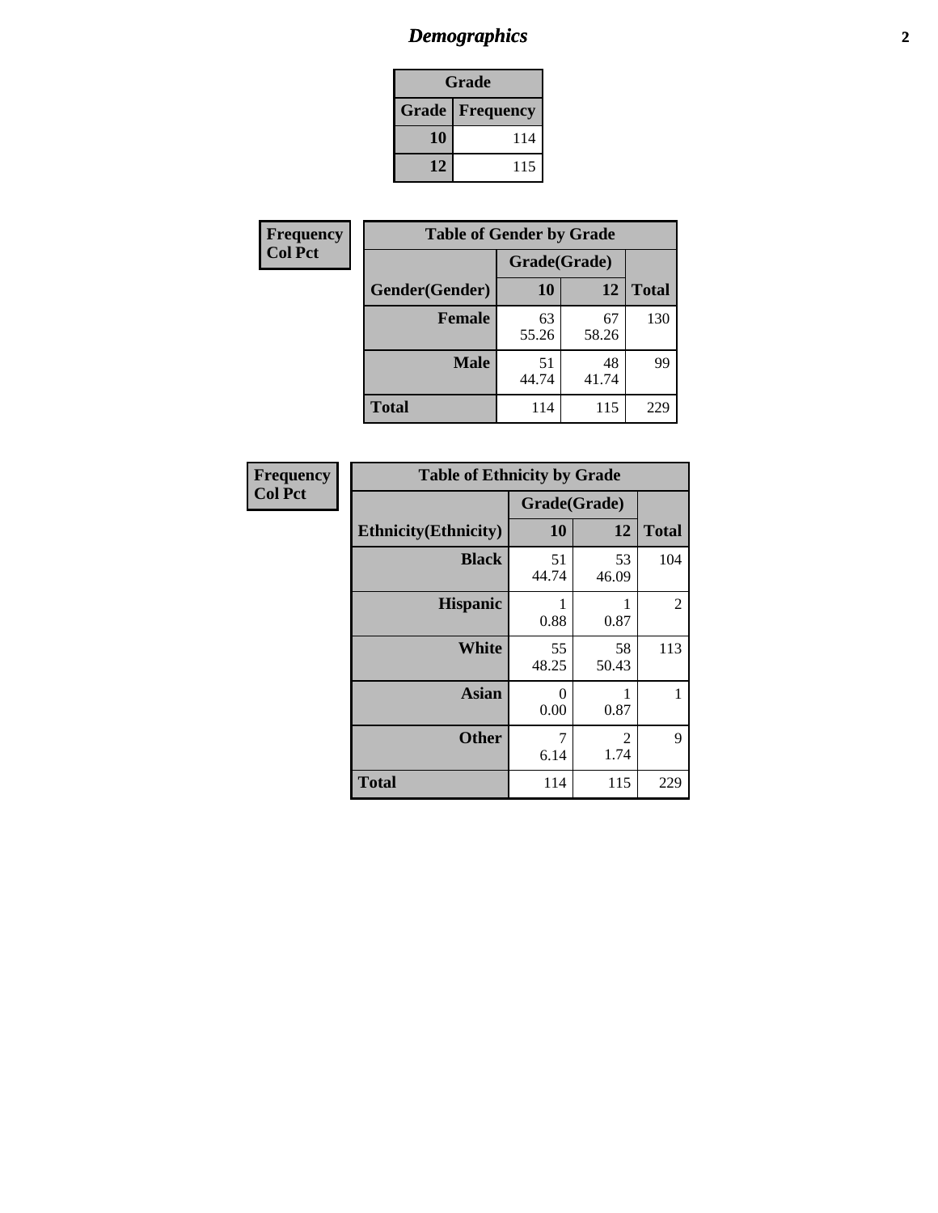# *Demographics*

| Grade | |
|---|---|
| **Grade** | **Frequency** |
| **10** | 114 |
| **12** | 115 |

| Frequency<br>Col Pct |
|---|

| Table of Gender by Grade | | | |
|---|---|---|---|
| | Grade(Grade) | | |
| **Gender(Gender)** | **10** | **12** | **Total** |
| **Female** | 63<br>55.26 | 67<br>58.26 | 130 |
| **Male** | 51<br>44.74 | 48<br>41.74 | 99 |
| **Total** | 114 | 115 | 229 |

| Frequency<br>Col Pct |
|---|

| Table of Ethnicity by Grade | | | |
|---|---|---|---|
| | Grade(Grade) | | |
| **Ethnicity(Ethnicity)** | **10** | **12** | **Total** |
| **Black** | 51<br>44.74 | 53<br>46.09 | 104 |
| **Hispanic** | 1<br>0.88 | 1<br>0.87 | 2 |
| **White** | 55<br>48.25 | 58<br>50.43 | 113 |
| **Asian** | 0<br>0.00 | 1<br>0.87 | 1 |
| **Other** | 7<br>6.14 | 2<br>1.74 | 9 |
| **Total** | 114 | 115 | 229 |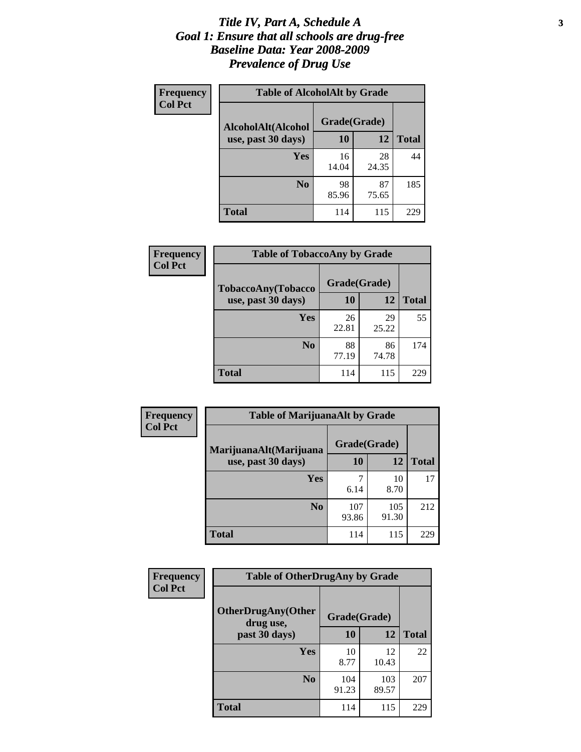# *Title IV, Part A, Schedule A*
# *Goal 1: Ensure that all schools are drug-free*
# *Baseline Data: Year 2008-2009*
# *Prevalence of Drug Use*

**Frequency**
**Col Pct**

**Table of AlcoholAlt by Grade**

| AlcoholAlt(Alcohol use, past 30 days) | Grade(Grade) 10 | 12 | Total |
|---|---|---|---|
| **Yes** | 16<br>14.04 | 28<br>24.35 | 44 |
| **No** | 98<br>85.96 | 87<br>75.65 | 185 |
| **Total** | 114 | 115 | 229 |

**Frequency**
**Col Pct**

**Table of TobaccoAny by Grade**

| TobaccoAny(Tobacco use, past 30 days) | Grade(Grade) 10 | 12 | Total |
|---|---|---|---|
| **Yes** | 26<br>22.81 | 29<br>25.22 | 55 |
| **No** | 88<br>77.19 | 86<br>74.78 | 174 |
| **Total** | 114 | 115 | 229 |

**Frequency**
**Col Pct**

**Table of MarijuanaAlt by Grade**

| MarijuanaAlt(Marijuana use, past 30 days) | Grade(Grade) 10 | 12 | Total |
|---|---|---|---|
| **Yes** | 7<br>6.14 | 10<br>8.70 | 17 |
| **No** | 107<br>93.86 | 105<br>91.30 | 212 |
| **Total** | 114 | 115 | 229 |

**Frequency**
**Col Pct**

**Table of OtherDrugAny by Grade**

| OtherDrugAny(Other drug use, past 30 days) | Grade(Grade) 10 | 12 | Total |
|---|---|---|---|
| **Yes** | 10<br>8.77 | 12<br>10.43 | 22 |
| **No** | 104<br>91.23 | 103<br>89.57 | 207 |
| **Total** | 114 | 115 | 229 |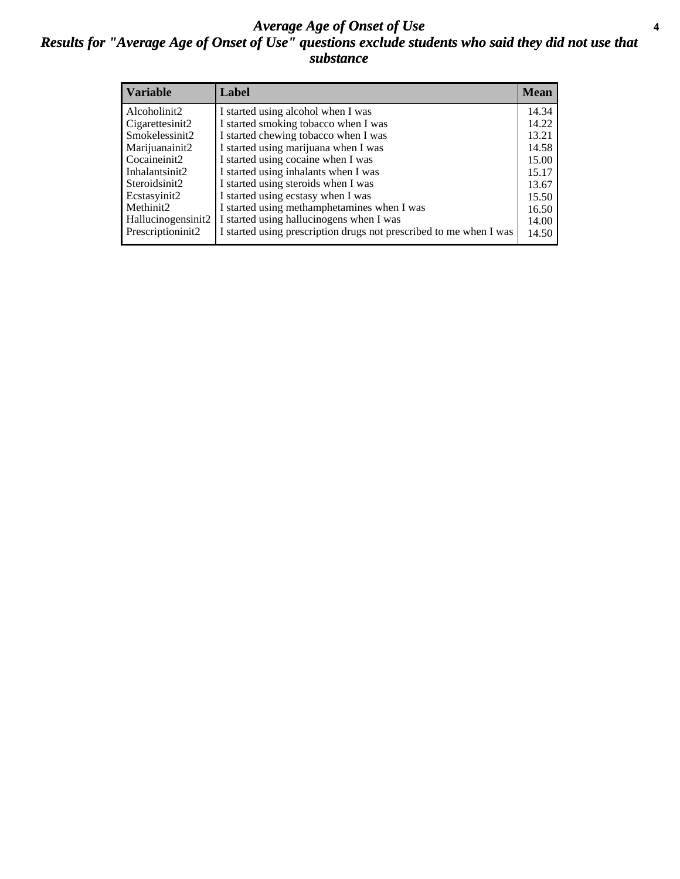# *Average Age of Onset of Use*

## *Results for "Average Age of Onset of Use" questions exclude students who said they did not use that substance*

| Variable | Label | Mean |
|---|---|---|
| Alcoholinit2 | I started using alcohol when I was | 14.34 |
| Cigarettesinit2 | I started smoking tobacco when I was | 14.22 |
| Smokelessinit2 | I started chewing tobacco when I was | 13.21 |
| Marijuanainit2 | I started using marijuana when I was | 14.58 |
| Cocaineinit2 | I started using cocaine when I was | 15.00 |
| Inhalantsinit2 | I started using inhalants when I was | 15.17 |
| Steroidsinit2 | I started using steroids when I was | 13.67 |
| Ecstasyinit2 | I started using ecstasy when I was | 15.50 |
| Methinit2 | I started using methamphetamines when I was | 16.50 |
| Hallucinogensinit2 | I started using hallucinogens when I was | 14.00 |
| Prescriptioninit2 | I started using prescription drugs not prescribed to me when I was | 14.50 |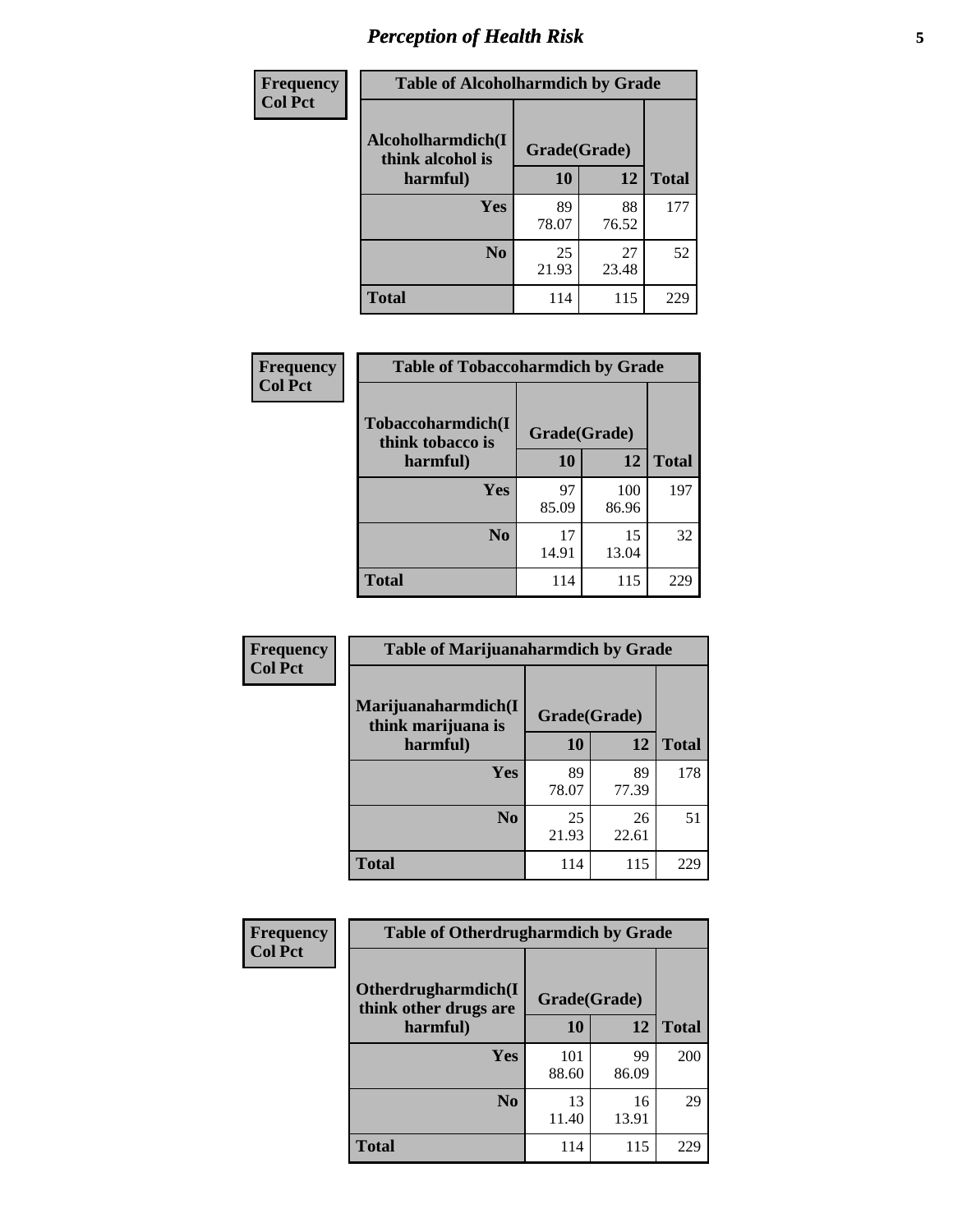# Perception of Health Risk

| Frequency<br>Col Pct | Table of Alcoholharmdich by Grade | | |
|---|---|---|---|
| Alcoholharmdich(I think alcohol is harmful) | Grade(Grade) | | Total |
| | 10 | 12 | |
| Yes | 89<br>78.07 | 88<br>76.52 | 177 |
| No | 25<br>21.93 | 27<br>23.48 | 52 |
| Total | 114 | 115 | 229 |

| Frequency<br>Col Pct | Table of Tobaccoharmdich by Grade | | |
|---|---|---|---|
| Tobaccoharmdich(I think tobacco is harmful) | Grade(Grade) | | Total |
| | 10 | 12 | |
| Yes | 97<br>85.09 | 100<br>86.96 | 197 |
| No | 17<br>14.91 | 15<br>13.04 | 32 |
| Total | 114 | 115 | 229 |

| Frequency<br>Col Pct | Table of Marijuanaharmdich by Grade | | |
|---|---|---|---|
| Marijuanaharmdich(I think marijuana is harmful) | Grade(Grade) | | Total |
| | 10 | 12 | |
| Yes | 89<br>78.07 | 89<br>77.39 | 178 |
| No | 25<br>21.93 | 26<br>22.61 | 51 |
| Total | 114 | 115 | 229 |

| Frequency<br>Col Pct | Table of Otherdrugharmdich by Grade | | |
|---|---|---|---|
| Otherdrugharmdich(I think other drugs are harmful) | Grade(Grade) | | Total |
| | 10 | 12 | |
| Yes | 101<br>88.60 | 99<br>86.09 | 200 |
| No | 13<br>11.40 | 16<br>13.91 | 29 |
| Total | 114 | 115 | 229 |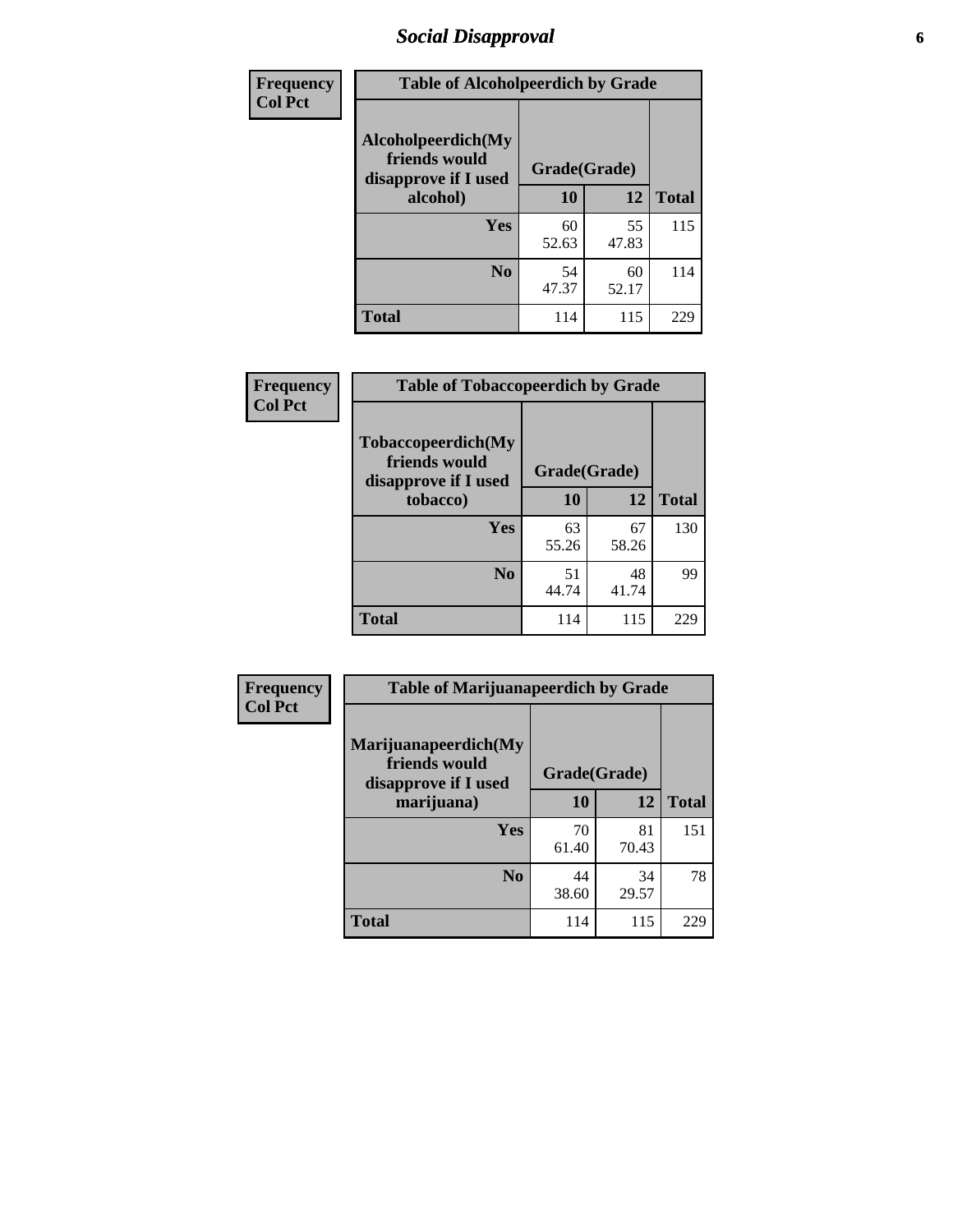## Social Disapproval

**Frequency / Col Pct**

**Table of Alcoholpeerdich by Grade**

| Alcoholpeerdich(My friends would disapprove if I used alcohol) | Grade(Grade) | | Total |
|---|---|---|---|
| | 10 | 12 | |
| Yes | 60<br>52.63 | 55<br>47.83 | 115 |
| No | 54<br>47.37 | 60<br>52.17 | 114 |
| Total | 114 | 115 | 229 |

**Frequency / Col Pct**

**Table of Tobaccopeerdich by Grade**

| Tobaccopeerdich(My friends would disapprove if I used tobacco) | Grade(Grade) | | Total |
|---|---|---|---|
| | 10 | 12 | |
| Yes | 63<br>55.26 | 67<br>58.26 | 130 |
| No | 51<br>44.74 | 48<br>41.74 | 99 |
| Total | 114 | 115 | 229 |

**Frequency / Col Pct**

**Table of Marijuanapeerdich by Grade**

| Marijuanapeerdich(My friends would disapprove if I used marijuana) | Grade(Grade) | | Total |
|---|---|---|---|
| | 10 | 12 | |
| Yes | 70<br>61.40 | 81<br>70.43 | 151 |
| No | 44<br>38.60 | 34<br>29.57 | 78 |
| Total | 114 | 115 | 229 |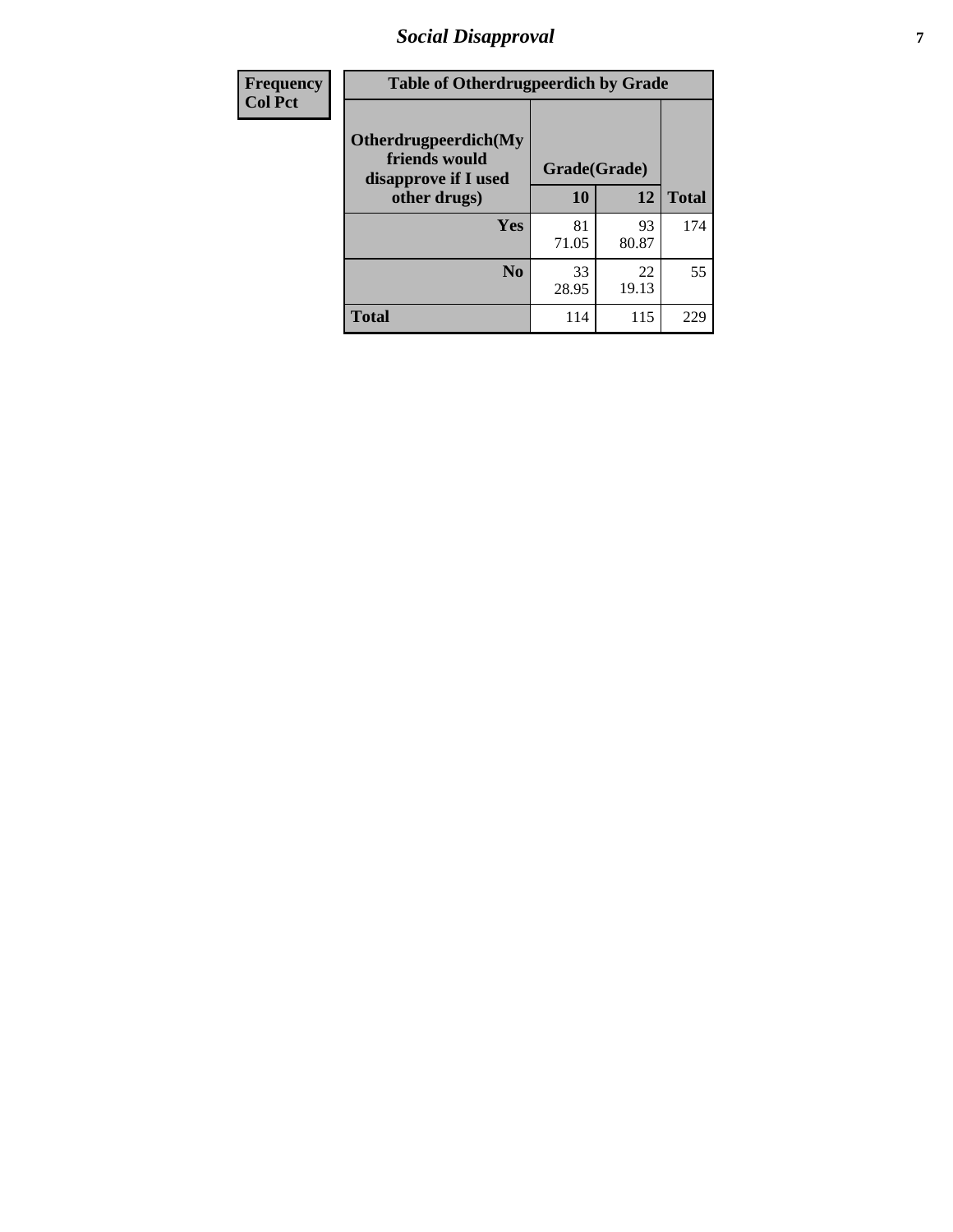# Social Disapproval

| Frequency<br>Col Pct | Table of Otherdrugpeerdich by Grade | | |
|---|---|---|---|
| Otherdrugpeerdich(My friends would disapprove if I used other drugs) | Grade(Grade) | | |
| | 10 | 12 | Total |
| Yes | 81<br>71.05 | 93<br>80.87 | 174 |
| No | 33<br>28.95 | 22<br>19.13 | 55 |
| Total | 114 | 115 | 229 |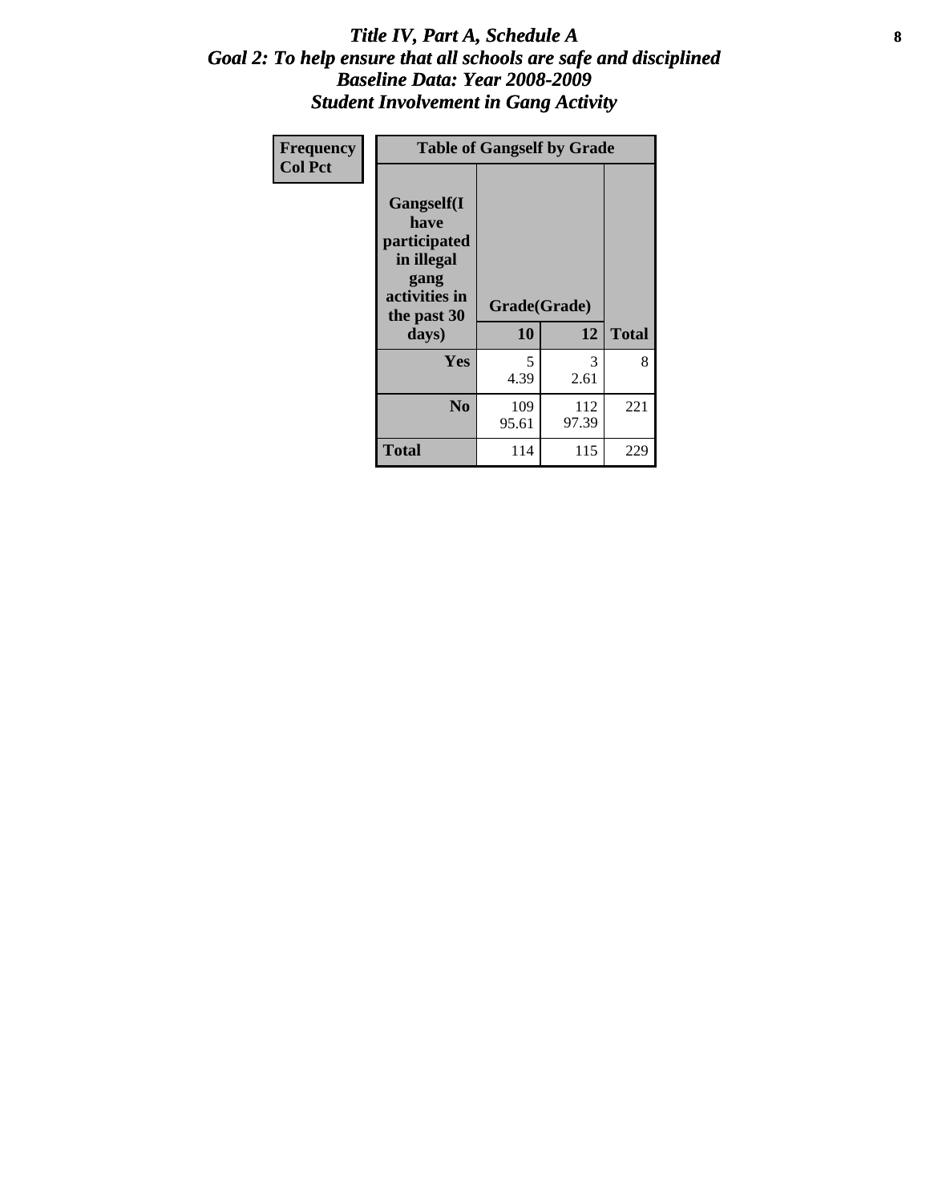# *Title IV, Part A, Schedule A*
## *Goal 2: To help ensure that all schools are safe and disciplined*
## *Baseline Data: Year 2008-2009*
## *Student Involvement in Gang Activity*

| Frequency<br>Col Pct | Table of Gangself by Grade | | |
|---|---|---|---|
| Gangself(I have participated in illegal gang activities in the past 30 days) | Grade(Grade) | | |
| | 10 | 12 | Total |
| Yes | 5<br>4.39 | 3<br>2.61 | 8 |
| No | 109<br>95.61 | 112<br>97.39 | 221 |
| Total | 114 | 115 | 229 |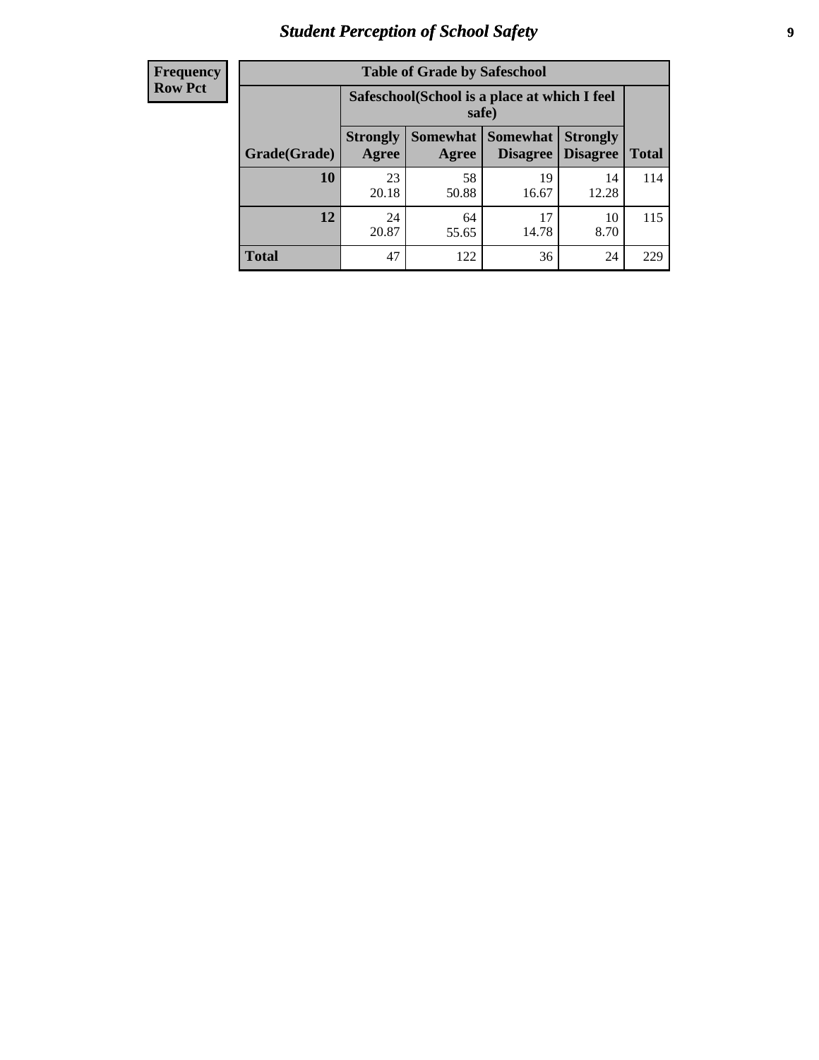| Frequency Row Pct |
|---|

| Table of Grade by Safeschool | | | | | |
|---|---|---|---|---|---|
| | Safeschool(School is a place at which I feel safe) | | | | |
| Grade(Grade) | Strongly Agree | Somewhat Agree | Somewhat Disagree | Strongly Disagree | Total |
| 10 | 23<br>20.18 | 58<br>50.88 | 19<br>16.67 | 14<br>12.28 | 114 |
| 12 | 24<br>20.87 | 64<br>55.65 | 17<br>14.78 | 10<br>8.70 | 115 |
| Total | 47 | 122 | 36 | 24 | 229 |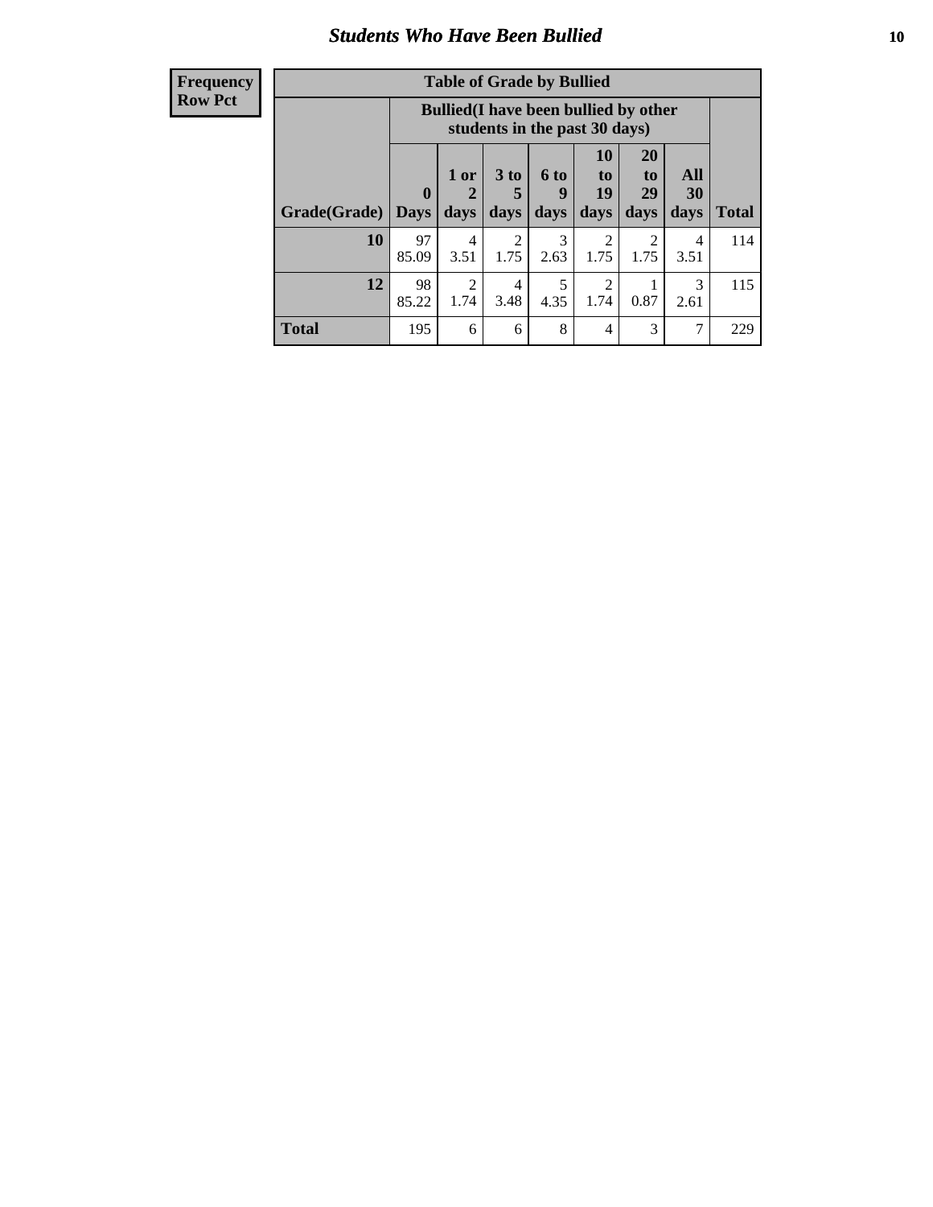## Students Who Have Been Bullied

**Frequency**
**Row Pct**

| Table of Grade by Bullied | | | | | | | | |
|---|---|---|---|---|---|---|---|---|
| | Bullied(I have been bullied by other students in the past 30 days) | | | | | | | |
| Grade(Grade) | 0 Days | 1 or 2 days | 3 to 5 days | 6 to 9 days | 10 to 19 days | 20 to 29 days | All 30 days | Total |
| 10 | 97<br>85.09 | 4<br>3.51 | 2<br>1.75 | 3<br>2.63 | 2<br>1.75 | 2<br>1.75 | 4<br>3.51 | 114 |
| 12 | 98<br>85.22 | 2<br>1.74 | 4<br>3.48 | 5<br>4.35 | 2<br>1.74 | 1<br>0.87 | 3<br>2.61 | 115 |
| Total | 195 | 6 | 6 | 8 | 4 | 3 | 7 | 229 |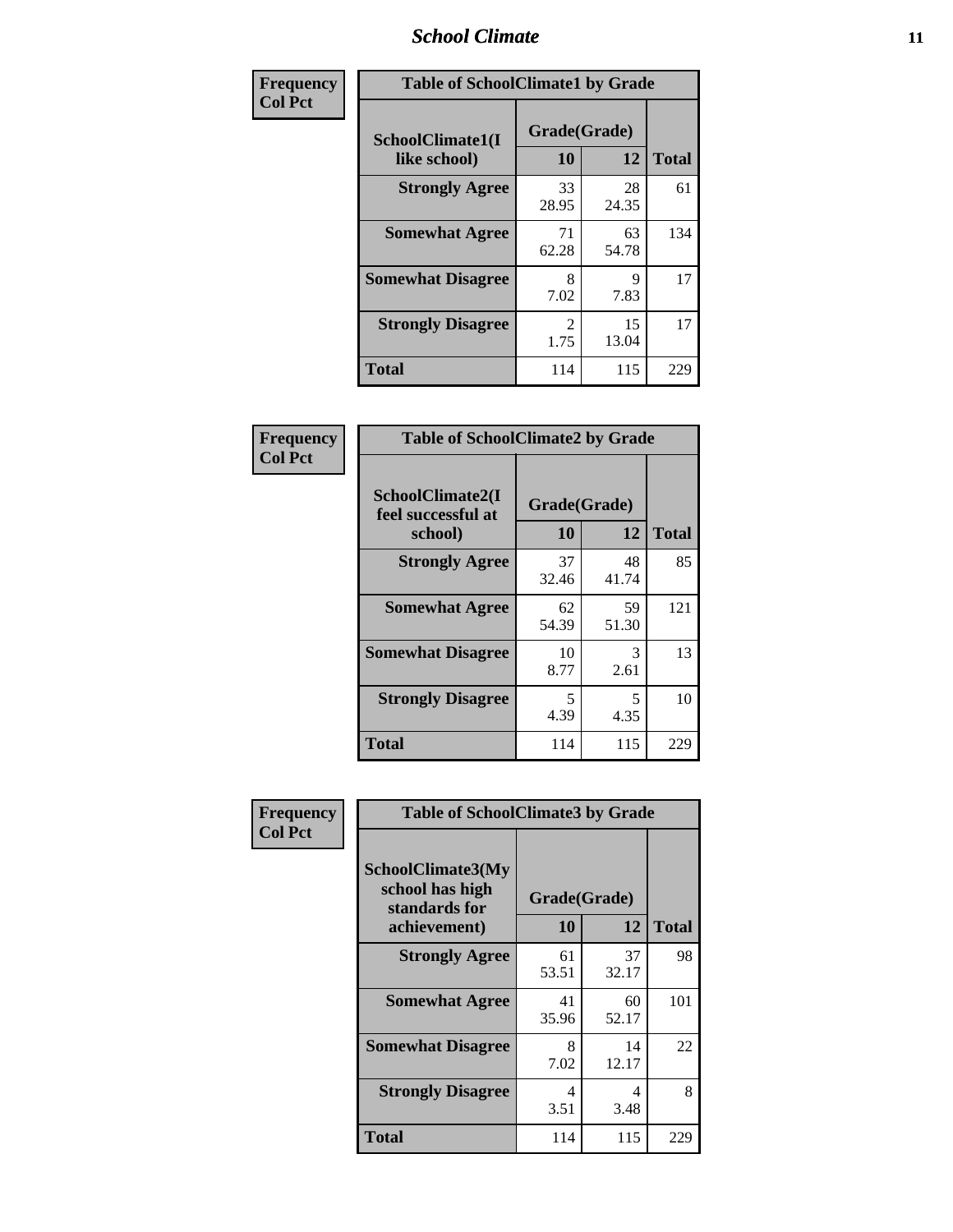| Frequency Col Pct | Table of SchoolClimate1 by Grade | | |
|---|---|---|---|
| SchoolClimate1(I like school) | Grade(Grade) 10 | 12 | Total |
| Strongly Agree | 33 28.95 | 28 24.35 | 61 |
| Somewhat Agree | 71 62.28 | 63 54.78 | 134 |
| Somewhat Disagree | 8 7.02 | 9 7.83 | 17 |
| Strongly Disagree | 2 1.75 | 15 13.04 | 17 |
| Total | 114 | 115 | 229 |

| Frequency Col Pct | Table of SchoolClimate2 by Grade | | |
|---|---|---|---|
| SchoolClimate2(I feel successful at school) | Grade(Grade) 10 | 12 | Total |
| Strongly Agree | 37 32.46 | 48 41.74 | 85 |
| Somewhat Agree | 62 54.39 | 59 51.30 | 121 |
| Somewhat Disagree | 10 8.77 | 3 2.61 | 13 |
| Strongly Disagree | 5 4.39 | 5 4.35 | 10 |
| Total | 114 | 115 | 229 |

| Frequency Col Pct | Table of SchoolClimate3 by Grade | | |
|---|---|---|---|
| SchoolClimate3(My school has high standards for achievement) | Grade(Grade) 10 | 12 | Total |
| Strongly Agree | 61 53.51 | 37 32.17 | 98 |
| Somewhat Agree | 41 35.96 | 60 52.17 | 101 |
| Somewhat Disagree | 8 7.02 | 14 12.17 | 22 |
| Strongly Disagree | 4 3.51 | 4 3.48 | 8 |
| Total | 114 | 115 | 229 |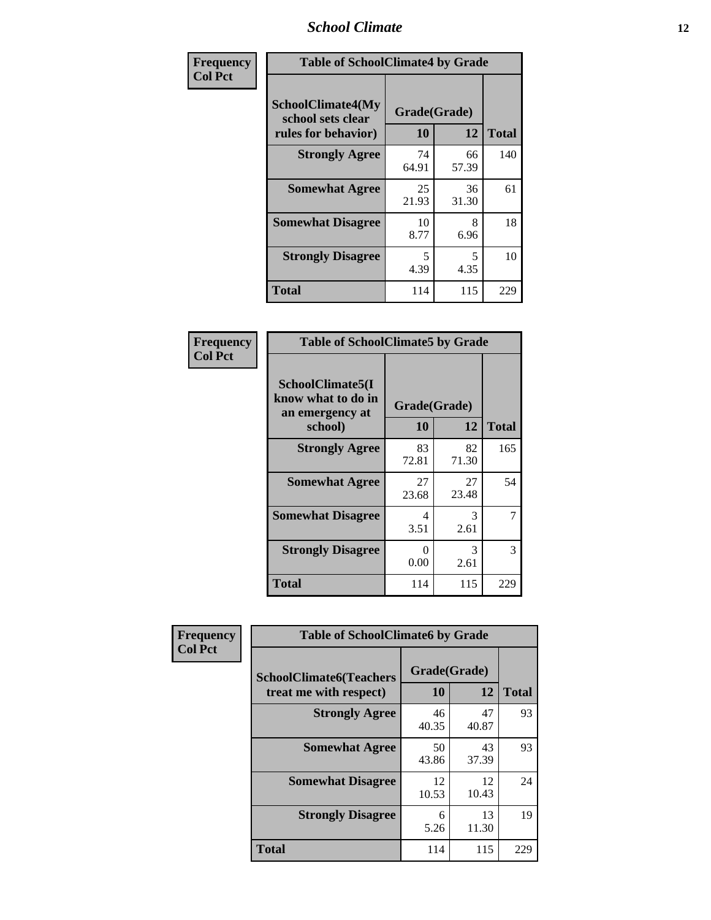# School Climate

| Frequency<br>Col Pct | Table of SchoolClimate4 by Grade | | |
|---|---|---|---|
| SchoolClimate4(My school sets clear rules for behavior) | Grade(Grade) | | |
| | 10 | 12 | Total |
| Strongly Agree | 74<br>64.91 | 66<br>57.39 | 140 |
| Somewhat Agree | 25<br>21.93 | 36<br>31.30 | 61 |
| Somewhat Disagree | 10<br>8.77 | 8<br>6.96 | 18 |
| Strongly Disagree | 5<br>4.39 | 5<br>4.35 | 10 |
| Total | 114 | 115 | 229 |

| Frequency<br>Col Pct | Table of SchoolClimate5 by Grade | | |
|---|---|---|---|
| SchoolClimate5(I know what to do in an emergency at school) | Grade(Grade) | | |
| | 10 | 12 | Total |
| Strongly Agree | 83<br>72.81 | 82<br>71.30 | 165 |
| Somewhat Agree | 27<br>23.68 | 27<br>23.48 | 54 |
| Somewhat Disagree | 4<br>3.51 | 3<br>2.61 | 7 |
| Strongly Disagree | 0<br>0.00 | 3<br>2.61 | 3 |
| Total | 114 | 115 | 229 |

| Frequency<br>Col Pct | Table of SchoolClimate6 by Grade | | |
|---|---|---|---|
| SchoolClimate6(Teachers treat me with respect) | Grade(Grade) | | |
| | 10 | 12 | Total |
| Strongly Agree | 46<br>40.35 | 47<br>40.87 | 93 |
| Somewhat Agree | 50<br>43.86 | 43<br>37.39 | 93 |
| Somewhat Disagree | 12<br>10.53 | 12<br>10.43 | 24 |
| Strongly Disagree | 6<br>5.26 | 13<br>11.30 | 19 |
| Total | 114 | 115 | 229 |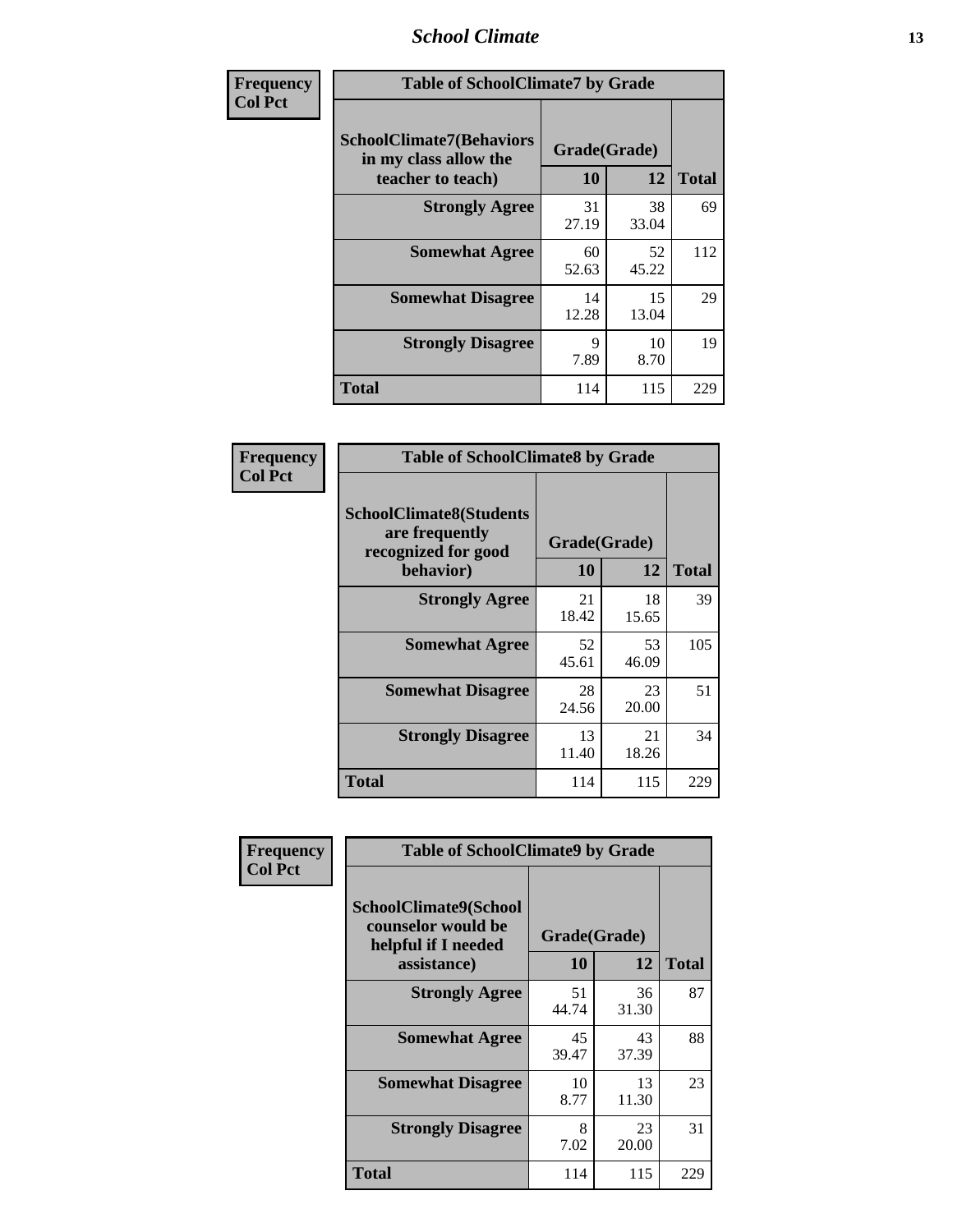| Frequency Col Pct | Table of SchoolClimate7 by Grade | | |
|---|---|---|---|
| SchoolClimate7(Behaviors in my class allow the teacher to teach) | Grade(Grade) | | Total |
| | 10 | 12 | |
| Strongly Agree | 31<br>27.19 | 38<br>33.04 | 69 |
| Somewhat Agree | 60<br>52.63 | 52<br>45.22 | 112 |
| Somewhat Disagree | 14<br>12.28 | 15<br>13.04 | 29 |
| Strongly Disagree | 9<br>7.89 | 10<br>8.70 | 19 |
| Total | 114 | 115 | 229 |

| Frequency Col Pct | Table of SchoolClimate8 by Grade | | |
|---|---|---|---|
| SchoolClimate8(Students are frequently recognized for good behavior) | Grade(Grade) | | Total |
| | 10 | 12 | |
| Strongly Agree | 21<br>18.42 | 18<br>15.65 | 39 |
| Somewhat Agree | 52<br>45.61 | 53<br>46.09 | 105 |
| Somewhat Disagree | 28<br>24.56 | 23<br>20.00 | 51 |
| Strongly Disagree | 13<br>11.40 | 21<br>18.26 | 34 |
| Total | 114 | 115 | 229 |

| Frequency Col Pct | Table of SchoolClimate9 by Grade | | |
|---|---|---|---|
| SchoolClimate9(School counselor would be helpful if I needed assistance) | Grade(Grade) | | Total |
| | 10 | 12 | |
| Strongly Agree | 51<br>44.74 | 36<br>31.30 | 87 |
| Somewhat Agree | 45<br>39.47 | 43<br>37.39 | 88 |
| Somewhat Disagree | 10<br>8.77 | 13<br>11.30 | 23 |
| Strongly Disagree | 8<br>7.02 | 23<br>20.00 | 31 |
| Total | 114 | 115 | 229 |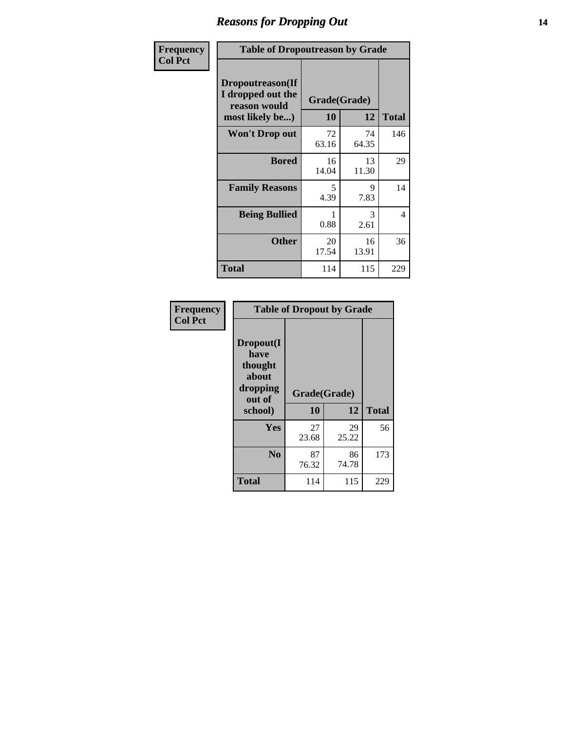## Reasons for Dropping Out

**Frequency**
**Col Pct**

**Table of Dropoutreason by Grade**

| Dropoutreason(If I dropped out the reason would most likely be...) | Grade(Grade) 10 | 12 | Total |
|---|---|---|---|
| Won't Drop out | 72<br>63.16 | 74<br>64.35 | 146 |
| Bored | 16<br>14.04 | 13<br>11.30 | 29 |
| Family Reasons | 5<br>4.39 | 9<br>7.83 | 14 |
| Being Bullied | 1<br>0.88 | 3<br>2.61 | 4 |
| Other | 20<br>17.54 | 16<br>13.91 | 36 |
| Total | 114 | 115 | 229 |

**Frequency**
**Col Pct**

**Table of Dropout by Grade**

| Dropout(I have thought about dropping out of school) | Grade(Grade) 10 | 12 | Total |
|---|---|---|---|
| Yes | 27<br>23.68 | 29<br>25.22 | 56 |
| No | 87<br>76.32 | 86<br>74.78 | 173 |
| Total | 114 | 115 | 229 |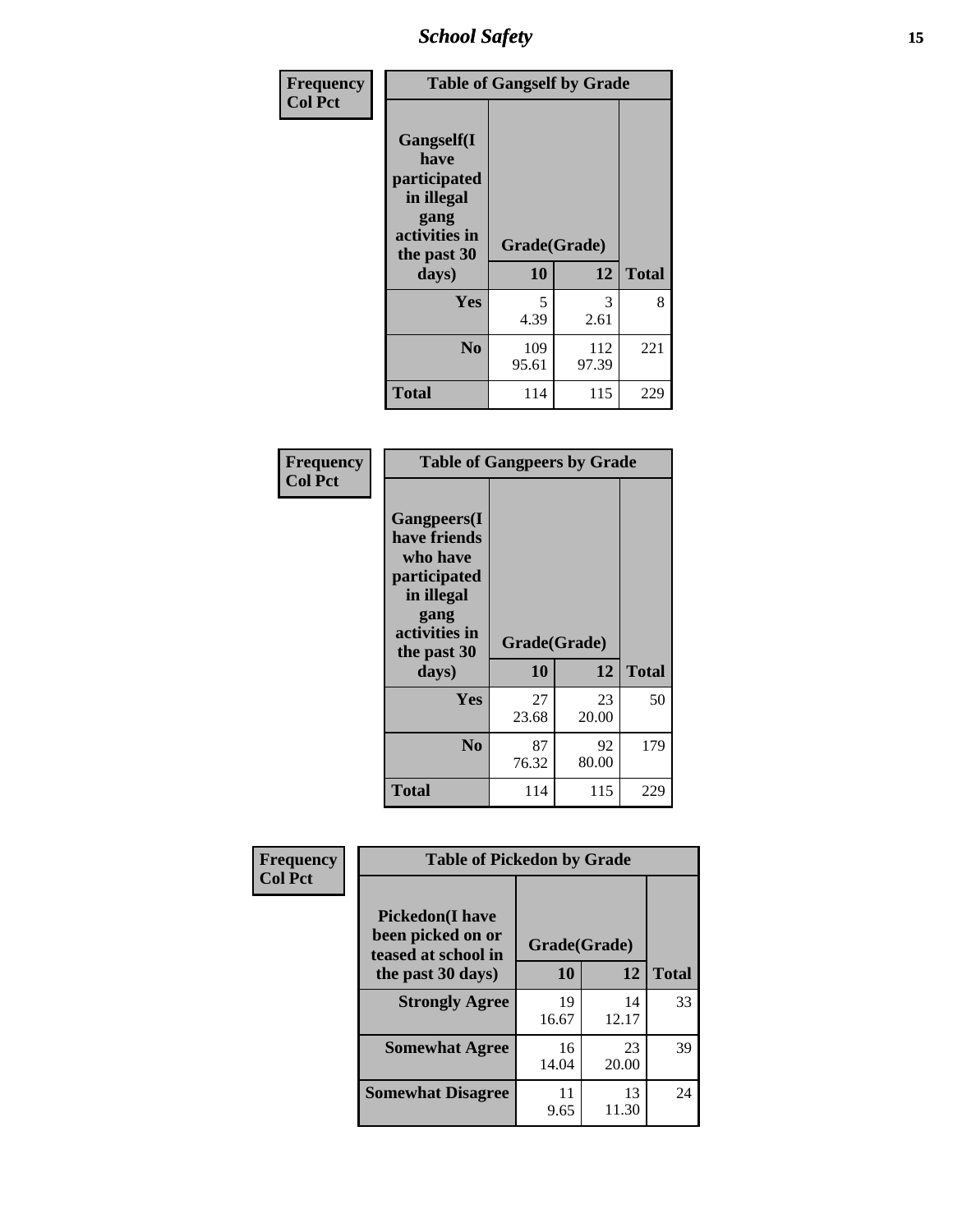**Frequency**
**Col Pct**

| Table of Gangself by Grade | | | |
|---|---|---|---|
| **Gangself(I have participated in illegal gang activities in the past 30 days)** | **Grade(Grade)** | | |
| | **10** | **12** | **Total** |
| **Yes** | 5<br>4.39 | 3<br>2.61 | 8 |
| **No** | 109<br>95.61 | 112<br>97.39 | 221 |
| **Total** | 114 | 115 | 229 |

**Frequency**
**Col Pct**

| Table of Gangpeers by Grade | | | |
|---|---|---|---|
| **Gangpeers(I have friends who have participated in illegal gang activities in the past 30 days)** | **Grade(Grade)** | | |
| | **10** | **12** | **Total** |
| **Yes** | 27<br>23.68 | 23<br>20.00 | 50 |
| **No** | 87<br>76.32 | 92<br>80.00 | 179 |
| **Total** | 114 | 115 | 229 |

**Frequency**
**Col Pct**

| Table of Pickedon by Grade | | | |
|---|---|---|---|
| **Pickedon(I have been picked on or teased at school in the past 30 days)** | **Grade(Grade)** | | |
| | **10** | **12** | **Total** |
| **Strongly Agree** | 19<br>16.67 | 14<br>12.17 | 33 |
| **Somewhat Agree** | 16<br>14.04 | 23<br>20.00 | 39 |
| **Somewhat Disagree** | 11<br>9.65 | 13<br>11.30 | 24 |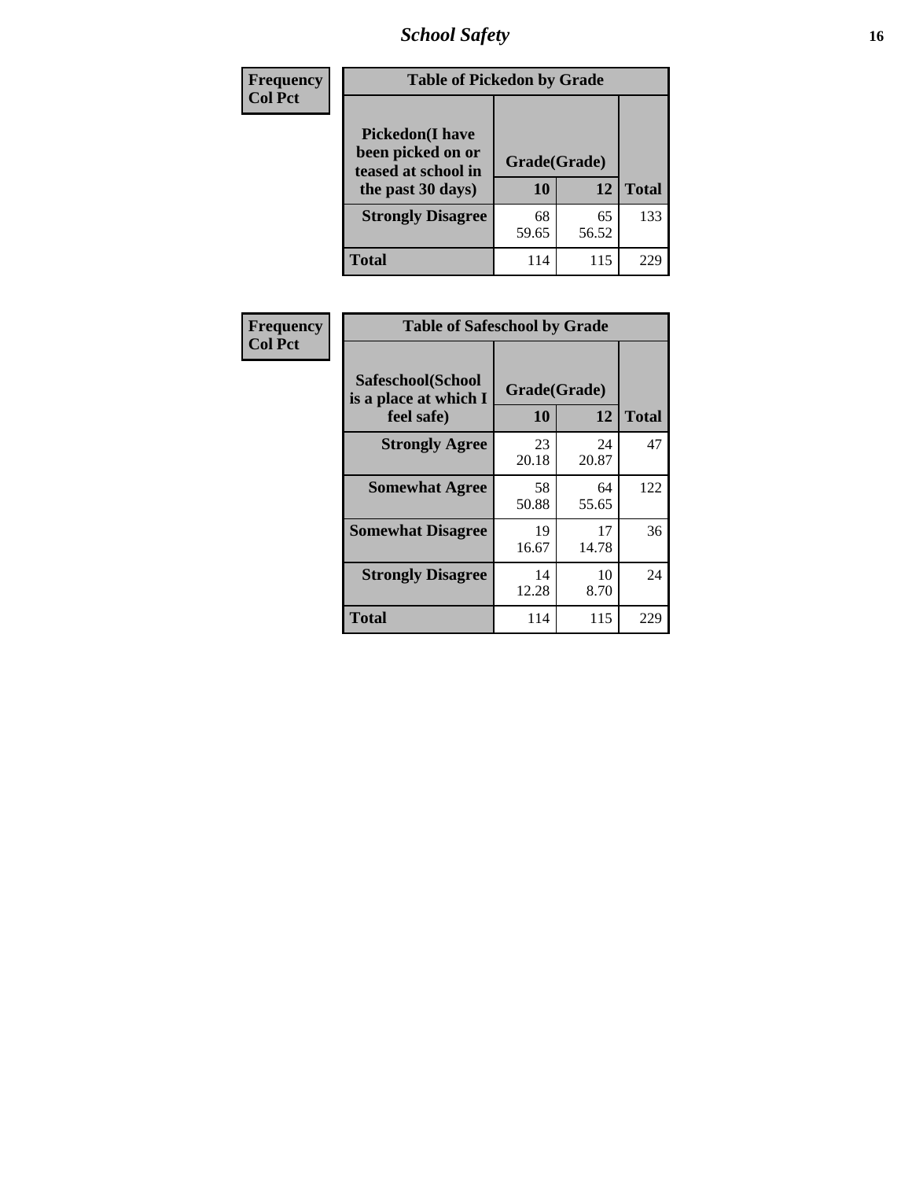| Frequency<br>Col Pct | Table of Pickedon by Grade | | |
|---|---|---|---|
| Pickedon(I have been picked on or teased at school in the past 30 days) | Grade(Grade) | | |
| | 10 | 12 | Total |
| Strongly Disagree | 68<br>59.65 | 65<br>56.52 | 133 |
| Total | 114 | 115 | 229 |

| Frequency<br>Col Pct | Table of Safeschool by Grade | | |
|---|---|---|---|
| Safeschool(School is a place at which I feel safe) | Grade(Grade) | | |
| | 10 | 12 | Total |
| Strongly Agree | 23<br>20.18 | 24<br>20.87 | 47 |
| Somewhat Agree | 58<br>50.88 | 64<br>55.65 | 122 |
| Somewhat Disagree | 19<br>16.67 | 17<br>14.78 | 36 |
| Strongly Disagree | 14<br>12.28 | 10<br>8.70 | 24 |
| Total | 114 | 115 | 229 |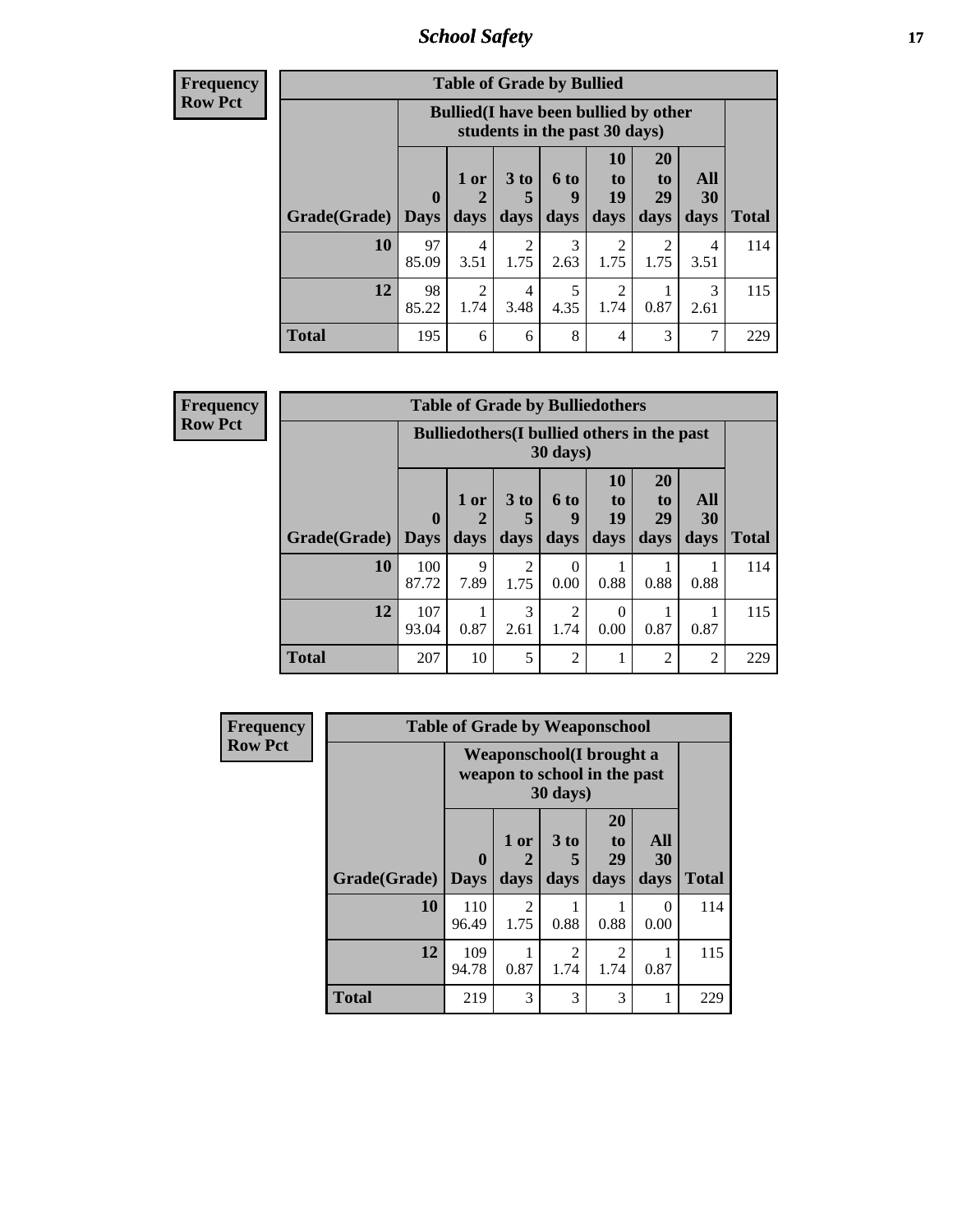**Frequency**
**Row Pct**

| Table of Grade by Bullied | | | | | | | | |
|---|---|---|---|---|---|---|---|---|
| | Bullied(I have been bullied by other students in the past 30 days) | | | | | | | |
| Grade(Grade) | 0 Days | 1 or 2 days | 3 to 5 days | 6 to 9 days | 10 to 19 days | 20 to 29 days | All 30 days | Total |
| **10** | 97<br>85.09 | 4<br>3.51 | 2<br>1.75 | 3<br>2.63 | 2<br>1.75 | 2<br>1.75 | 4<br>3.51 | 114 |
| **12** | 98<br>85.22 | 2<br>1.74 | 4<br>3.48 | 5<br>4.35 | 2<br>1.74 | 1<br>0.87 | 3<br>2.61 | 115 |
| **Total** | 195 | 6 | 6 | 8 | 4 | 3 | 7 | 229 |

**Frequency**
**Row Pct**

| Table of Grade by Bulliedothers | | | | | | | | |
|---|---|---|---|---|---|---|---|---|
| | Bulliedothers(I bullied others in the past 30 days) | | | | | | | |
| Grade(Grade) | 0 Days | 1 or 2 days | 3 to 5 days | 6 to 9 days | 10 to 19 days | 20 to 29 days | All 30 days | Total |
| **10** | 100<br>87.72 | 9<br>7.89 | 2<br>1.75 | 0<br>0.00 | 1<br>0.88 | 1<br>0.88 | 1<br>0.88 | 114 |
| **12** | 107<br>93.04 | 1<br>0.87 | 3<br>2.61 | 2<br>1.74 | 0<br>0.00 | 1<br>0.87 | 1<br>0.87 | 115 |
| **Total** | 207 | 10 | 5 | 2 | 1 | 2 | 2 | 229 |

**Frequency**
**Row Pct**

| Table of Grade by Weaponschool | | | | | | |
|---|---|---|---|---|---|---|
| | Weaponschool(I brought a weapon to school in the past 30 days) | | | | | |
| Grade(Grade) | 0 Days | 1 or 2 days | 3 to 5 days | 20 to 29 days | All 30 days | Total |
| **10** | 110<br>96.49 | 2<br>1.75 | 1<br>0.88 | 1<br>0.88 | 0<br>0.00 | 114 |
| **12** | 109<br>94.78 | 1<br>0.87 | 2<br>1.74 | 2<br>1.74 | 1<br>0.87 | 115 |
| **Total** | 219 | 3 | 3 | 3 | 1 | 229 |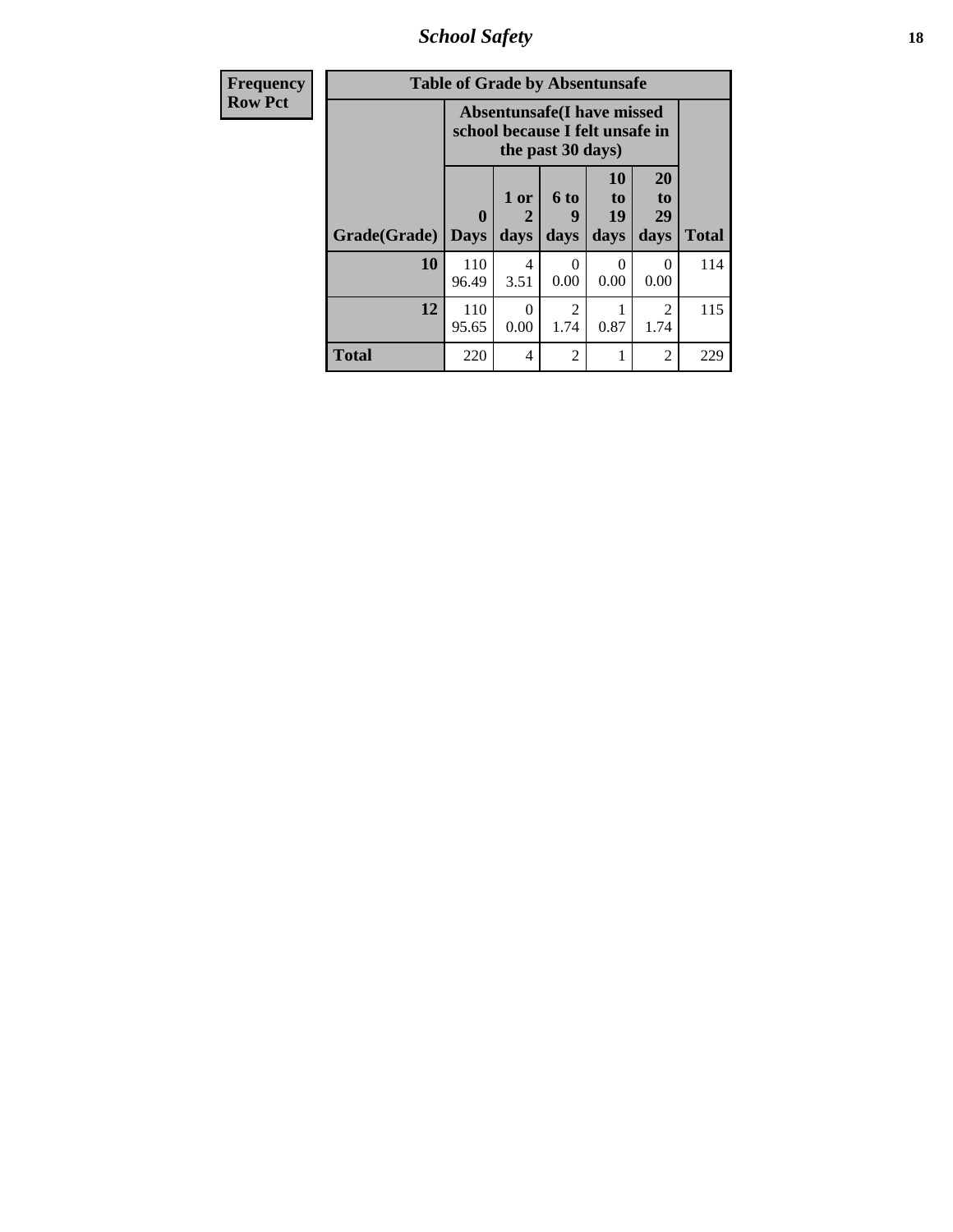| Frequency<br>Row Pct | Table of Grade by Absentunsafe | | | | | |
|---|---|---|---|---|---|---|
| | Absentunsafe(I have missed school because I felt unsafe in the past 30 days) | | | | | |
| Grade(Grade) | 0 Days | 1 or 2 days | 6 to 9 days | 10 to 19 days | 20 to 29 days | Total |
| **10** | 110<br>96.49 | 4<br>3.51 | 0<br>0.00 | 0<br>0.00 | 0<br>0.00 | 114 |
| **12** | 110<br>95.65 | 0<br>0.00 | 2<br>1.74 | 1<br>0.87 | 2<br>1.74 | 115 |
| **Total** | 220 | 4 | 2 | 1 | 2 | 229 |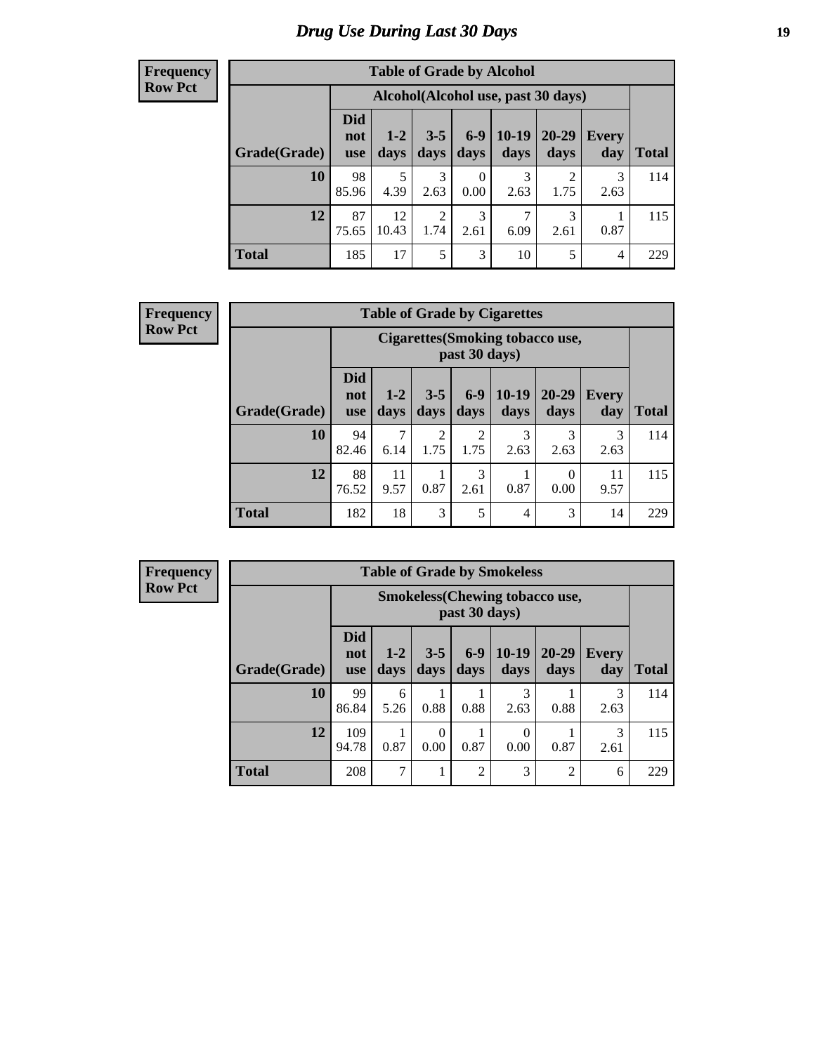# Drug Use During Last 30 Days

**Frequency**
**Row Pct**

| Table of Grade by Alcohol | | | | | | | | |
|---|---|---|---|---|---|---|---|---|
| | Alcohol(Alcohol use, past 30 days) | | | | | | | |
| Grade(Grade) | Did not use | 1-2 days | 3-5 days | 6-9 days | 10-19 days | 20-29 days | Every day | Total |
| **10** | 98<br>85.96 | 5<br>4.39 | 3<br>2.63 | 0<br>0.00 | 3<br>2.63 | 2<br>1.75 | 3<br>2.63 | 114 |
| **12** | 87<br>75.65 | 12<br>10.43 | 2<br>1.74 | 3<br>2.61 | 7<br>6.09 | 3<br>2.61 | 1<br>0.87 | 115 |
| **Total** | 185 | 17 | 5 | 3 | 10 | 5 | 4 | 229 |

**Frequency**
**Row Pct**

| Table of Grade by Cigarettes | | | | | | | | |
|---|---|---|---|---|---|---|---|---|
| | Cigarettes(Smoking tobacco use, past 30 days) | | | | | | | |
| Grade(Grade) | Did not use | 1-2 days | 3-5 days | 6-9 days | 10-19 days | 20-29 days | Every day | Total |
| **10** | 94<br>82.46 | 7<br>6.14 | 2<br>1.75 | 2<br>1.75 | 3<br>2.63 | 3<br>2.63 | 3<br>2.63 | 114 |
| **12** | 88<br>76.52 | 11<br>9.57 | 1<br>0.87 | 3<br>2.61 | 1<br>0.87 | 0<br>0.00 | 11<br>9.57 | 115 |
| **Total** | 182 | 18 | 3 | 5 | 4 | 3 | 14 | 229 |

**Frequency**
**Row Pct**

| Table of Grade by Smokeless | | | | | | | | |
|---|---|---|---|---|---|---|---|---|
| | Smokeless(Chewing tobacco use, past 30 days) | | | | | | | |
| Grade(Grade) | Did not use | 1-2 days | 3-5 days | 6-9 days | 10-19 days | 20-29 days | Every day | Total |
| **10** | 99<br>86.84 | 6<br>5.26 | 1<br>0.88 | 1<br>0.88 | 3<br>2.63 | 1<br>0.88 | 3<br>2.63 | 114 |
| **12** | 109<br>94.78 | 1<br>0.87 | 0<br>0.00 | 1<br>0.87 | 0<br>0.00 | 1<br>0.87 | 3<br>2.61 | 115 |
| **Total** | 208 | 7 | 1 | 2 | 3 | 2 | 6 | 229 |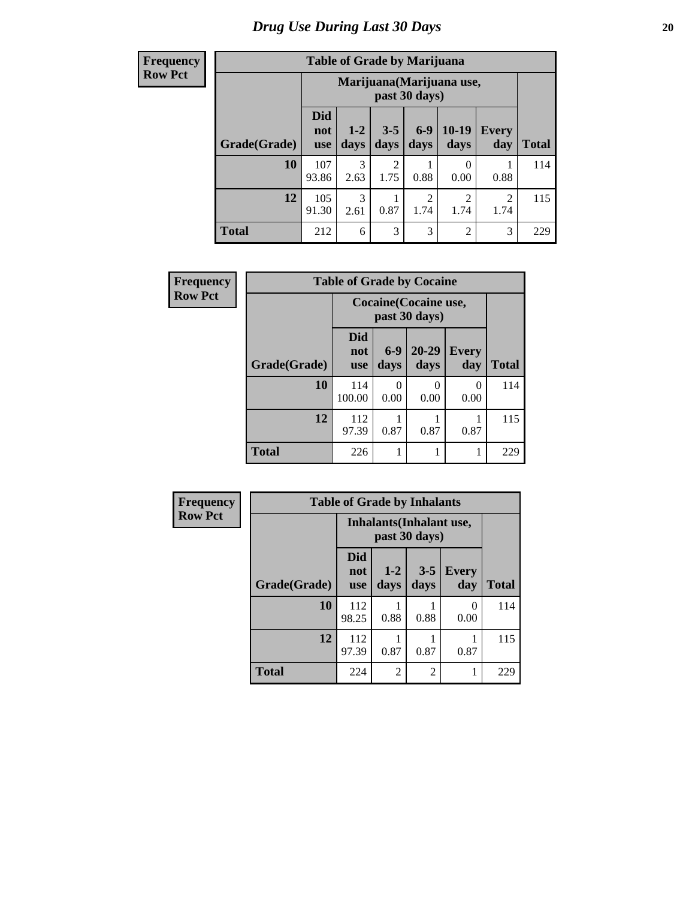# Drug Use During Last 30 Days

| Frequency<br>Row Pct |
|---|

| Table of Grade by Marijuana | | | | | | | |
|---|---|---|---|---|---|---|---|
| | Marijuana(Marijuana use, past 30 days) | | | | | | |
| Grade(Grade) | Did not use | 1-2 days | 3-5 days | 6-9 days | 10-19 days | Every day | Total |
| 10 | 107<br>93.86 | 3<br>2.63 | 2<br>1.75 | 1<br>0.88 | 0<br>0.00 | 1<br>0.88 | 114 |
| 12 | 105<br>91.30 | 3<br>2.61 | 1<br>0.87 | 2<br>1.74 | 2<br>1.74 | 2<br>1.74 | 115 |
| Total | 212 | 6 | 3 | 3 | 2 | 3 | 229 |

| Frequency<br>Row Pct |
|---|

| Table of Grade by Cocaine | | | | | |
|---|---|---|---|---|---|
| | Cocaine(Cocaine use, past 30 days) | | | | |
| Grade(Grade) | Did not use | 6-9 days | 20-29 days | Every day | Total |
| 10 | 114<br>100.00 | 0<br>0.00 | 0<br>0.00 | 0<br>0.00 | 114 |
| 12 | 112<br>97.39 | 1<br>0.87 | 1<br>0.87 | 1<br>0.87 | 115 |
| Total | 226 | 1 | 1 | 1 | 229 |

| Frequency<br>Row Pct |
|---|

| Table of Grade by Inhalants | | | | | |
|---|---|---|---|---|---|
| | Inhalants(Inhalant use, past 30 days) | | | | |
| Grade(Grade) | Did not use | 1-2 days | 3-5 days | Every day | Total |
| 10 | 112<br>98.25 | 1<br>0.88 | 1<br>0.88 | 0<br>0.00 | 114 |
| 12 | 112<br>97.39 | 1<br>0.87 | 1<br>0.87 | 1<br>0.87 | 115 |
| Total | 224 | 2 | 2 | 1 | 229 |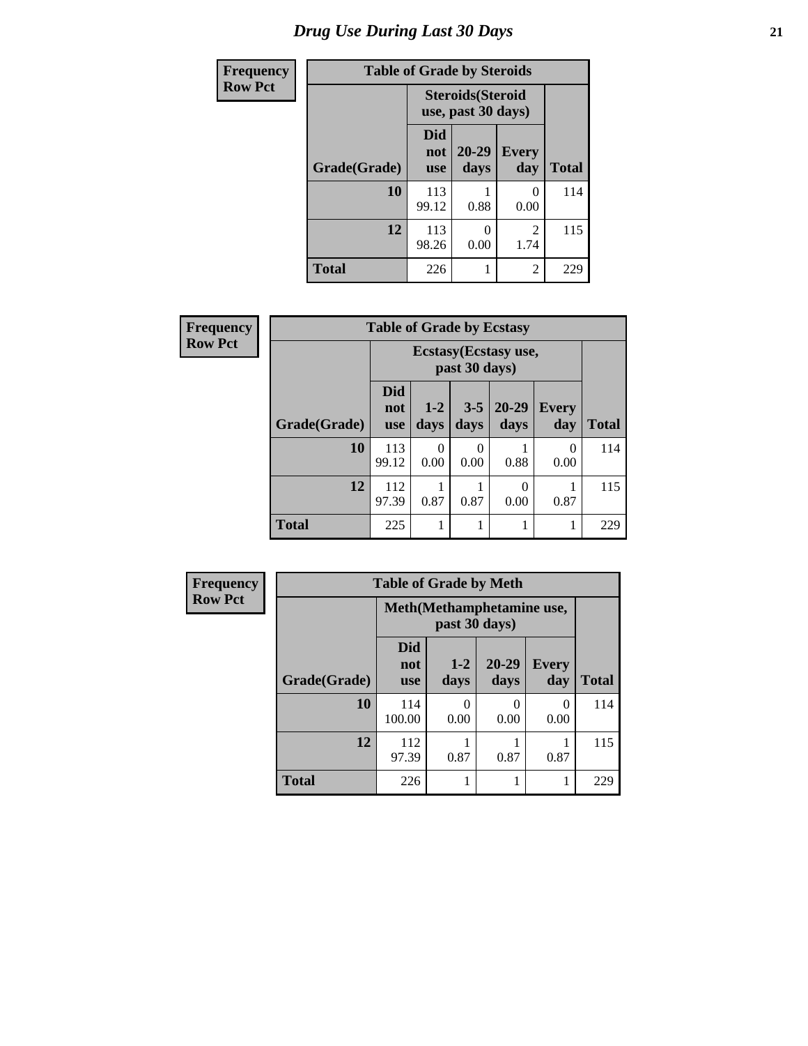# Drug Use During Last 30 Days

| Frequency Row Pct |
|---|

**Table of Grade by Steroids**

| Grade(Grade) | Steroids(Steroid use, past 30 days) | | | Total |
|---|---|---|---|---|
| | Did not use | 20-29 days | Every day | |
| 10 | 113<br>99.12 | 1<br>0.88 | 0<br>0.00 | 114 |
| 12 | 113<br>98.26 | 0<br>0.00 | 2<br>1.74 | 115 |
| Total | 226 | 1 | 2 | 229 |

| Frequency Row Pct |
|---|

**Table of Grade by Ecstasy**

| Grade(Grade) | Ecstasy(Ecstasy use, past 30 days) | | | | | Total |
|---|---|---|---|---|---|---|
| | Did not use | 1-2 days | 3-5 days | 20-29 days | Every day | |
| 10 | 113<br>99.12 | 0<br>0.00 | 0<br>0.00 | 1<br>0.88 | 0<br>0.00 | 114 |
| 12 | 112<br>97.39 | 1<br>0.87 | 1<br>0.87 | 0<br>0.00 | 1<br>0.87 | 115 |
| Total | 225 | 1 | 1 | 1 | 1 | 229 |

| Frequency Row Pct |
|---|

**Table of Grade by Meth**

| Grade(Grade) | Meth(Methamphetamine use, past 30 days) | | | | Total |
|---|---|---|---|---|---|
| | Did not use | 1-2 days | 20-29 days | Every day | |
| 10 | 114<br>100.00 | 0<br>0.00 | 0<br>0.00 | 0<br>0.00 | 114 |
| 12 | 112<br>97.39 | 1<br>0.87 | 1<br>0.87 | 1<br>0.87 | 115 |
| Total | 226 | 1 | 1 | 1 | 229 |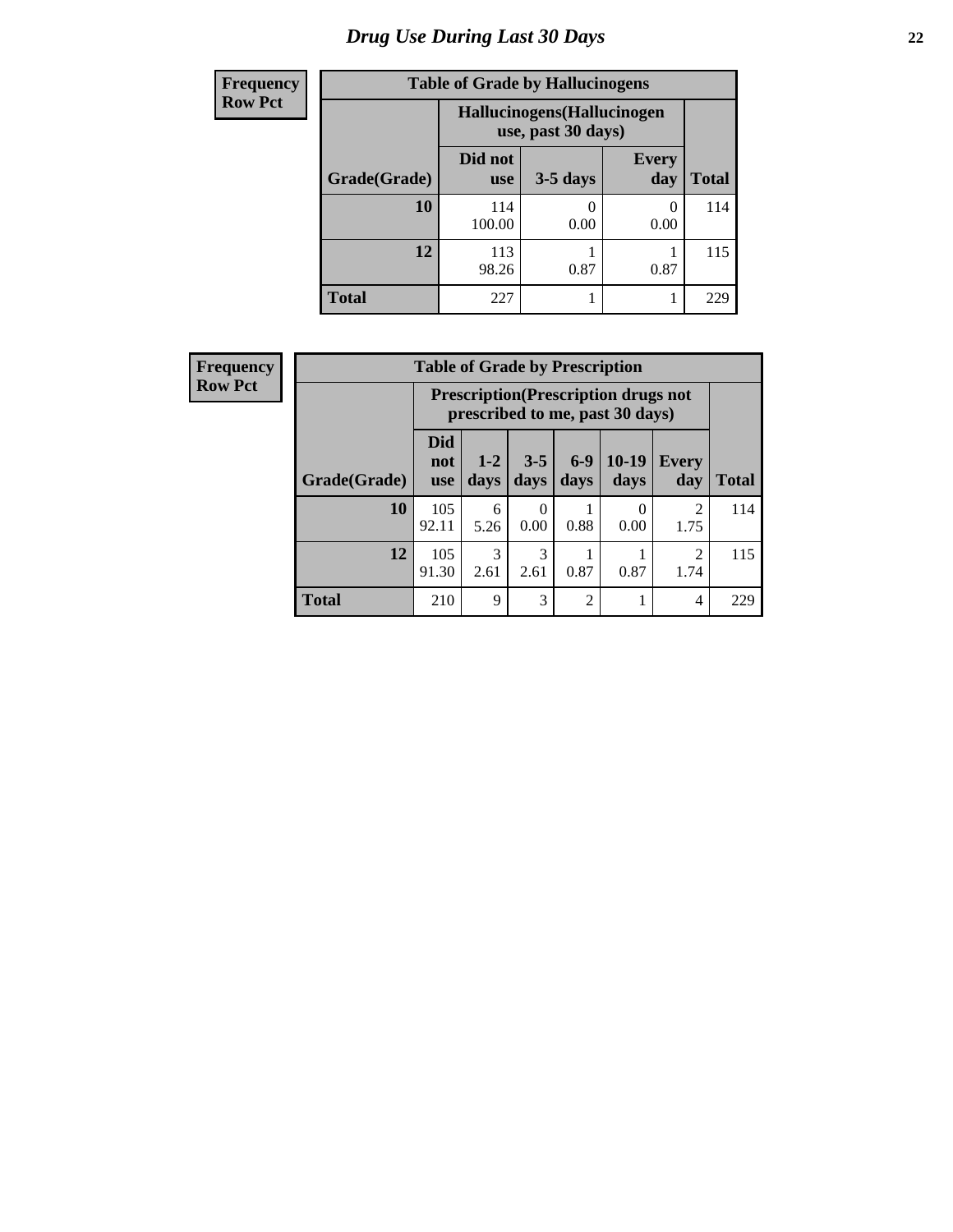# Drug Use During Last 30 Days

| Frequency |
|---|
| Row Pct |

**Table of Grade by Hallucinogens**

| Grade(Grade) | Hallucinogens(Hallucinogen use, past 30 days) | | | Total |
|---|---|---|---|---|
| | Did not use | 3-5 days | Every day | |
| 10 | 114<br>100.00 | 0<br>0.00 | 0<br>0.00 | 114 |
| 12 | 113<br>98.26 | 1<br>0.87 | 1<br>0.87 | 115 |
| Total | 227 | 1 | 1 | 229 |

| Frequency |
|---|
| Row Pct |

**Table of Grade by Prescription**

| Grade(Grade) | Prescription(Prescription drugs not prescribed to me, past 30 days) | | | | | | Total |
|---|---|---|---|---|---|---|---|
| | Did not use | 1-2 days | 3-5 days | 6-9 days | 10-19 days | Every day | |
| 10 | 105<br>92.11 | 6<br>5.26 | 0<br>0.00 | 1<br>0.88 | 0<br>0.00 | 2<br>1.75 | 114 |
| 12 | 105<br>91.30 | 3<br>2.61 | 3<br>2.61 | 1<br>0.87 | 1<br>0.87 | 2<br>1.74 | 115 |
| Total | 210 | 9 | 3 | 2 | 1 | 4 | 229 |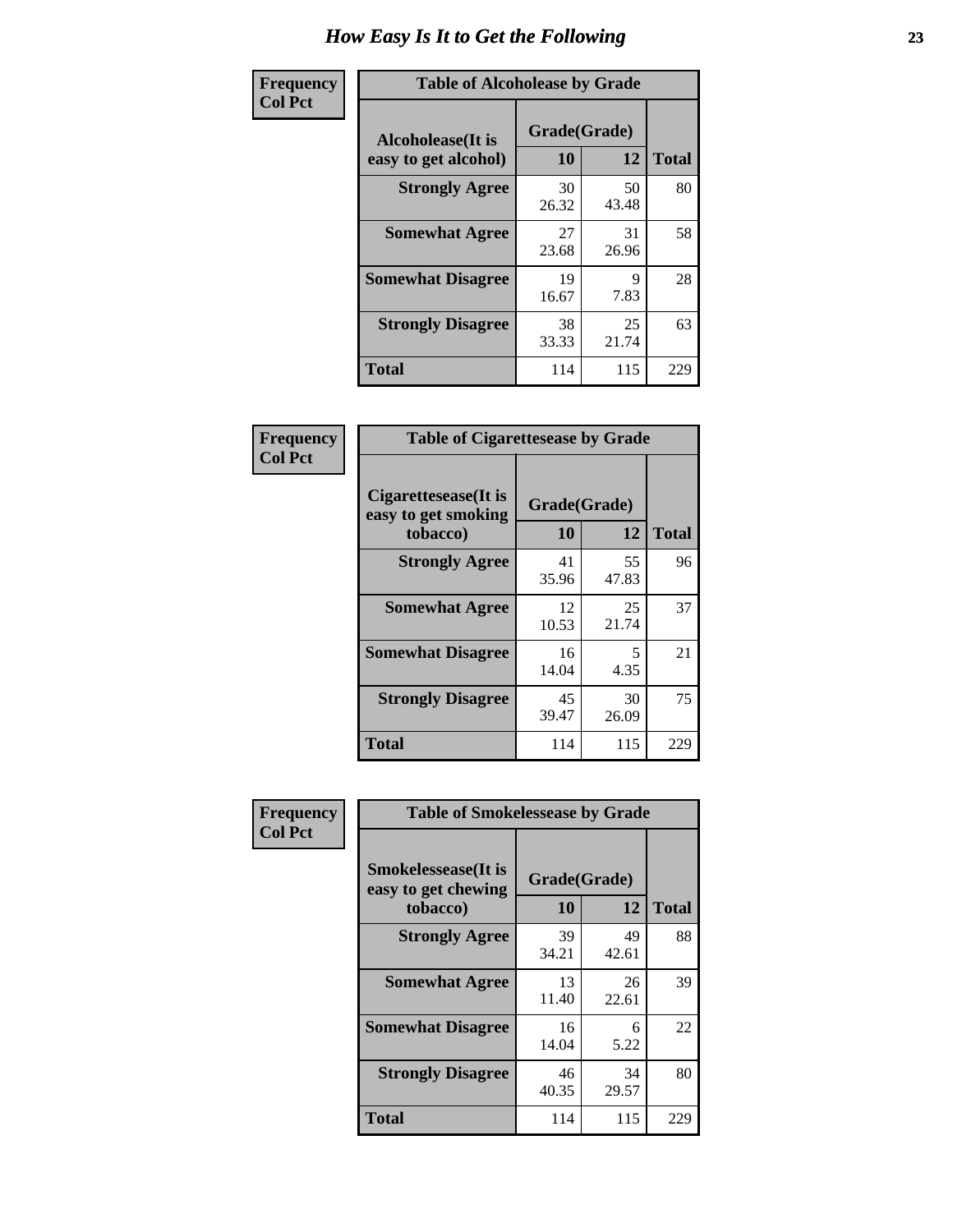# How Easy Is It to Get the Following

**Frequency**
**Col Pct**

| Table of Alcoholease by Grade | | | |
|---|---|---|---|
| **Alcoholease(It is easy to get alcohol)** | **Grade(Grade)** | | **Total** |
| | **10** | **12** | |
| **Strongly Agree** | 30<br>26.32 | 50<br>43.48 | 80 |
| **Somewhat Agree** | 27<br>23.68 | 31<br>26.96 | 58 |
| **Somewhat Disagree** | 19<br>16.67 | 9<br>7.83 | 28 |
| **Strongly Disagree** | 38<br>33.33 | 25<br>21.74 | 63 |
| **Total** | 114 | 115 | 229 |

**Frequency**
**Col Pct**

| Table of Cigarettesease by Grade | | | |
|---|---|---|---|
| **Cigarettesease(It is easy to get smoking tobacco)** | **Grade(Grade)** | | **Total** |
| | **10** | **12** | |
| **Strongly Agree** | 41<br>35.96 | 55<br>47.83 | 96 |
| **Somewhat Agree** | 12<br>10.53 | 25<br>21.74 | 37 |
| **Somewhat Disagree** | 16<br>14.04 | 5<br>4.35 | 21 |
| **Strongly Disagree** | 45<br>39.47 | 30<br>26.09 | 75 |
| **Total** | 114 | 115 | 229 |

**Frequency**
**Col Pct**

| Table of Smokelessease by Grade | | | |
|---|---|---|---|
| **Smokelessease(It is easy to get chewing tobacco)** | **Grade(Grade)** | | **Total** |
| | **10** | **12** | |
| **Strongly Agree** | 39<br>34.21 | 49<br>42.61 | 88 |
| **Somewhat Agree** | 13<br>11.40 | 26<br>22.61 | 39 |
| **Somewhat Disagree** | 16<br>14.04 | 6<br>5.22 | 22 |
| **Strongly Disagree** | 46<br>40.35 | 34<br>29.57 | 80 |
| **Total** | 114 | 115 | 229 |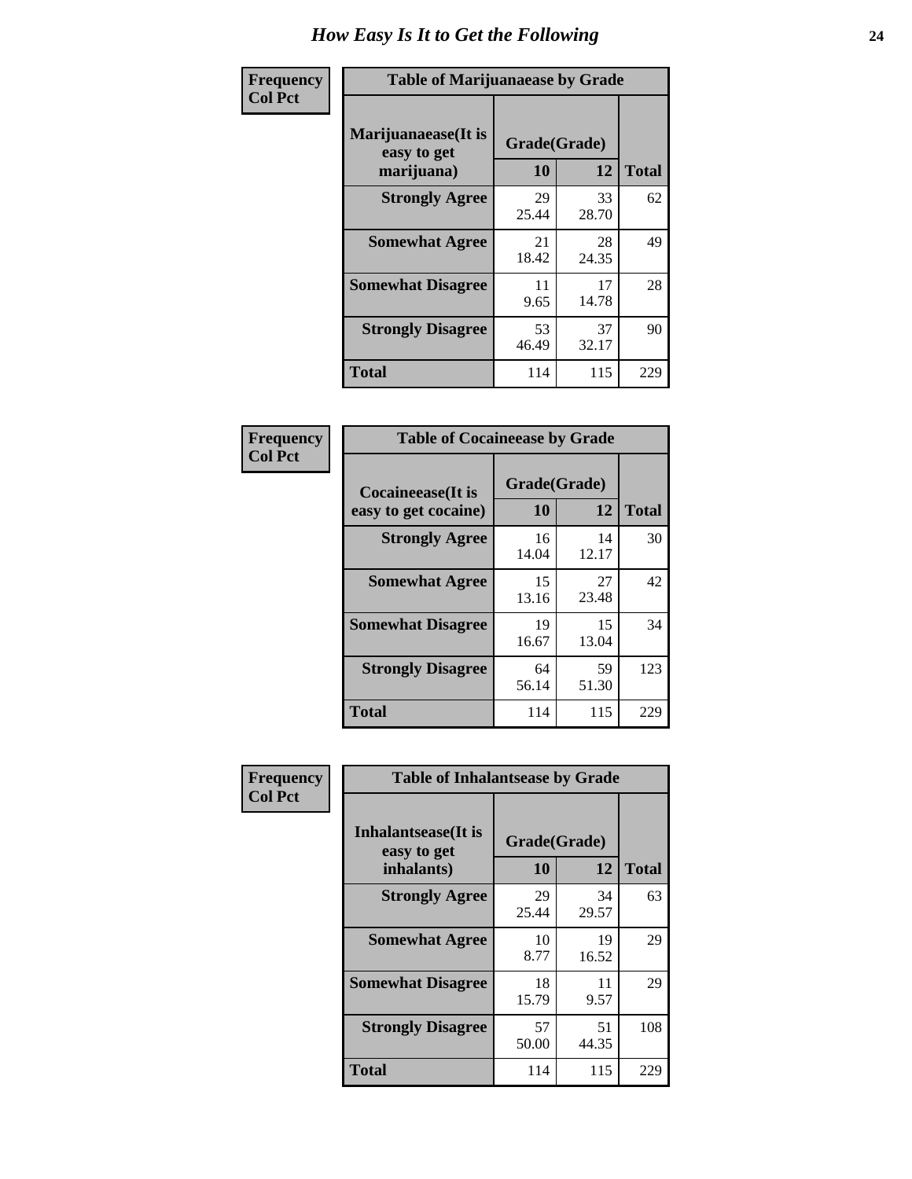# How Easy Is It to Get the Following

**Frequency**
**Col Pct**

| Table of Marijuanaease by Grade | | | |
|---|---|---|---|
| **Marijuanaease(It is easy to get marijuana)** | **Grade(Grade)** | | **Total** |
| | **10** | **12** | |
| **Strongly Agree** | 29<br>25.44 | 33<br>28.70 | 62 |
| **Somewhat Agree** | 21<br>18.42 | 28<br>24.35 | 49 |
| **Somewhat Disagree** | 11<br>9.65 | 17<br>14.78 | 28 |
| **Strongly Disagree** | 53<br>46.49 | 37<br>32.17 | 90 |
| **Total** | 114 | 115 | 229 |

**Frequency**
**Col Pct**

| Table of Cocaineease by Grade | | | |
|---|---|---|---|
| **Cocaineease(It is easy to get cocaine)** | **Grade(Grade)** | | **Total** |
| | **10** | **12** | |
| **Strongly Agree** | 16<br>14.04 | 14<br>12.17 | 30 |
| **Somewhat Agree** | 15<br>13.16 | 27<br>23.48 | 42 |
| **Somewhat Disagree** | 19<br>16.67 | 15<br>13.04 | 34 |
| **Strongly Disagree** | 64<br>56.14 | 59<br>51.30 | 123 |
| **Total** | 114 | 115 | 229 |

**Frequency**
**Col Pct**

| Table of Inhalantsease by Grade | | | |
|---|---|---|---|
| **Inhalantsease(It is easy to get inhalants)** | **Grade(Grade)** | | **Total** |
| | **10** | **12** | |
| **Strongly Agree** | 29<br>25.44 | 34<br>29.57 | 63 |
| **Somewhat Agree** | 10<br>8.77 | 19<br>16.52 | 29 |
| **Somewhat Disagree** | 18<br>15.79 | 11<br>9.57 | 29 |
| **Strongly Disagree** | 57<br>50.00 | 51<br>44.35 | 108 |
| **Total** | 114 | 115 | 229 |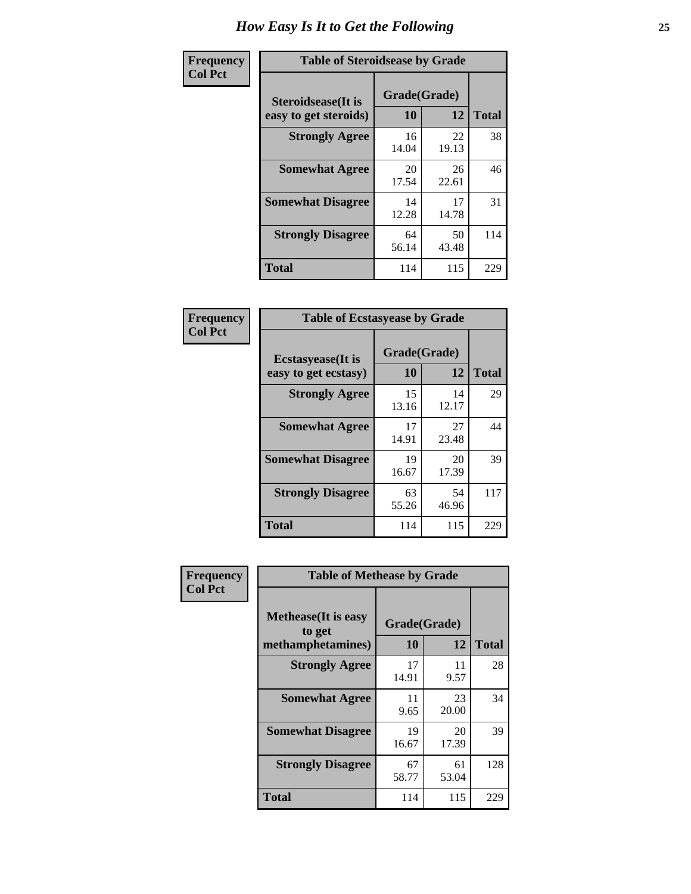# How Easy Is It to Get the Following

**Frequency**
**Col Pct**

**Table of Steroidsease by Grade**

| Steroidsease(It is easy to get steroids) | Grade(Grade) | | Total |
|---|---|---|---|
| | 10 | 12 | |
| **Strongly Agree** | 16<br>14.04 | 22<br>19.13 | 38 |
| **Somewhat Agree** | 20<br>17.54 | 26<br>22.61 | 46 |
| **Somewhat Disagree** | 14<br>12.28 | 17<br>14.78 | 31 |
| **Strongly Disagree** | 64<br>56.14 | 50<br>43.48 | 114 |
| **Total** | 114 | 115 | 229 |

**Frequency**
**Col Pct**

**Table of Ecstasyease by Grade**

| Ecstasyease(It is easy to get ecstasy) | Grade(Grade) | | Total |
|---|---|---|---|
| | 10 | 12 | |
| **Strongly Agree** | 15<br>13.16 | 14<br>12.17 | 29 |
| **Somewhat Agree** | 17<br>14.91 | 27<br>23.48 | 44 |
| **Somewhat Disagree** | 19<br>16.67 | 20<br>17.39 | 39 |
| **Strongly Disagree** | 63<br>55.26 | 54<br>46.96 | 117 |
| **Total** | 114 | 115 | 229 |

**Frequency**
**Col Pct**

**Table of Methease by Grade**

| Methease(It is easy to get methamphetamines) | Grade(Grade) | | Total |
|---|---|---|---|
| | 10 | 12 | |
| **Strongly Agree** | 17<br>14.91 | 11<br>9.57 | 28 |
| **Somewhat Agree** | 11<br>9.65 | 23<br>20.00 | 34 |
| **Somewhat Disagree** | 19<br>16.67 | 20<br>17.39 | 39 |
| **Strongly Disagree** | 67<br>58.77 | 61<br>53.04 | 128 |
| **Total** | 114 | 115 | 229 |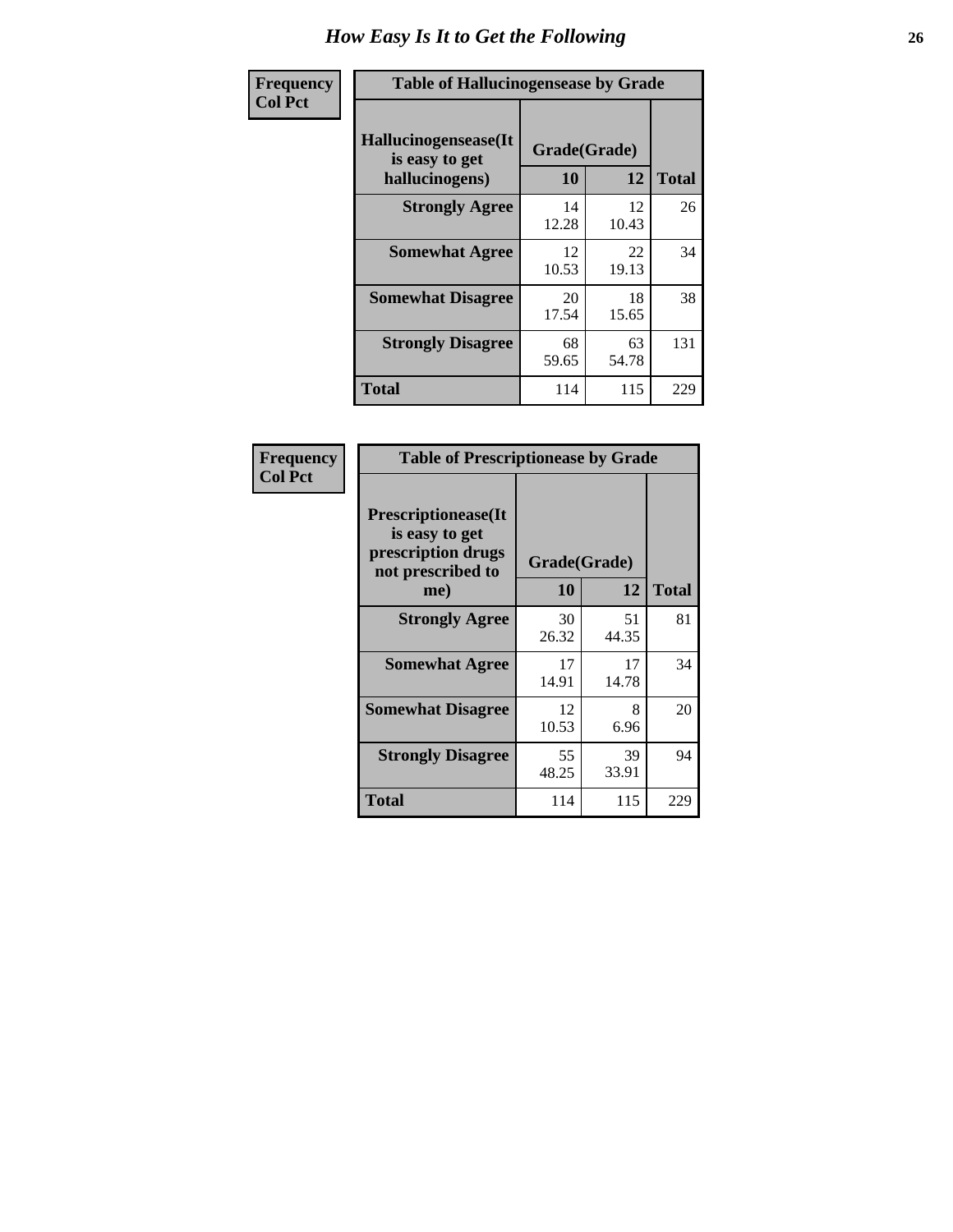# How Easy Is It to Get the Following

| Frequency<br>Col Pct | Table of Hallucinogensease by Grade | | |
|---|---|---|---|
| Hallucinogensease(It is easy to get hallucinogens) | Grade(Grade) | | |
| | 10 | 12 | Total |
| Strongly Agree | 14<br>12.28 | 12<br>10.43 | 26 |
| Somewhat Agree | 12<br>10.53 | 22<br>19.13 | 34 |
| Somewhat Disagree | 20<br>17.54 | 18<br>15.65 | 38 |
| Strongly Disagree | 68<br>59.65 | 63<br>54.78 | 131 |
| Total | 114 | 115 | 229 |

| Frequency<br>Col Pct | Table of Prescriptionease by Grade | | |
|---|---|---|---|
| Prescriptionease(It is easy to get prescription drugs not prescribed to me) | Grade(Grade) | | |
| | 10 | 12 | Total |
| Strongly Agree | 30<br>26.32 | 51<br>44.35 | 81 |
| Somewhat Agree | 17<br>14.91 | 17<br>14.78 | 34 |
| Somewhat Disagree | 12<br>10.53 | 8<br>6.96 | 20 |
| Strongly Disagree | 55<br>48.25 | 39<br>33.91 | 94 |
| Total | 114 | 115 | 229 |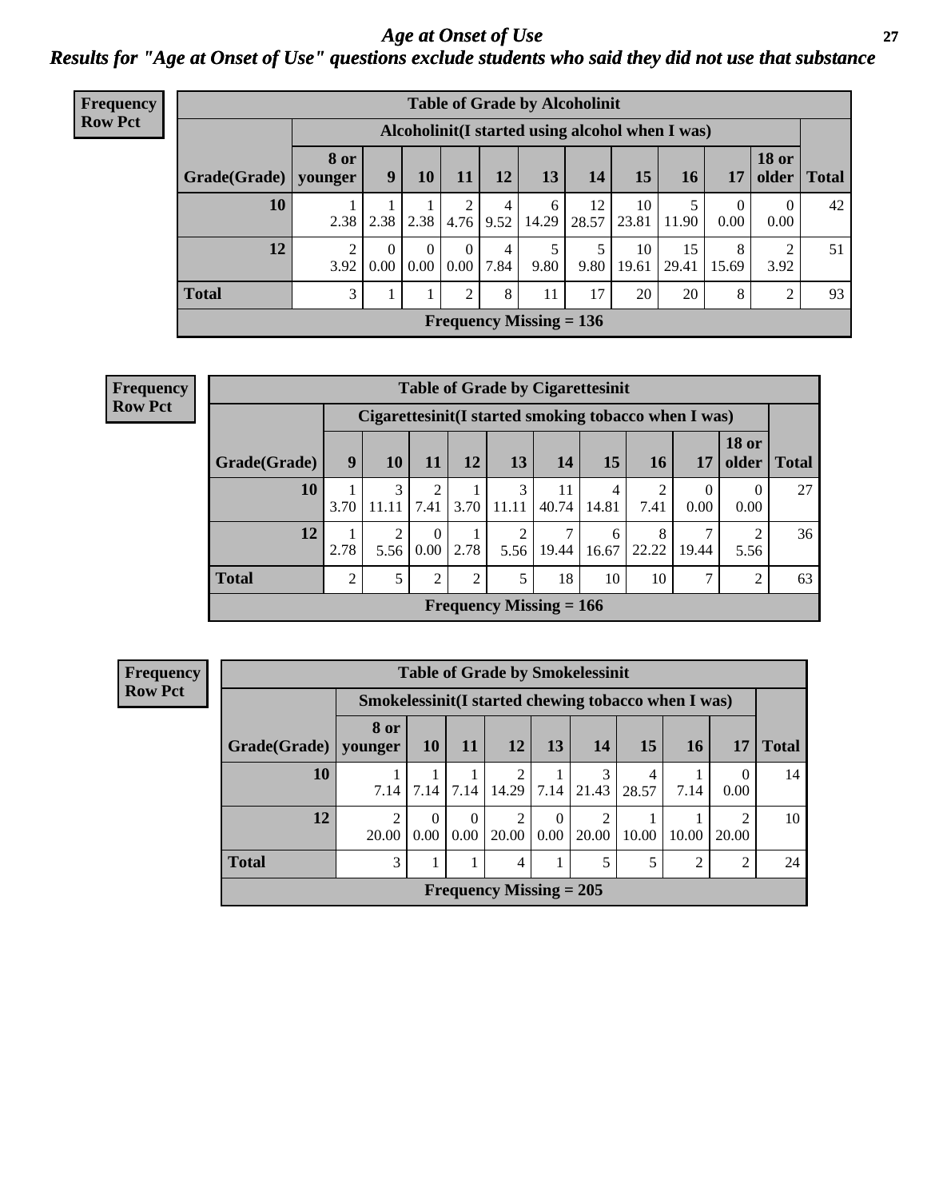# Age at Onset of Use

## Results for "Age at Onset of Use" questions exclude students who said they did not use that substance

**Frequency**
**Row Pct**

| Table of Grade by Alcoholinit | | | | | | | | | | | | |
|---|---|---|---|---|---|---|---|---|---|---|---|---|
| | Alcoholinit(I started using alcohol when I was) | | | | | | | | | | | |
| Grade(Grade) | 8 or younger | 9 | 10 | 11 | 12 | 13 | 14 | 15 | 16 | 17 | 18 or older | Total |
| 10 | 1<br>2.38 | 1<br>2.38 | 1<br>2.38 | 2<br>4.76 | 4<br>9.52 | 6<br>14.29 | 12<br>28.57 | 10<br>23.81 | 5<br>11.90 | 0<br>0.00 | 0<br>0.00 | 42 |
| 12 | 2<br>3.92 | 0<br>0.00 | 0<br>0.00 | 0<br>0.00 | 4<br>7.84 | 5<br>9.80 | 5<br>9.80 | 10<br>19.61 | 15<br>29.41 | 8<br>15.69 | 2<br>3.92 | 51 |
| Total | 3 | 1 | 1 | 2 | 8 | 11 | 17 | 20 | 20 | 8 | 2 | 93 |
| Frequency Missing = 136 | | | | | | | | | | | | |

**Frequency**
**Row Pct**

| Table of Grade by Cigarettesinit | | | | | | | | | | | |
|---|---|---|---|---|---|---|---|---|---|---|---|
| | Cigarettesinit(I started smoking tobacco when I was) | | | | | | | | | | |
| Grade(Grade) | 9 | 10 | 11 | 12 | 13 | 14 | 15 | 16 | 17 | 18 or older | Total |
| 10 | 1<br>3.70 | 3<br>11.11 | 2<br>7.41 | 1<br>3.70 | 3<br>11.11 | 11<br>40.74 | 4<br>14.81 | 2<br>7.41 | 0<br>0.00 | 0<br>0.00 | 27 |
| 12 | 1<br>2.78 | 2<br>5.56 | 0<br>0.00 | 1<br>2.78 | 2<br>5.56 | 7<br>19.44 | 6<br>16.67 | 8<br>22.22 | 7<br>19.44 | 2<br>5.56 | 36 |
| Total | 2 | 5 | 2 | 2 | 5 | 18 | 10 | 10 | 7 | 2 | 63 |
| Frequency Missing = 166 | | | | | | | | | | | |

**Frequency**
**Row Pct**

| Table of Grade by Smokelessinit | | | | | | | | | | |
|---|---|---|---|---|---|---|---|---|---|---|
| | Smokelessinit(I started chewing tobacco when I was) | | | | | | | | | |
| Grade(Grade) | 8 or younger | 10 | 11 | 12 | 13 | 14 | 15 | 16 | 17 | Total |
| 10 | 1<br>7.14 | 1<br>7.14 | 1<br>7.14 | 2<br>14.29 | 1<br>7.14 | 3<br>21.43 | 4<br>28.57 | 1<br>7.14 | 0<br>0.00 | 14 |
| 12 | 2<br>20.00 | 0<br>0.00 | 0<br>0.00 | 2<br>20.00 | 0<br>0.00 | 2<br>20.00 | 1<br>10.00 | 1<br>10.00 | 2<br>20.00 | 10 |
| Total | 3 | 1 | 1 | 4 | 1 | 5 | 5 | 2 | 2 | 24 |
| Frequency Missing = 205 | | | | | | | | | | |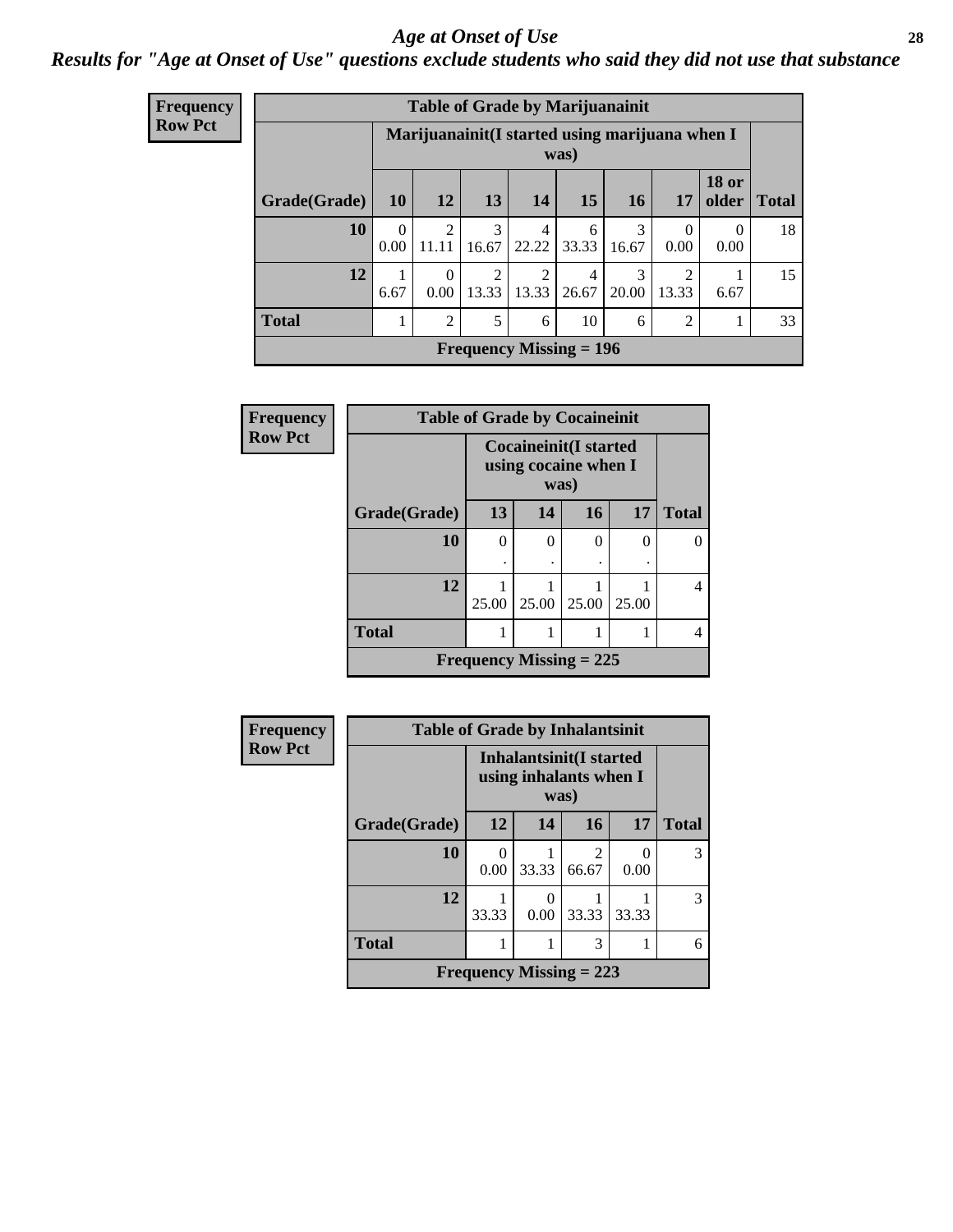# Age at Onset of Use

*Results for "Age at Onset of Use" questions exclude students who said they did not use that substance*

**Frequency Row Pct**

| Table of Grade by Marijuanainit | | | | | | | | | |
|---|---|---|---|---|---|---|---|---|---|
| | Marijuanainit(I started using marijuana when I was) | | | | | | | | |
| Grade(Grade) | 10 | 12 | 13 | 14 | 15 | 16 | 17 | 18 or older | Total |
| 10 | 0<br>0.00 | 2<br>11.11 | 3<br>16.67 | 4<br>22.22 | 6<br>33.33 | 3<br>16.67 | 0<br>0.00 | 0<br>0.00 | 18 |
| 12 | 1<br>6.67 | 0<br>0.00 | 2<br>13.33 | 2<br>13.33 | 4<br>26.67 | 3<br>20.00 | 2<br>13.33 | 1<br>6.67 | 15 |
| Total | 1 | 2 | 5 | 6 | 10 | 6 | 2 | 1 | 33 |
| Frequency Missing = 196 | | | | | | | | | |

**Frequency Row Pct**

| Table of Grade by Cocaineinit | | | | | |
|---|---|---|---|---|---|
| | Cocaineinit(I started using cocaine when I was) | | | | |
| Grade(Grade) | 13 | 14 | 16 | 17 | Total |
| 10 | 0<br>. | 0<br>. | 0<br>. | 0<br>. | 0 |
| 12 | 1<br>25.00 | 1<br>25.00 | 1<br>25.00 | 1<br>25.00 | 4 |
| Total | 1 | 1 | 1 | 1 | 4 |
| Frequency Missing = 225 | | | | | |

**Frequency Row Pct**

| Table of Grade by Inhalantsinit | | | | | |
|---|---|---|---|---|---|
| | Inhalantsinit(I started using inhalants when I was) | | | | |
| Grade(Grade) | 12 | 14 | 16 | 17 | Total |
| 10 | 0<br>0.00 | 1<br>33.33 | 2<br>66.67 | 0<br>0.00 | 3 |
| 12 | 1<br>33.33 | 0<br>0.00 | 1<br>33.33 | 1<br>33.33 | 3 |
| Total | 1 | 1 | 3 | 1 | 6 |
| Frequency Missing = 223 | | | | | |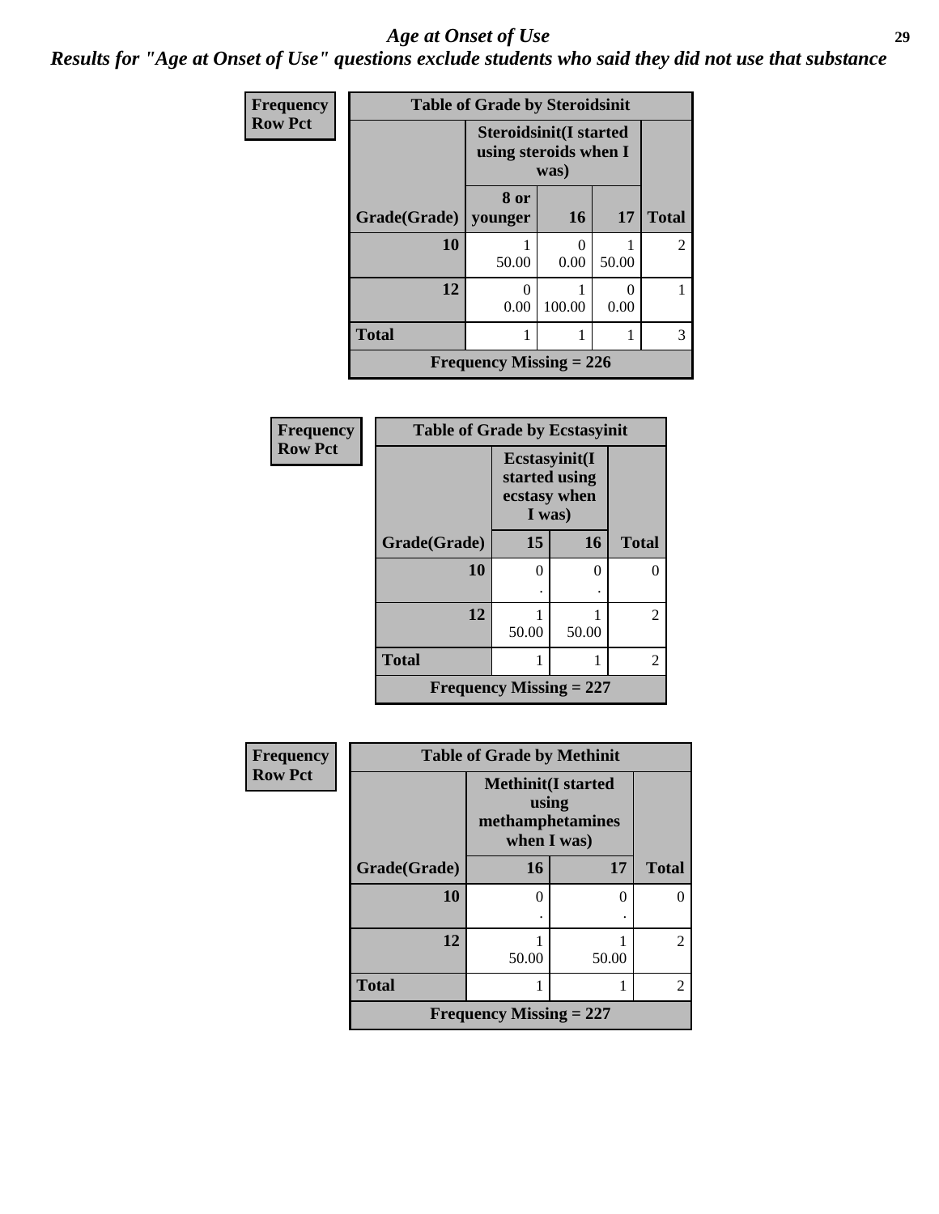# Age at Onset of Use

## Results for "Age at Onset of Use" questions exclude students who said they did not use that substance

Frequency
Row Pct

**Table of Grade by Steroidsinit**

| Grade(Grade) | Steroidsinit(I started using steroids when I was) 8 or younger | 16 | 17 | Total |
|---|---|---|---|---|
| 10 | 1<br>50.00 | 0<br>0.00 | 1<br>50.00 | 2 |
| 12 | 0<br>0.00 | 1<br>100.00 | 0<br>0.00 | 1 |
| Total | 1 | 1 | 1 | 3 |

Frequency Missing = 226

Frequency
Row Pct

**Table of Grade by Ecstasyinit**

| Grade(Grade) | Ecstasyinit(I started using ecstasy when I was) 15 | 16 | Total |
|---|---|---|---|
| 10 | 0<br>. | 0<br>. | 0 |
| 12 | 1<br>50.00 | 1<br>50.00 | 2 |
| Total | 1 | 1 | 2 |

Frequency Missing = 227

Frequency
Row Pct

**Table of Grade by Methinit**

| Grade(Grade) | Methinit(I started using methamphetamines when I was) 16 | 17 | Total |
|---|---|---|---|
| 10 | 0<br>. | 0<br>. | 0 |
| 12 | 1<br>50.00 | 1<br>50.00 | 2 |
| Total | 1 | 1 | 2 |

Frequency Missing = 227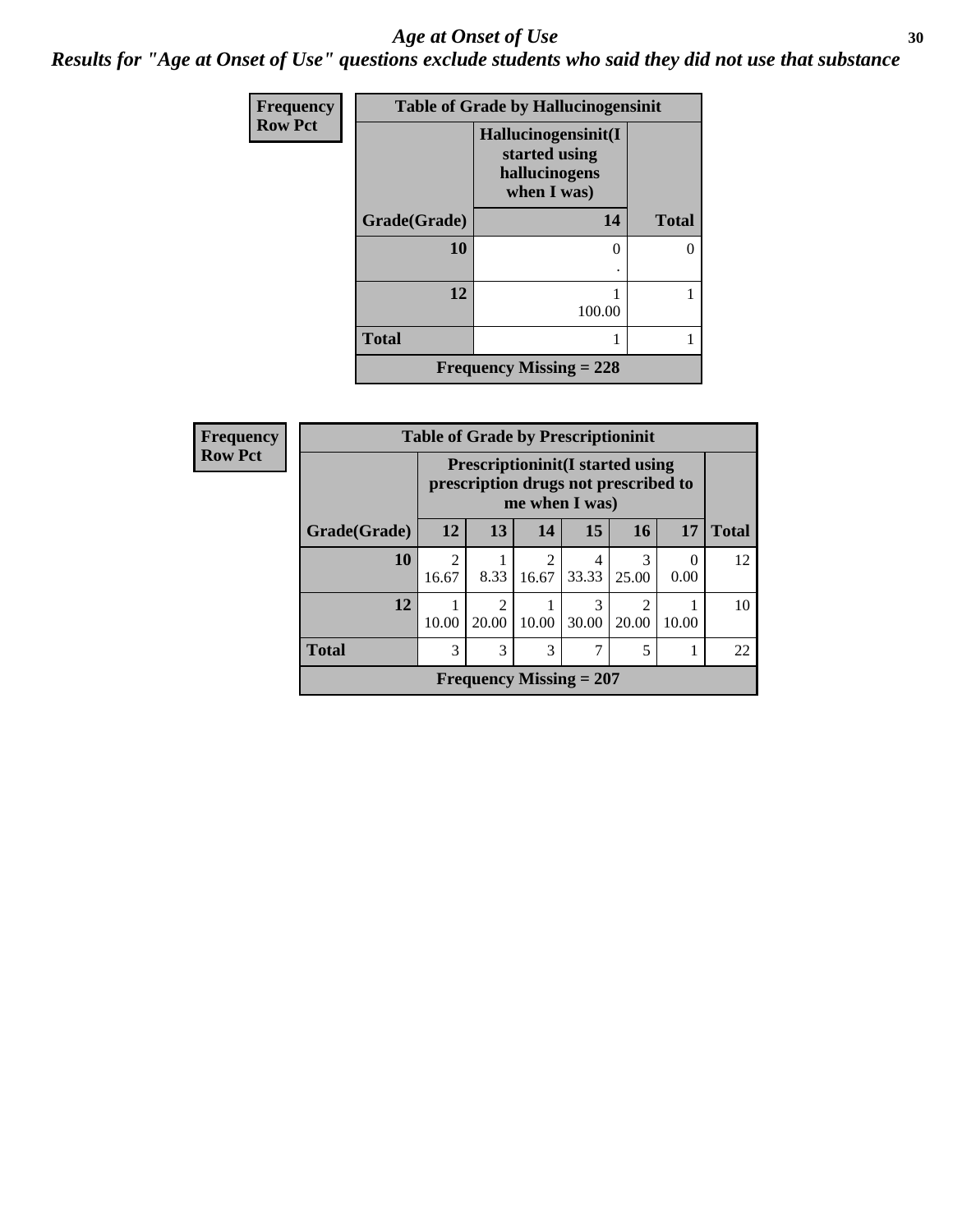# Age at Onset of Use

*Results for "Age at Onset of Use" questions exclude students who said they did not use that substance*

**Frequency**
**Row Pct**

| Table of Grade by Hallucinogensinit | | |
|---|---|---|
| | Hallucinogensinit(I started using hallucinogens when I was) | |
| Grade(Grade) | 14 | Total |
| 10 | 0<br>. | 0 |
| 12 | 1<br>100.00 | 1 |
| Total | 1 | 1 |
| Frequency Missing = 228 | | |

**Frequency**
**Row Pct**

| Table of Grade by Prescriptioninit | | | | | | | |
|---|---|---|---|---|---|---|---|
| | Prescriptioninit(I started using prescription drugs not prescribed to me when I was) | | | | | | |
| Grade(Grade) | 12 | 13 | 14 | 15 | 16 | 17 | Total |
| 10 | 2<br>16.67 | 1<br>8.33 | 2<br>16.67 | 4<br>33.33 | 3<br>25.00 | 0<br>0.00 | 12 |
| 12 | 1<br>10.00 | 2<br>20.00 | 1<br>10.00 | 3<br>30.00 | 2<br>20.00 | 1<br>10.00 | 10 |
| Total | 3 | 3 | 3 | 7 | 5 | 1 | 22 |
| Frequency Missing = 207 | | | | | | | |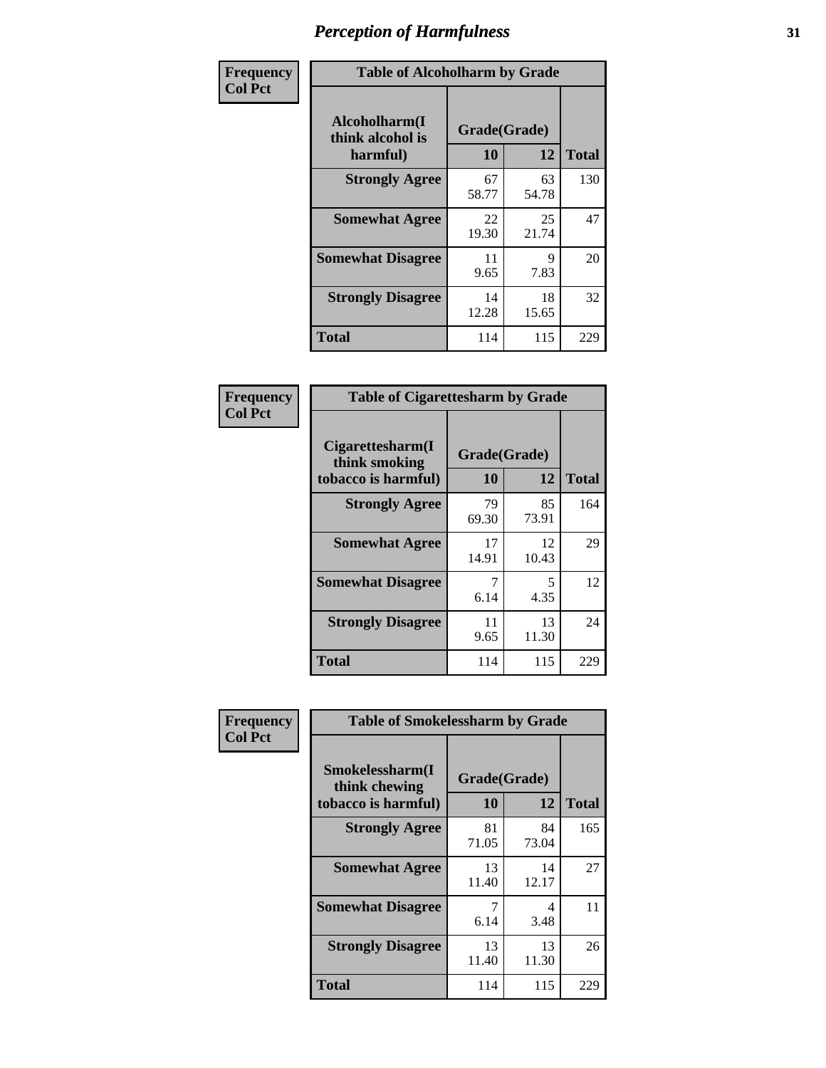# Perception of Harmfulness

| Frequency<br>Col Pct | Table of Alcoholharm by Grade | | |
|---|---|---|---|
| **Alcoholharm(I think alcohol is harmful)** | **Grade(Grade)** | | |
| | **10** | **12** | **Total** |
| **Strongly Agree** | 67<br>58.77 | 63<br>54.78 | 130 |
| **Somewhat Agree** | 22<br>19.30 | 25<br>21.74 | 47 |
| **Somewhat Disagree** | 11<br>9.65 | 9<br>7.83 | 20 |
| **Strongly Disagree** | 14<br>12.28 | 18<br>15.65 | 32 |
| **Total** | 114 | 115 | 229 |

| Frequency<br>Col Pct | Table of Cigarettesharm by Grade | | |
|---|---|---|---|
| **Cigarettesharm(I think smoking tobacco is harmful)** | **Grade(Grade)** | | |
| | **10** | **12** | **Total** |
| **Strongly Agree** | 79<br>69.30 | 85<br>73.91 | 164 |
| **Somewhat Agree** | 17<br>14.91 | 12<br>10.43 | 29 |
| **Somewhat Disagree** | 7<br>6.14 | 5<br>4.35 | 12 |
| **Strongly Disagree** | 11<br>9.65 | 13<br>11.30 | 24 |
| **Total** | 114 | 115 | 229 |

| Frequency<br>Col Pct | Table of Smokelessharm by Grade | | |
|---|---|---|---|
| **Smokelessharm(I think chewing tobacco is harmful)** | **Grade(Grade)** | | |
| | **10** | **12** | **Total** |
| **Strongly Agree** | 81<br>71.05 | 84<br>73.04 | 165 |
| **Somewhat Agree** | 13<br>11.40 | 14<br>12.17 | 27 |
| **Somewhat Disagree** | 7<br>6.14 | 4<br>3.48 | 11 |
| **Strongly Disagree** | 13<br>11.40 | 13<br>11.30 | 26 |
| **Total** | 114 | 115 | 229 |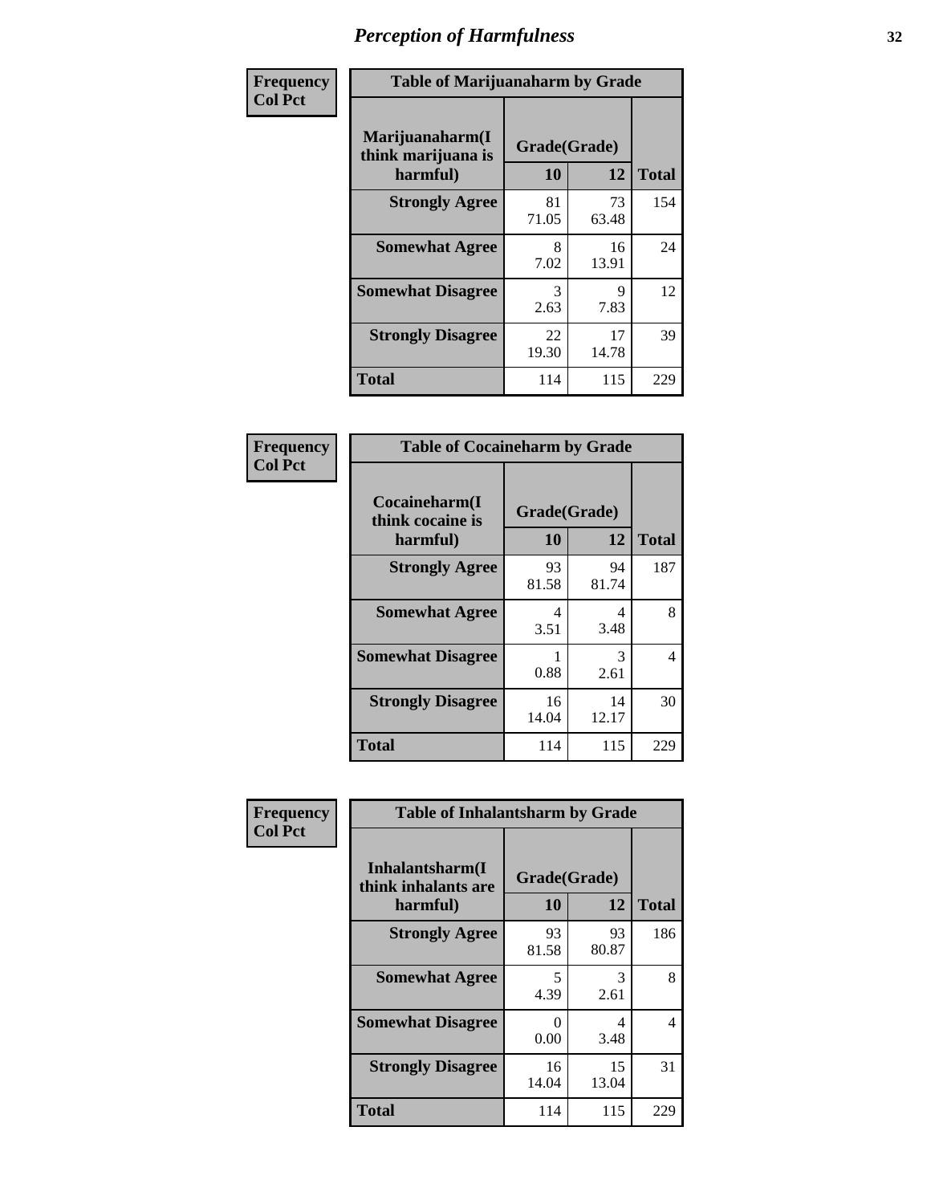## Perception of Harmfulness

| Frequency Col Pct | Table of Marijuanaharm by Grade | | |
|---|---|---|---|
| **Marijuanaharm(I think marijuana is harmful)** | **Grade(Grade)** | | |
| | **10** | **12** | **Total** |
| **Strongly Agree** | 81<br>71.05 | 73<br>63.48 | 154 |
| **Somewhat Agree** | 8<br>7.02 | 16<br>13.91 | 24 |
| **Somewhat Disagree** | 3<br>2.63 | 9<br>7.83 | 12 |
| **Strongly Disagree** | 22<br>19.30 | 17<br>14.78 | 39 |
| **Total** | 114 | 115 | 229 |

| Frequency Col Pct | Table of Cocaineharm by Grade | | |
|---|---|---|---|
| **Cocaineharm(I think cocaine is harmful)** | **Grade(Grade)** | | |
| | **10** | **12** | **Total** |
| **Strongly Agree** | 93<br>81.58 | 94<br>81.74 | 187 |
| **Somewhat Agree** | 4<br>3.51 | 4<br>3.48 | 8 |
| **Somewhat Disagree** | 1<br>0.88 | 3<br>2.61 | 4 |
| **Strongly Disagree** | 16<br>14.04 | 14<br>12.17 | 30 |
| **Total** | 114 | 115 | 229 |

| Frequency Col Pct | Table of Inhalantsharm by Grade | | |
|---|---|---|---|
| **Inhalantsharm(I think inhalants are harmful)** | **Grade(Grade)** | | |
| | **10** | **12** | **Total** |
| **Strongly Agree** | 93<br>81.58 | 93<br>80.87 | 186 |
| **Somewhat Agree** | 5<br>4.39 | 3<br>2.61 | 8 |
| **Somewhat Disagree** | 0<br>0.00 | 4<br>3.48 | 4 |
| **Strongly Disagree** | 16<br>14.04 | 15<br>13.04 | 31 |
| **Total** | 114 | 115 | 229 |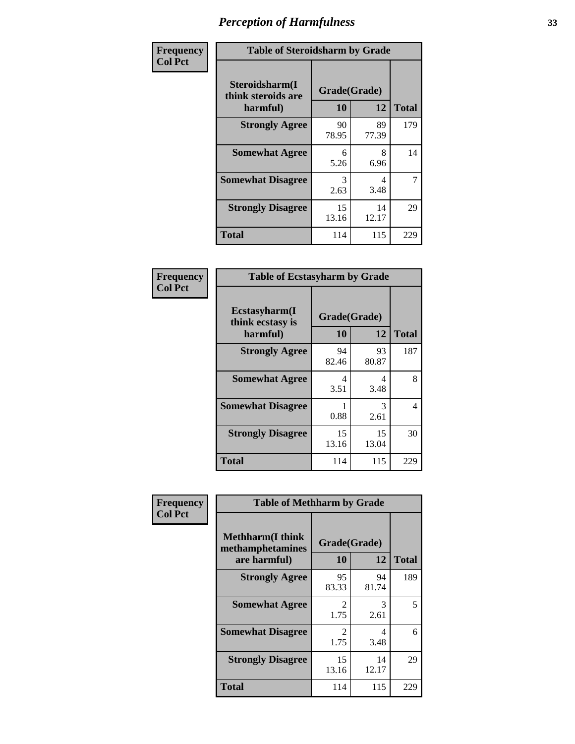# Perception of Harmfulness

| Frequency Col Pct | Table of Steroidsharm by Grade | | |
|---|---|---|---|
| Steroidsharm(I think steroids are harmful) | Grade(Grade) | | Total |
| | 10 | 12 | |
| Strongly Agree | 90<br>78.95 | 89<br>77.39 | 179 |
| Somewhat Agree | 6<br>5.26 | 8<br>6.96 | 14 |
| Somewhat Disagree | 3<br>2.63 | 4<br>3.48 | 7 |
| Strongly Disagree | 15<br>13.16 | 14<br>12.17 | 29 |
| Total | 114 | 115 | 229 |

| Frequency Col Pct | Table of Ecstasyharm by Grade | | |
|---|---|---|---|
| Ecstasyharm(I think ecstasy is harmful) | Grade(Grade) | | Total |
| | 10 | 12 | |
| Strongly Agree | 94<br>82.46 | 93<br>80.87 | 187 |
| Somewhat Agree | 4<br>3.51 | 4<br>3.48 | 8 |
| Somewhat Disagree | 1<br>0.88 | 3<br>2.61 | 4 |
| Strongly Disagree | 15<br>13.16 | 15<br>13.04 | 30 |
| Total | 114 | 115 | 229 |

| Frequency Col Pct | Table of Methharm by Grade | | |
|---|---|---|---|
| Methharm(I think methamphetamines are harmful) | Grade(Grade) | | Total |
| | 10 | 12 | |
| Strongly Agree | 95<br>83.33 | 94<br>81.74 | 189 |
| Somewhat Agree | 2<br>1.75 | 3<br>2.61 | 5 |
| Somewhat Disagree | 2<br>1.75 | 4<br>3.48 | 6 |
| Strongly Disagree | 15<br>13.16 | 14<br>12.17 | 29 |
| Total | 114 | 115 | 229 |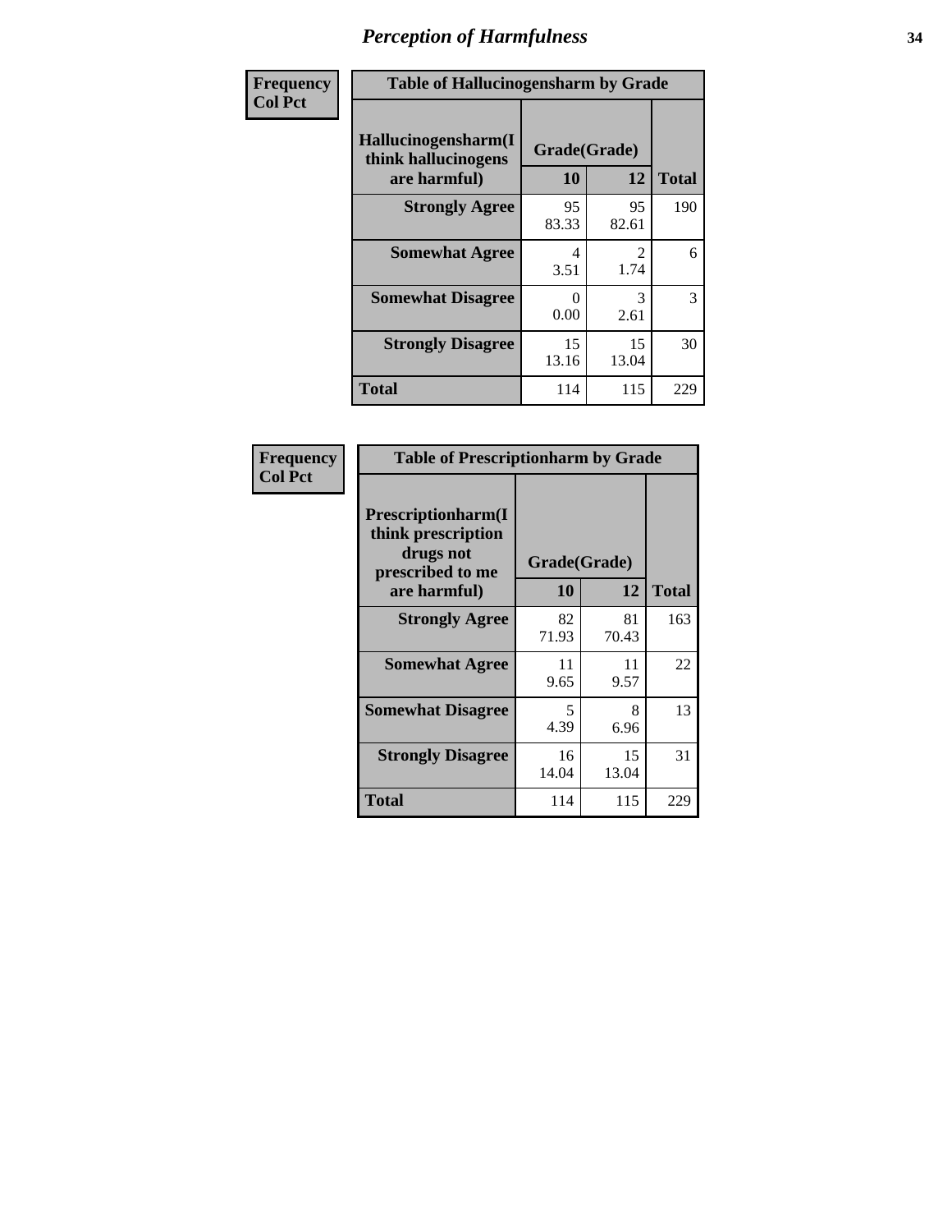# Perception of Harmfulness

| Frequency Col Pct | Table of Hallucinogensharm by Grade | | |
|---|---|---|---|
| Hallucinogensharm(I think hallucinogens are harmful) | Grade(Grade) | | |
| | 10 | 12 | Total |
| Strongly Agree | 95 83.33 | 95 82.61 | 190 |
| Somewhat Agree | 4 3.51 | 2 1.74 | 6 |
| Somewhat Disagree | 0 0.00 | 3 2.61 | 3 |
| Strongly Disagree | 15 13.16 | 15 13.04 | 30 |
| Total | 114 | 115 | 229 |

| Frequency Col Pct | Table of Prescriptionharm by Grade | | |
|---|---|---|---|
| Prescriptionharm(I think prescription drugs not prescribed to me are harmful) | Grade(Grade) | | |
| | 10 | 12 | Total |
| Strongly Agree | 82 71.93 | 81 70.43 | 163 |
| Somewhat Agree | 11 9.65 | 11 9.57 | 22 |
| Somewhat Disagree | 5 4.39 | 8 6.96 | 13 |
| Strongly Disagree | 16 14.04 | 15 13.04 | 31 |
| Total | 114 | 115 | 229 |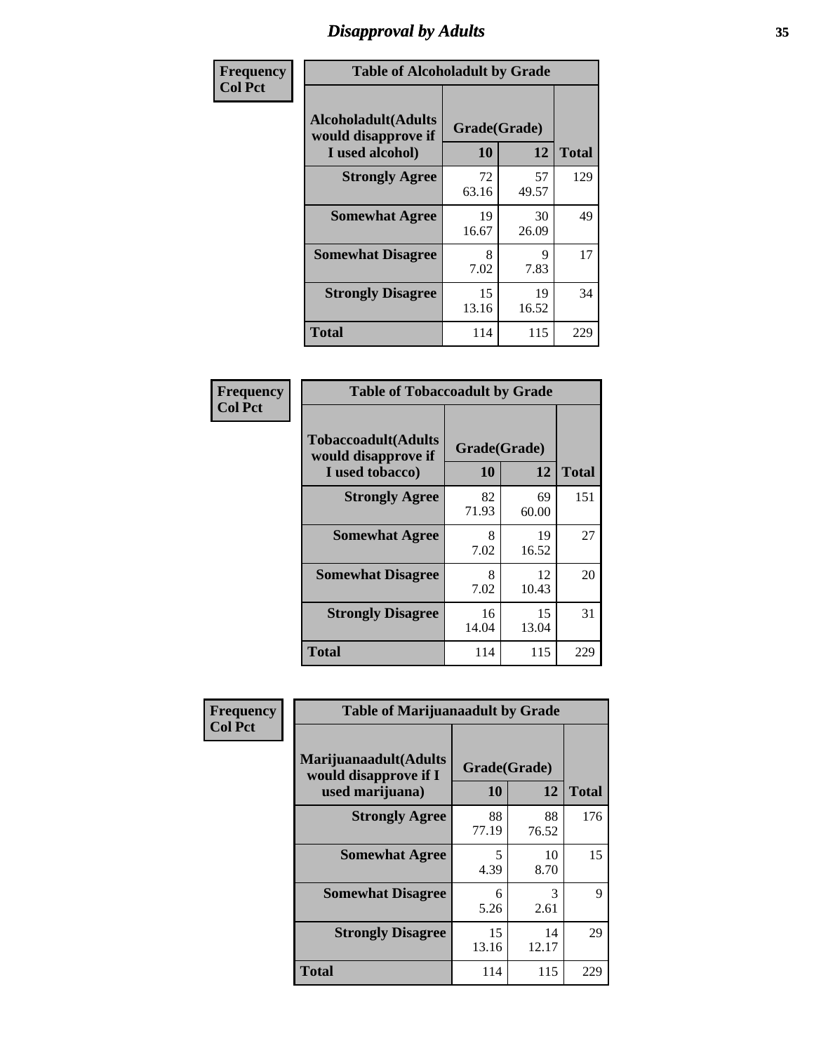# Disapproval by Adults

| Frequency Col Pct | Table of Alcoholadult by Grade | | |
|---|---|---|---|
| **Alcoholadult(Adults would disapprove if I used alcohol)** | **Grade(Grade)** | | |
| | **10** | **12** | **Total** |
| **Strongly Agree** | 72<br>63.16 | 57<br>49.57 | 129 |
| **Somewhat Agree** | 19<br>16.67 | 30<br>26.09 | 49 |
| **Somewhat Disagree** | 8<br>7.02 | 9<br>7.83 | 17 |
| **Strongly Disagree** | 15<br>13.16 | 19<br>16.52 | 34 |
| **Total** | 114 | 115 | 229 |

| Frequency Col Pct | Table of Tobaccoadult by Grade | | |
|---|---|---|---|
| **Tobaccoadult(Adults would disapprove if I used tobacco)** | **Grade(Grade)** | | |
| | **10** | **12** | **Total** |
| **Strongly Agree** | 82<br>71.93 | 69<br>60.00 | 151 |
| **Somewhat Agree** | 8<br>7.02 | 19<br>16.52 | 27 |
| **Somewhat Disagree** | 8<br>7.02 | 12<br>10.43 | 20 |
| **Strongly Disagree** | 16<br>14.04 | 15<br>13.04 | 31 |
| **Total** | 114 | 115 | 229 |

| Frequency Col Pct | Table of Marijuanaadult by Grade | | |
|---|---|---|---|
| **Marijuanaadult(Adults would disapprove if I used marijuana)** | **Grade(Grade)** | | |
| | **10** | **12** | **Total** |
| **Strongly Agree** | 88<br>77.19 | 88<br>76.52 | 176 |
| **Somewhat Agree** | 5<br>4.39 | 10<br>8.70 | 15 |
| **Somewhat Disagree** | 6<br>5.26 | 3<br>2.61 | 9 |
| **Strongly Disagree** | 15<br>13.16 | 14<br>12.17 | 29 |
| **Total** | 114 | 115 | 229 |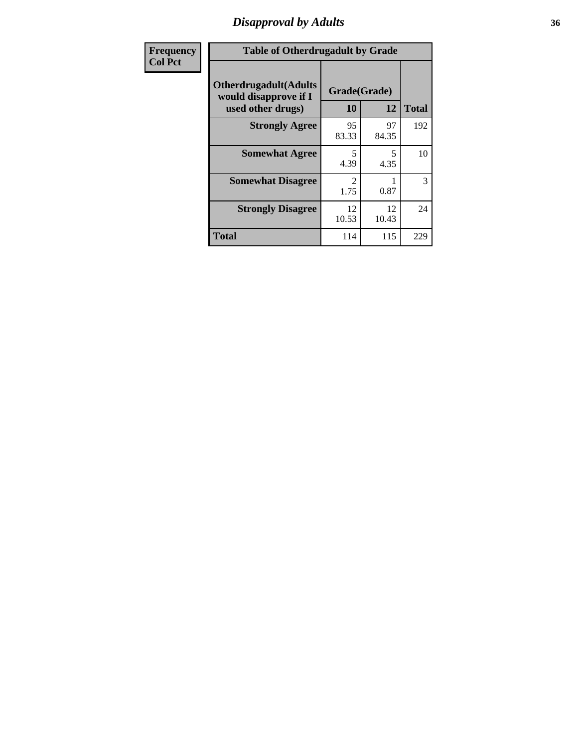# Disapproval by Adults

| Frequency<br>Col Pct |
|---|

**Table of Otherdrugadult by Grade**

| Otherdrugadult(Adults would disapprove if I used other drugs) | Grade(Grade) 10 | 12 | Total |
|---|---|---|---|
| **Strongly Agree** | 95<br>83.33 | 97<br>84.35 | 192 |
| **Somewhat Agree** | 5<br>4.39 | 5<br>4.35 | 10 |
| **Somewhat Disagree** | 2<br>1.75 | 1<br>0.87 | 3 |
| **Strongly Disagree** | 12<br>10.53 | 12<br>10.43 | 24 |
| **Total** | 114 | 115 | 229 |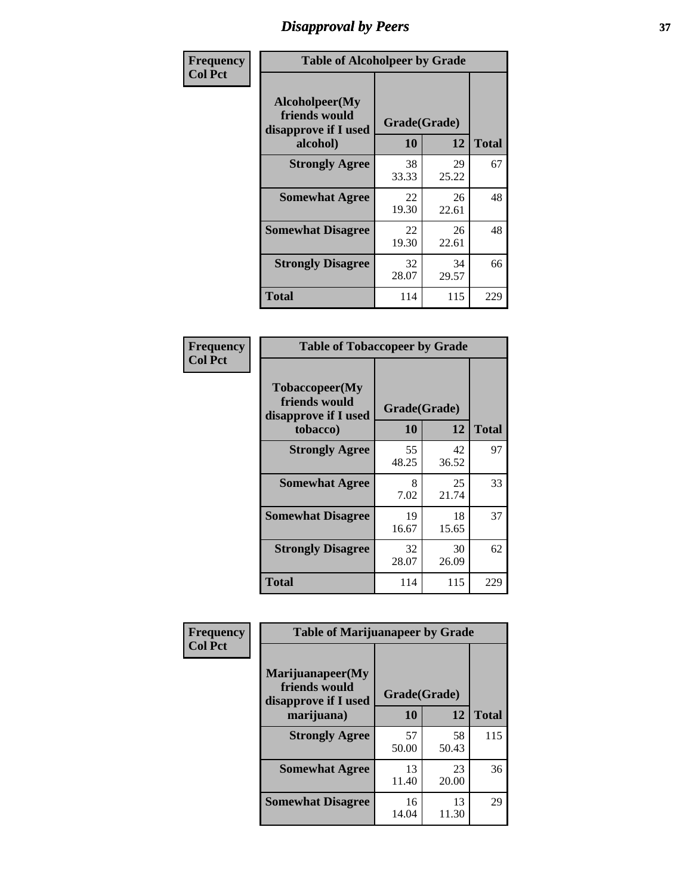# Disapproval by Peers

| Frequency<br>Col Pct |
|---|

**Table of Alcoholpeer by Grade**

| Alcoholpeer(My friends would disapprove if I used alcohol) | Grade(Grade) 10 | 12 | Total |
|---|---|---|---|
| **Strongly Agree** | 38<br>33.33 | 29<br>25.22 | 67 |
| **Somewhat Agree** | 22<br>19.30 | 26<br>22.61 | 48 |
| **Somewhat Disagree** | 22<br>19.30 | 26<br>22.61 | 48 |
| **Strongly Disagree** | 32<br>28.07 | 34<br>29.57 | 66 |
| **Total** | 114 | 115 | 229 |

| Frequency<br>Col Pct |
|---|

**Table of Tobaccopeer by Grade**

| Tobaccopeer(My friends would disapprove if I used tobacco) | Grade(Grade) 10 | 12 | Total |
|---|---|---|---|
| **Strongly Agree** | 55<br>48.25 | 42<br>36.52 | 97 |
| **Somewhat Agree** | 8<br>7.02 | 25<br>21.74 | 33 |
| **Somewhat Disagree** | 19<br>16.67 | 18<br>15.65 | 37 |
| **Strongly Disagree** | 32<br>28.07 | 30<br>26.09 | 62 |
| **Total** | 114 | 115 | 229 |

| Frequency<br>Col Pct |
|---|

**Table of Marijuanapeer by Grade**

| Marijuanapeer(My friends would disapprove if I used marijuana) | Grade(Grade) 10 | 12 | Total |
|---|---|---|---|
| **Strongly Agree** | 57<br>50.00 | 58<br>50.43 | 115 |
| **Somewhat Agree** | 13<br>11.40 | 23<br>20.00 | 36 |
| **Somewhat Disagree** | 16<br>14.04 | 13<br>11.30 | 29 |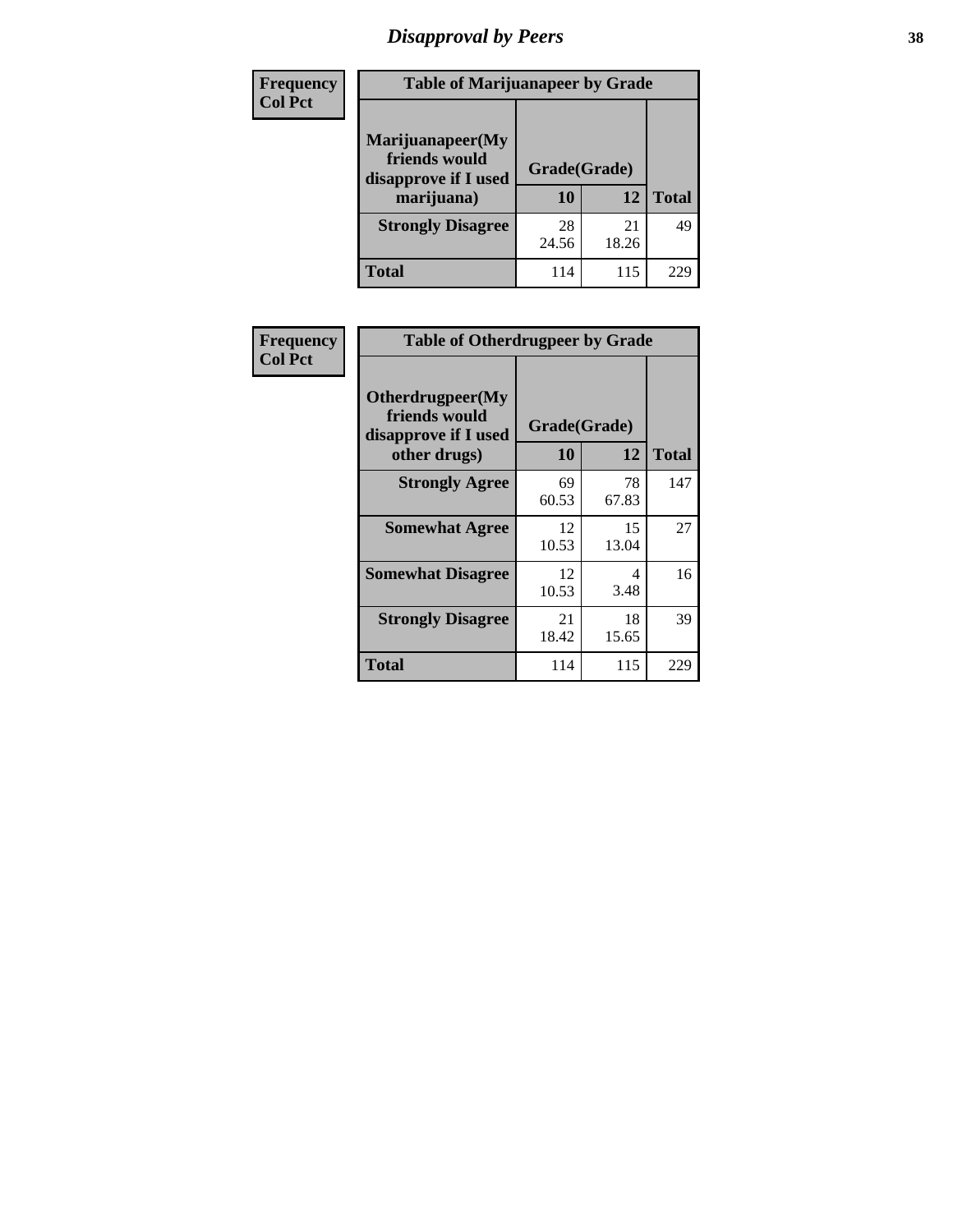# Disapproval by Peers

| Frequency Col Pct | Table of Marijuanapeer by Grade | | |
|---|---|---|---|
| **Marijuanapeer(My friends would disapprove if I used marijuana)** | **Grade(Grade)** | | |
| | **10** | **12** | **Total** |
| **Strongly Disagree** | 28<br>24.56 | 21<br>18.26 | 49 |
| **Total** | 114 | 115 | 229 |

| Frequency Col Pct | Table of Otherdrugpeer by Grade | | |
|---|---|---|---|
| **Otherdrugpeer(My friends would disapprove if I used other drugs)** | **Grade(Grade)** | | |
| | **10** | **12** | **Total** |
| **Strongly Agree** | 69<br>60.53 | 78<br>67.83 | 147 |
| **Somewhat Agree** | 12<br>10.53 | 15<br>13.04 | 27 |
| **Somewhat Disagree** | 12<br>10.53 | 4<br>3.48 | 16 |
| **Strongly Disagree** | 21<br>18.42 | 18<br>15.65 | 39 |
| **Total** | 114 | 115 | 229 |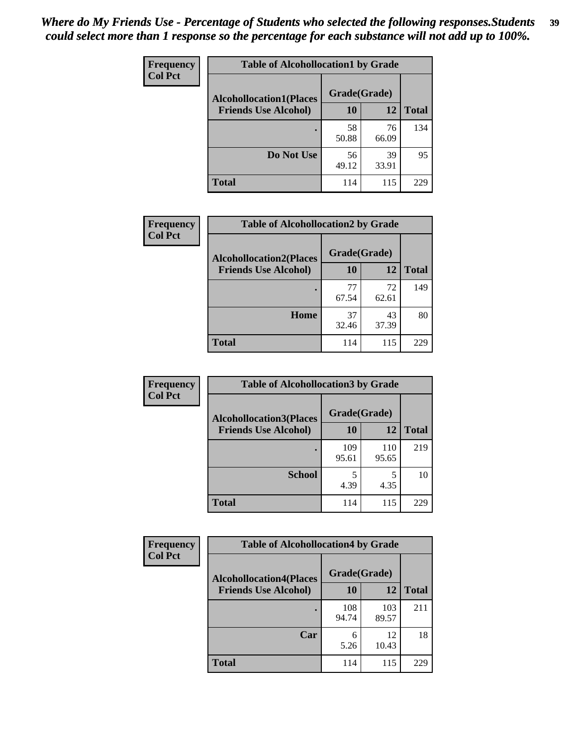*Where do My Friends Use - Percentage of Students who selected the following responses.Students could select more than 1 response so the percentage for each substance will not add up to 100%.*

**Frequency**
**Col Pct**

| Table of Alcohollocation1 by Grade | | | |
|---|---|---|---|
| **Alcohollocation1(Places Friends Use Alcohol)** | **Grade(Grade)** | | **Total** |
| | **10** | **12** | |
| **.** | 58<br>50.88 | 76<br>66.09 | 134 |
| **Do Not Use** | 56<br>49.12 | 39<br>33.91 | 95 |
| **Total** | 114 | 115 | 229 |

**Frequency**
**Col Pct**

| Table of Alcohollocation2 by Grade | | | |
|---|---|---|---|
| **Alcohollocation2(Places Friends Use Alcohol)** | **Grade(Grade)** | | **Total** |
| | **10** | **12** | |
| **.** | 77<br>67.54 | 72<br>62.61 | 149 |
| **Home** | 37<br>32.46 | 43<br>37.39 | 80 |
| **Total** | 114 | 115 | 229 |

**Frequency**
**Col Pct**

| Table of Alcohollocation3 by Grade | | | |
|---|---|---|---|
| **Alcohollocation3(Places Friends Use Alcohol)** | **Grade(Grade)** | | **Total** |
| | **10** | **12** | |
| **.** | 109<br>95.61 | 110<br>95.65 | 219 |
| **School** | 5<br>4.39 | 5<br>4.35 | 10 |
| **Total** | 114 | 115 | 229 |

**Frequency**
**Col Pct**

| Table of Alcohollocation4 by Grade | | | |
|---|---|---|---|
| **Alcohollocation4(Places Friends Use Alcohol)** | **Grade(Grade)** | | **Total** |
| | **10** | **12** | |
| **.** | 108<br>94.74 | 103<br>89.57 | 211 |
| **Car** | 6<br>5.26 | 12<br>10.43 | 18 |
| **Total** | 114 | 115 | 229 |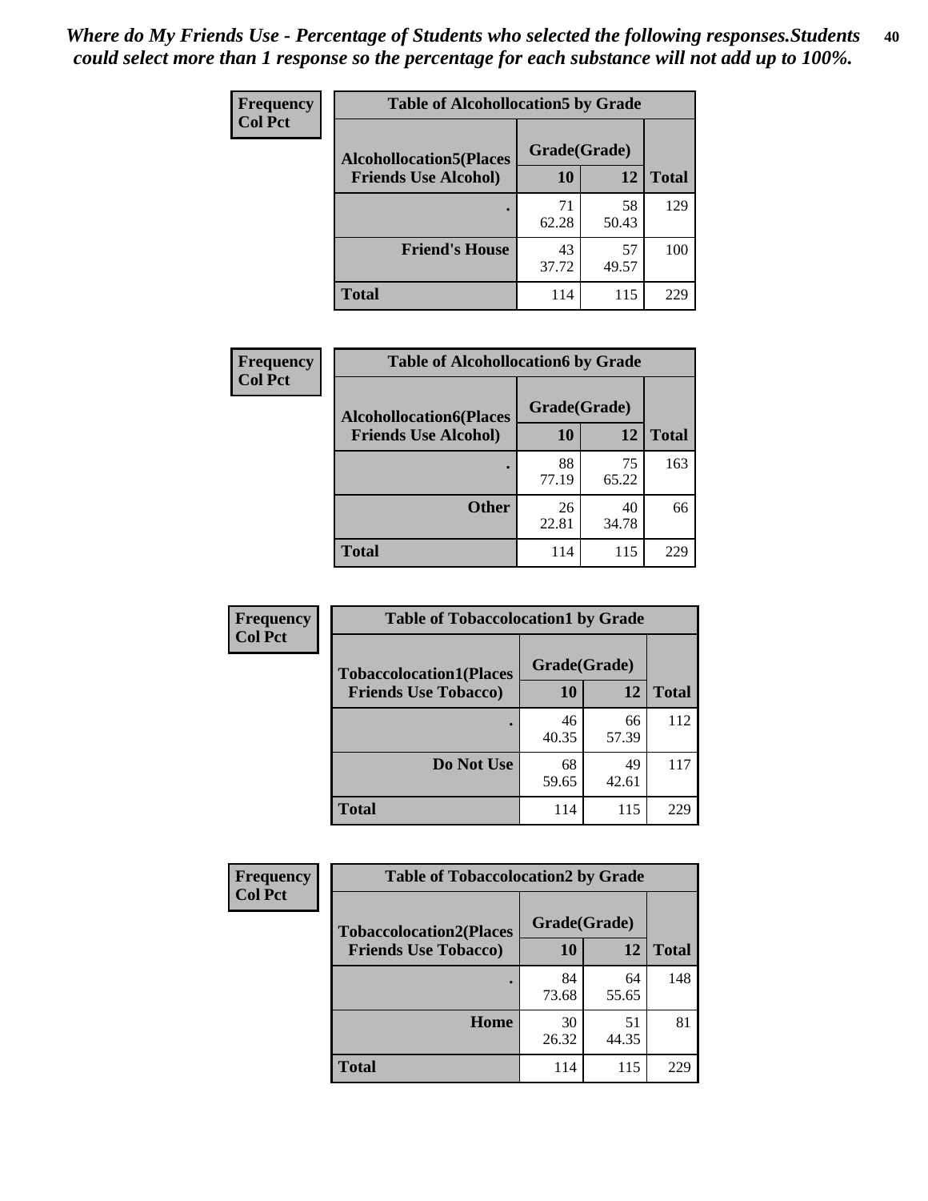*Where do My Friends Use - Percentage of Students who selected the following responses.Students could select more than 1 response so the percentage for each substance will not add up to 100%.*

**Frequency**
**Col Pct**

| Table of Alcohollocation5 by Grade | | | |
|---|---|---|---|
| **Alcohollocation5(Places Friends Use Alcohol)** | **Grade(Grade)** | | **Total** |
| | **10** | **12** | |
| **.** | 71<br>62.28 | 58<br>50.43 | 129 |
| **Friend's House** | 43<br>37.72 | 57<br>49.57 | 100 |
| **Total** | 114 | 115 | 229 |

**Frequency**
**Col Pct**

| Table of Alcohollocation6 by Grade | | | |
|---|---|---|---|
| **Alcohollocation6(Places Friends Use Alcohol)** | **Grade(Grade)** | | **Total** |
| | **10** | **12** | |
| **.** | 88<br>77.19 | 75<br>65.22 | 163 |
| **Other** | 26<br>22.81 | 40<br>34.78 | 66 |
| **Total** | 114 | 115 | 229 |

**Frequency**
**Col Pct**

| Table of Tobaccolocation1 by Grade | | | |
|---|---|---|---|
| **Tobaccolocation1(Places Friends Use Tobacco)** | **Grade(Grade)** | | **Total** |
| | **10** | **12** | |
| **.** | 46<br>40.35 | 66<br>57.39 | 112 |
| **Do Not Use** | 68<br>59.65 | 49<br>42.61 | 117 |
| **Total** | 114 | 115 | 229 |

**Frequency**
**Col Pct**

| Table of Tobaccolocation2 by Grade | | | |
|---|---|---|---|
| **Tobaccolocation2(Places Friends Use Tobacco)** | **Grade(Grade)** | | **Total** |
| | **10** | **12** | |
| **.** | 84<br>73.68 | 64<br>55.65 | 148 |
| **Home** | 30<br>26.32 | 51<br>44.35 | 81 |
| **Total** | 114 | 115 | 229 |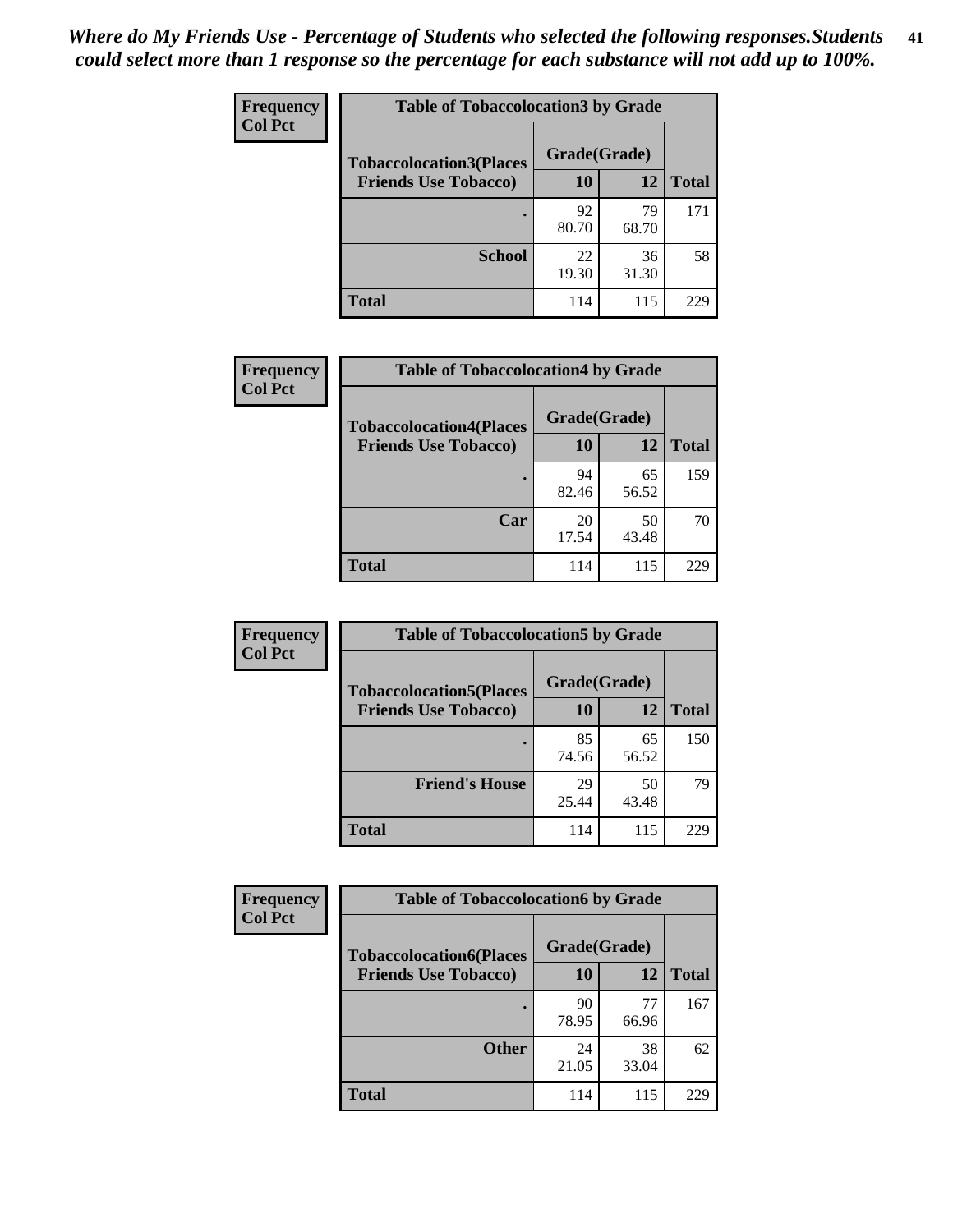*Where do My Friends Use - Percentage of Students who selected the following responses.Students could select more than 1 response so the percentage for each substance will not add up to 100%.*

**Frequency**
**Col Pct**

| Table of Tobaccolocation3 by Grade | | | |
|---|---|---|---|
| Tobaccolocation3(Places Friends Use Tobacco) | Grade(Grade) | | Total |
| | 10 | 12 | |
| . | 92<br>80.70 | 79<br>68.70 | 171 |
| School | 22<br>19.30 | 36<br>31.30 | 58 |
| Total | 114 | 115 | 229 |

**Frequency**
**Col Pct**

| Table of Tobaccolocation4 by Grade | | | |
|---|---|---|---|
| Tobaccolocation4(Places Friends Use Tobacco) | Grade(Grade) | | Total |
| | 10 | 12 | |
| . | 94<br>82.46 | 65<br>56.52 | 159 |
| Car | 20<br>17.54 | 50<br>43.48 | 70 |
| Total | 114 | 115 | 229 |

**Frequency**
**Col Pct**

| Table of Tobaccolocation5 by Grade | | | |
|---|---|---|---|
| Tobaccolocation5(Places Friends Use Tobacco) | Grade(Grade) | | Total |
| | 10 | 12 | |
| . | 85<br>74.56 | 65<br>56.52 | 150 |
| Friend's House | 29<br>25.44 | 50<br>43.48 | 79 |
| Total | 114 | 115 | 229 |

**Frequency**
**Col Pct**

| Table of Tobaccolocation6 by Grade | | | |
|---|---|---|---|
| Tobaccolocation6(Places Friends Use Tobacco) | Grade(Grade) | | Total |
| | 10 | 12 | |
| . | 90<br>78.95 | 77<br>66.96 | 167 |
| Other | 24<br>21.05 | 38<br>33.04 | 62 |
| Total | 114 | 115 | 229 |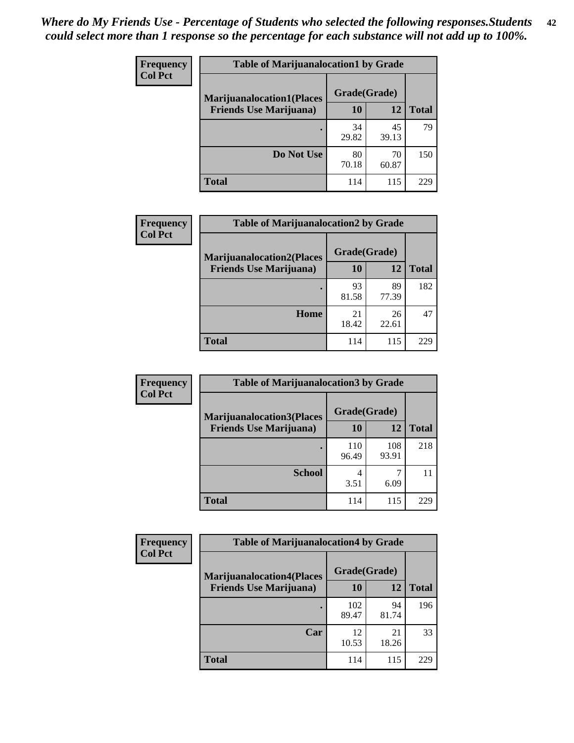*Where do My Friends Use - Percentage of Students who selected the following responses.Students could select more than 1 response so the percentage for each substance will not add up to 100%.*

**Frequency**
**Col Pct**

| Table of Marijuanalocation1 by Grade | | | |
|---|---|---|---|
| **Marijuanalocation1(Places Friends Use Marijuana)** | **Grade(Grade)** | | **Total** |
| | **10** | **12** | |
| **.** | 34<br>29.82 | 45<br>39.13 | 79 |
| **Do Not Use** | 80<br>70.18 | 70<br>60.87 | 150 |
| **Total** | 114 | 115 | 229 |

**Frequency**
**Col Pct**

| Table of Marijuanalocation2 by Grade | | | |
|---|---|---|---|
| **Marijuanalocation2(Places Friends Use Marijuana)** | **Grade(Grade)** | | **Total** |
| | **10** | **12** | |
| **.** | 93<br>81.58 | 89<br>77.39 | 182 |
| **Home** | 21<br>18.42 | 26<br>22.61 | 47 |
| **Total** | 114 | 115 | 229 |

**Frequency**
**Col Pct**

| Table of Marijuanalocation3 by Grade | | | |
|---|---|---|---|
| **Marijuanalocation3(Places Friends Use Marijuana)** | **Grade(Grade)** | | **Total** |
| | **10** | **12** | |
| **.** | 110<br>96.49 | 108<br>93.91 | 218 |
| **School** | 4<br>3.51 | 7<br>6.09 | 11 |
| **Total** | 114 | 115 | 229 |

**Frequency**
**Col Pct**

| Table of Marijuanalocation4 by Grade | | | |
|---|---|---|---|
| **Marijuanalocation4(Places Friends Use Marijuana)** | **Grade(Grade)** | | **Total** |
| | **10** | **12** | |
| **.** | 102<br>89.47 | 94<br>81.74 | 196 |
| **Car** | 12<br>10.53 | 21<br>18.26 | 33 |
| **Total** | 114 | 115 | 229 |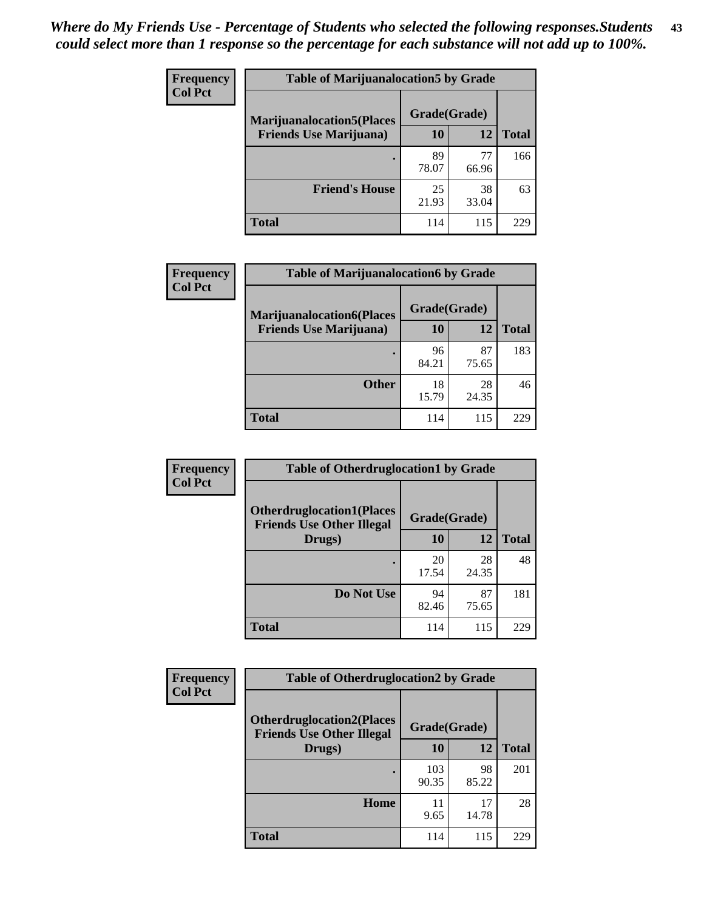*Where do My Friends Use - Percentage of Students who selected the following responses.Students could select more than 1 response so the percentage for each substance will not add up to 100%.*

**Frequency**
**Col Pct**

| Table of Marijuanalocation5 by Grade | | | |
|---|---|---|---|
| **Marijuanalocation5(Places Friends Use Marijuana)** | **Grade(Grade)** | | **Total** |
| | **10** | **12** | |
| **.** | 89<br>78.07 | 77<br>66.96 | 166 |
| **Friend's House** | 25<br>21.93 | 38<br>33.04 | 63 |
| **Total** | 114 | 115 | 229 |

**Frequency**
**Col Pct**

| Table of Marijuanalocation6 by Grade | | | |
|---|---|---|---|
| **Marijuanalocation6(Places Friends Use Marijuana)** | **Grade(Grade)** | | **Total** |
| | **10** | **12** | |
| **.** | 96<br>84.21 | 87<br>75.65 | 183 |
| **Other** | 18<br>15.79 | 28<br>24.35 | 46 |
| **Total** | 114 | 115 | 229 |

**Frequency**
**Col Pct**

| Table of Otherdruglocation1 by Grade | | | |
|---|---|---|---|
| **Otherdruglocation1(Places Friends Use Other Illegal Drugs)** | **Grade(Grade)** | | **Total** |
| | **10** | **12** | |
| **.** | 20<br>17.54 | 28<br>24.35 | 48 |
| **Do Not Use** | 94<br>82.46 | 87<br>75.65 | 181 |
| **Total** | 114 | 115 | 229 |

**Frequency**
**Col Pct**

| Table of Otherdruglocation2 by Grade | | | |
|---|---|---|---|
| **Otherdruglocation2(Places Friends Use Other Illegal Drugs)** | **Grade(Grade)** | | **Total** |
| | **10** | **12** | |
| **.** | 103<br>90.35 | 98<br>85.22 | 201 |
| **Home** | 11<br>9.65 | 17<br>14.78 | 28 |
| **Total** | 114 | 115 | 229 |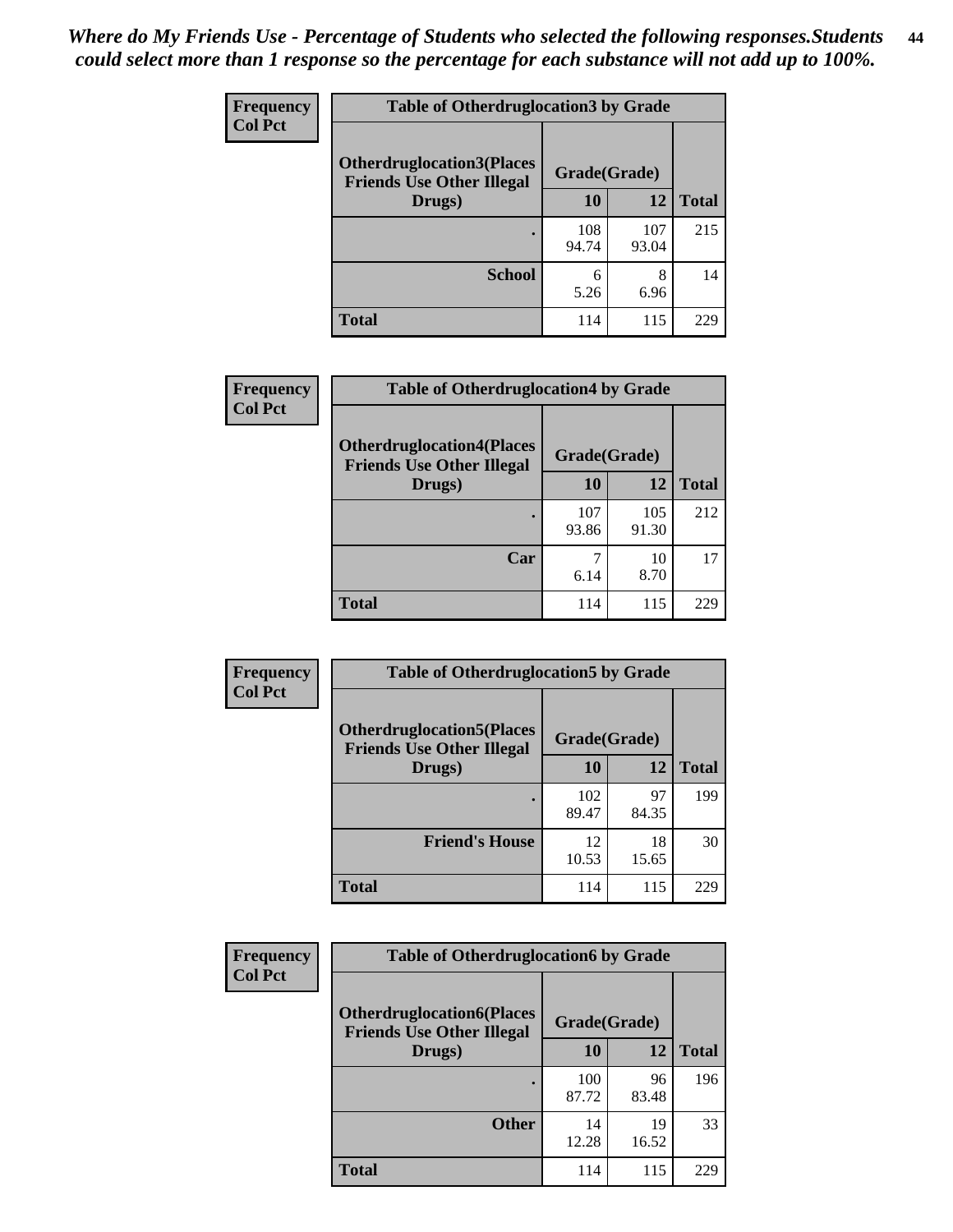*Where do My Friends Use - Percentage of Students who selected the following responses.Students could select more than 1 response so the percentage for each substance will not add up to 100%.*

**Frequency**
**Col Pct**

| Table of Otherdruglocation3 by Grade | | | |
|---|---|---|---|
| **Otherdruglocation3(Places Friends Use Other Illegal Drugs)** | **Grade(Grade)** | | **Total** |
| | **10** | **12** | |
| **.** | 108<br>94.74 | 107<br>93.04 | 215 |
| **School** | 6<br>5.26 | 8<br>6.96 | 14 |
| **Total** | 114 | 115 | 229 |

**Frequency**
**Col Pct**

| Table of Otherdruglocation4 by Grade | | | |
|---|---|---|---|
| **Otherdruglocation4(Places Friends Use Other Illegal Drugs)** | **Grade(Grade)** | | **Total** |
| | **10** | **12** | |
| **.** | 107<br>93.86 | 105<br>91.30 | 212 |
| **Car** | 7<br>6.14 | 10<br>8.70 | 17 |
| **Total** | 114 | 115 | 229 |

**Frequency**
**Col Pct**

| Table of Otherdruglocation5 by Grade | | | |
|---|---|---|---|
| **Otherdruglocation5(Places Friends Use Other Illegal Drugs)** | **Grade(Grade)** | | **Total** |
| | **10** | **12** | |
| **.** | 102<br>89.47 | 97<br>84.35 | 199 |
| **Friend's House** | 12<br>10.53 | 18<br>15.65 | 30 |
| **Total** | 114 | 115 | 229 |

**Frequency**
**Col Pct**

| Table of Otherdruglocation6 by Grade | | | |
|---|---|---|---|
| **Otherdruglocation6(Places Friends Use Other Illegal Drugs)** | **Grade(Grade)** | | **Total** |
| | **10** | **12** | |
| **.** | 100<br>87.72 | 96<br>83.48 | 196 |
| **Other** | 14<br>12.28 | 19<br>16.52 | 33 |
| **Total** | 114 | 115 | 229 |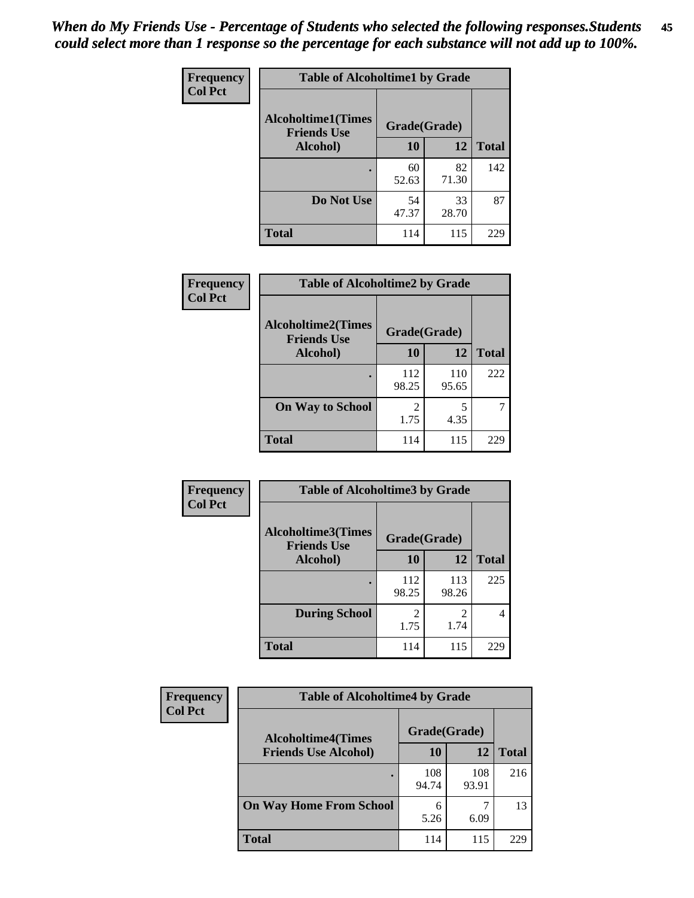*When do My Friends Use - Percentage of Students who selected the following responses.Students could select more than 1 response so the percentage for each substance will not add up to 100%.*

**Frequency**
**Col Pct**

| Table of Alcoholtime1 by Grade | | | |
|---|---|---|---|
| Alcoholtime1(Times Friends Use Alcohol) | Grade(Grade) | | Total |
| | 10 | 12 | |
| . | 60<br>52.63 | 82<br>71.30 | 142 |
| Do Not Use | 54<br>47.37 | 33<br>28.70 | 87 |
| Total | 114 | 115 | 229 |

**Frequency**
**Col Pct**

| Table of Alcoholtime2 by Grade | | | |
|---|---|---|---|
| Alcoholtime2(Times Friends Use Alcohol) | Grade(Grade) | | Total |
| | 10 | 12 | |
| . | 112<br>98.25 | 110<br>95.65 | 222 |
| On Way to School | 2<br>1.75 | 5<br>4.35 | 7 |
| Total | 114 | 115 | 229 |

**Frequency**
**Col Pct**

| Table of Alcoholtime3 by Grade | | | |
|---|---|---|---|
| Alcoholtime3(Times Friends Use Alcohol) | Grade(Grade) | | Total |
| | 10 | 12 | |
| . | 112<br>98.25 | 113<br>98.26 | 225 |
| During School | 2<br>1.75 | 2<br>1.74 | 4 |
| Total | 114 | 115 | 229 |

**Frequency**
**Col Pct**

| Table of Alcoholtime4 by Grade | | | |
|---|---|---|---|
| Alcoholtime4(Times Friends Use Alcohol) | Grade(Grade) | | Total |
| | 10 | 12 | |
| . | 108<br>94.74 | 108<br>93.91 | 216 |
| On Way Home From School | 6<br>5.26 | 7<br>6.09 | 13 |
| Total | 114 | 115 | 229 |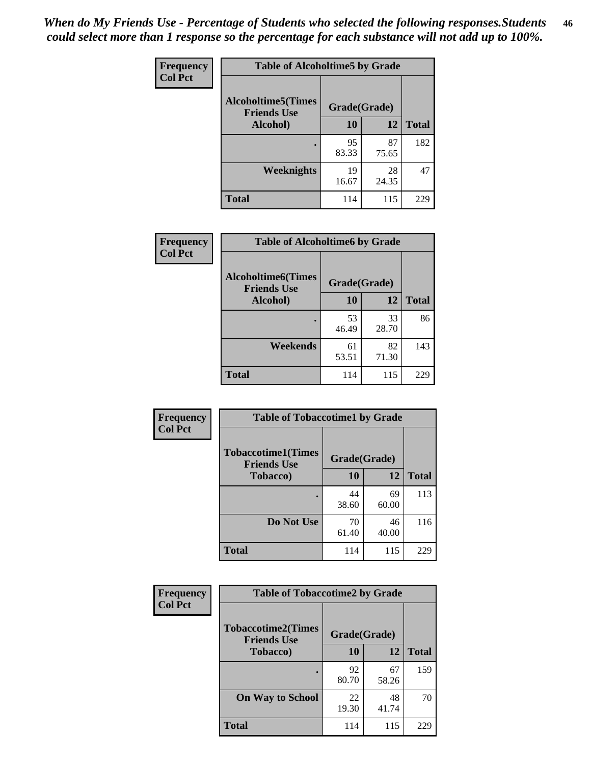*When do My Friends Use - Percentage of Students who selected the following responses.Students could select more than 1 response so the percentage for each substance will not add up to 100%.*

**Frequency**
**Col Pct**

| Table of Alcoholtime5 by Grade | | | |
|---|---|---|---|
| **Alcoholtime5(Times Friends Use Alcohol)** | **Grade(Grade)** | | **Total** |
| | **10** | **12** | |
| **.** | 95<br>83.33 | 87<br>75.65 | 182 |
| **Weeknights** | 19<br>16.67 | 28<br>24.35 | 47 |
| **Total** | 114 | 115 | 229 |

**Frequency**
**Col Pct**

| Table of Alcoholtime6 by Grade | | | |
|---|---|---|---|
| **Alcoholtime6(Times Friends Use Alcohol)** | **Grade(Grade)** | | **Total** |
| | **10** | **12** | |
| **.** | 53<br>46.49 | 33<br>28.70 | 86 |
| **Weekends** | 61<br>53.51 | 82<br>71.30 | 143 |
| **Total** | 114 | 115 | 229 |

**Frequency**
**Col Pct**

| Table of Tobaccotime1 by Grade | | | |
|---|---|---|---|
| **Tobaccotime1(Times Friends Use Tobacco)** | **Grade(Grade)** | | **Total** |
| | **10** | **12** | |
| **.** | 44<br>38.60 | 69<br>60.00 | 113 |
| **Do Not Use** | 70<br>61.40 | 46<br>40.00 | 116 |
| **Total** | 114 | 115 | 229 |

**Frequency**
**Col Pct**

| Table of Tobaccotime2 by Grade | | | |
|---|---|---|---|
| **Tobaccotime2(Times Friends Use Tobacco)** | **Grade(Grade)** | | **Total** |
| | **10** | **12** | |
| **.** | 92<br>80.70 | 67<br>58.26 | 159 |
| **On Way to School** | 22<br>19.30 | 48<br>41.74 | 70 |
| **Total** | 114 | 115 | 229 |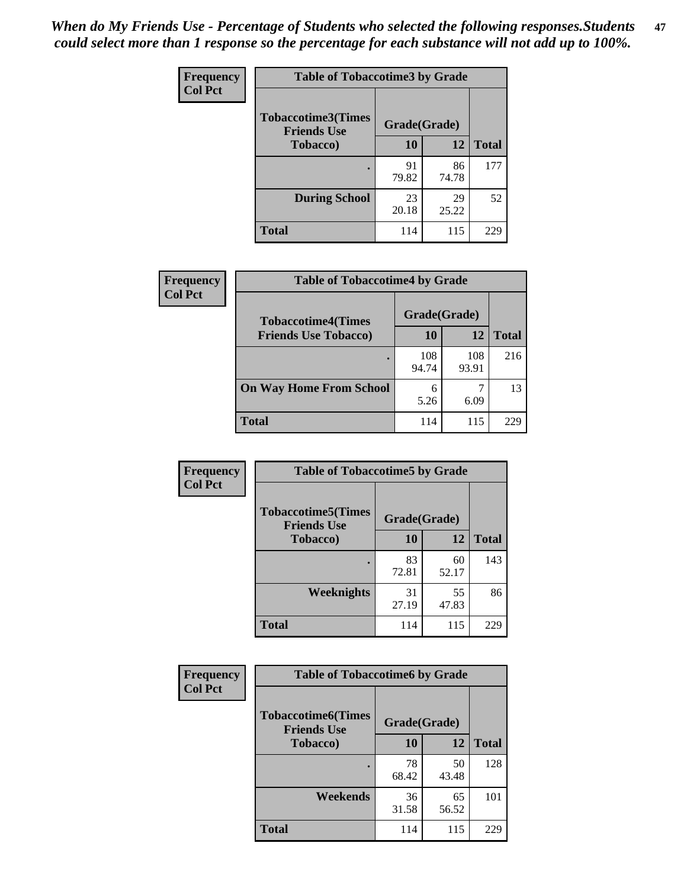*When do My Friends Use - Percentage of Students who selected the following responses.Students could select more than 1 response so the percentage for each substance will not add up to 100%.*

**Frequency**
**Col Pct**

| Table of Tobaccotime3 by Grade | | | |
|---|---|---|---|
| **Tobaccotime3(Times Friends Use Tobacco)** | **Grade(Grade)** | | **Total** |
| | **10** | **12** | |
| **.** | 91<br>79.82 | 86<br>74.78 | 177 |
| **During School** | 23<br>20.18 | 29<br>25.22 | 52 |
| **Total** | 114 | 115 | 229 |

**Frequency**
**Col Pct**

| Table of Tobaccotime4 by Grade | | | |
|---|---|---|---|
| **Tobaccotime4(Times Friends Use Tobacco)** | **Grade(Grade)** | | **Total** |
| | **10** | **12** | |
| **.** | 108<br>94.74 | 108<br>93.91 | 216 |
| **On Way Home From School** | 6<br>5.26 | 7<br>6.09 | 13 |
| **Total** | 114 | 115 | 229 |

**Frequency**
**Col Pct**

| Table of Tobaccotime5 by Grade | | | |
|---|---|---|---|
| **Tobaccotime5(Times Friends Use Tobacco)** | **Grade(Grade)** | | **Total** |
| | **10** | **12** | |
| **.** | 83<br>72.81 | 60<br>52.17 | 143 |
| **Weeknights** | 31<br>27.19 | 55<br>47.83 | 86 |
| **Total** | 114 | 115 | 229 |

**Frequency**
**Col Pct**

| Table of Tobaccotime6 by Grade | | | |
|---|---|---|---|
| **Tobaccotime6(Times Friends Use Tobacco)** | **Grade(Grade)** | | **Total** |
| | **10** | **12** | |
| **.** | 78<br>68.42 | 50<br>43.48 | 128 |
| **Weekends** | 36<br>31.58 | 65<br>56.52 | 101 |
| **Total** | 114 | 115 | 229 |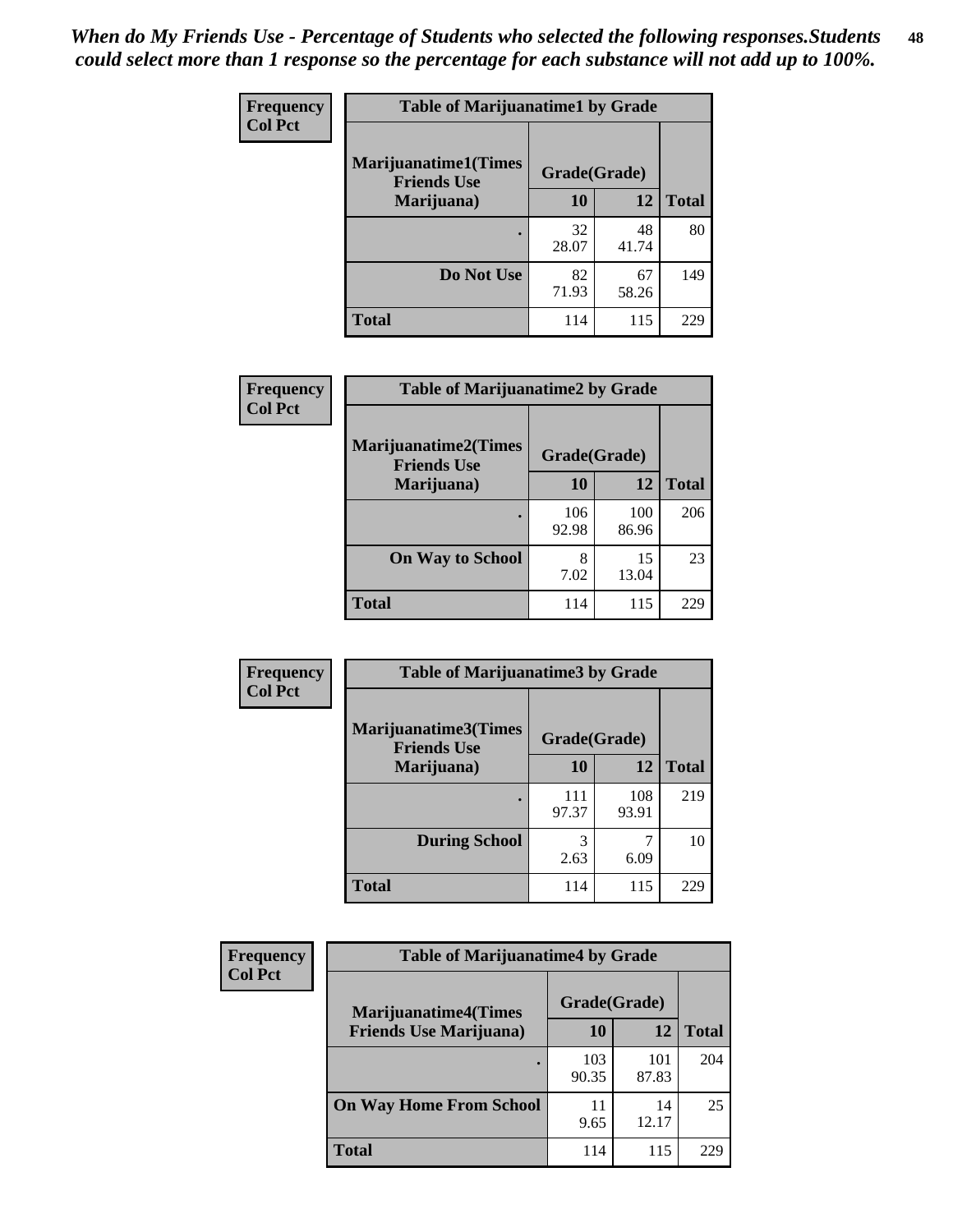*When do My Friends Use - Percentage of Students who selected the following responses.Students could select more than 1 response so the percentage for each substance will not add up to 100%.*

**Frequency**
**Col Pct**

| Table of Marijuanatime1 by Grade | | | |
|---|---|---|---|
| Marijuanatime1(Times Friends Use Marijuana) | Grade(Grade) | | Total |
| | 10 | 12 | |
| . | 32<br>28.07 | 48<br>41.74 | 80 |
| Do Not Use | 82<br>71.93 | 67<br>58.26 | 149 |
| Total | 114 | 115 | 229 |

**Frequency**
**Col Pct**

| Table of Marijuanatime2 by Grade | | | |
|---|---|---|---|
| Marijuanatime2(Times Friends Use Marijuana) | Grade(Grade) | | Total |
| | 10 | 12 | |
| . | 106<br>92.98 | 100<br>86.96 | 206 |
| On Way to School | 8<br>7.02 | 15<br>13.04 | 23 |
| Total | 114 | 115 | 229 |

**Frequency**
**Col Pct**

| Table of Marijuanatime3 by Grade | | | |
|---|---|---|---|
| Marijuanatime3(Times Friends Use Marijuana) | Grade(Grade) | | Total |
| | 10 | 12 | |
| . | 111<br>97.37 | 108<br>93.91 | 219 |
| During School | 3<br>2.63 | 7<br>6.09 | 10 |
| Total | 114 | 115 | 229 |

**Frequency**
**Col Pct**

| Table of Marijuanatime4 by Grade | | | |
|---|---|---|---|
| Marijuanatime4(Times Friends Use Marijuana) | Grade(Grade) | | Total |
| | 10 | 12 | |
| . | 103<br>90.35 | 101<br>87.83 | 204 |
| On Way Home From School | 11<br>9.65 | 14<br>12.17 | 25 |
| Total | 114 | 115 | 229 |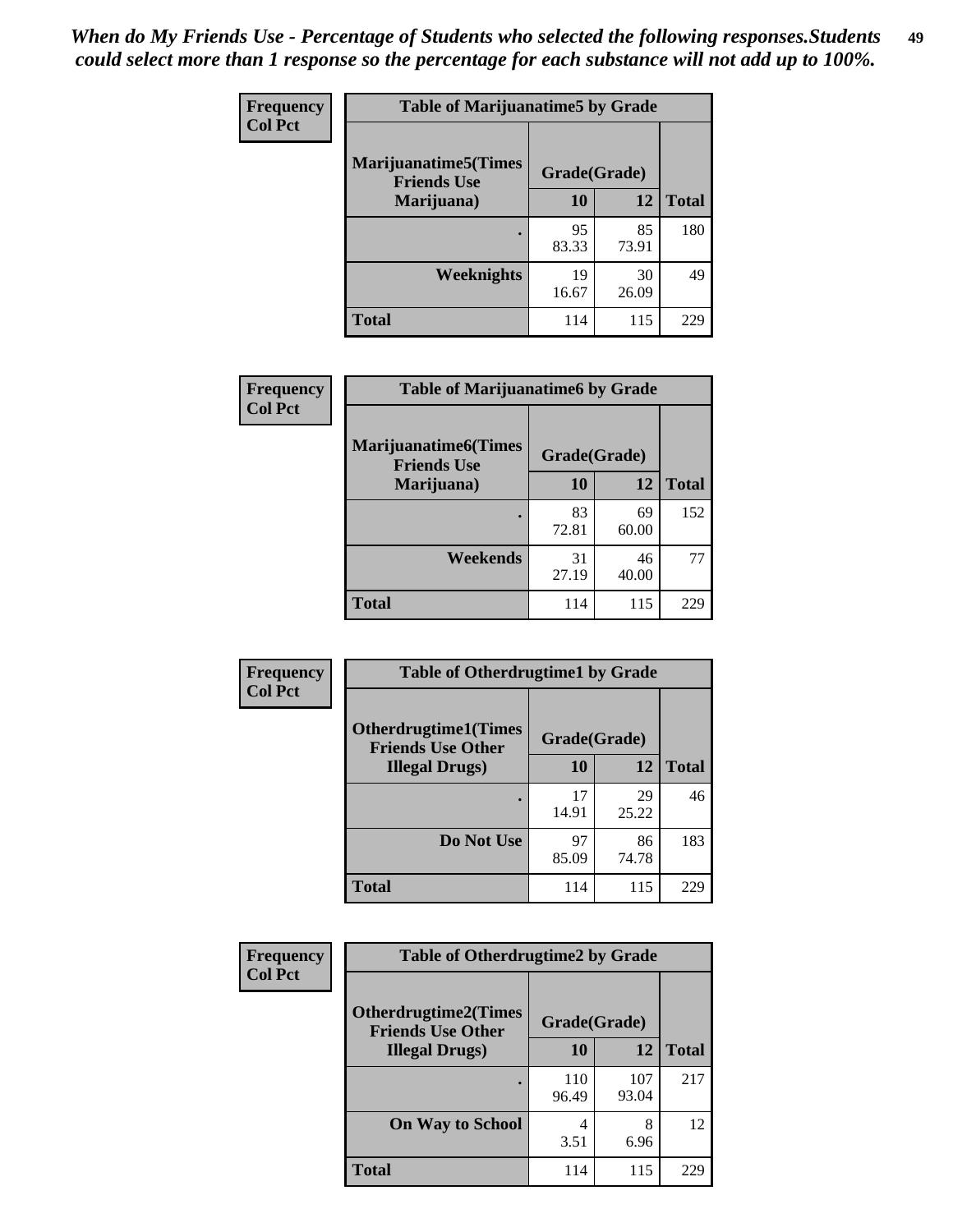*When do My Friends Use - Percentage of Students who selected the following responses.Students could select more than 1 response so the percentage for each substance will not add up to 100%.*

**Frequency**
**Col Pct**

| Table of Marijuanatime5 by Grade | | | |
|---|---|---|---|
| **Marijuanatime5(Times Friends Use Marijuana)** | **Grade(Grade)** | | |
| | **10** | **12** | **Total** |
| **.** | 95<br>83.33 | 85<br>73.91 | 180 |
| **Weeknights** | 19<br>16.67 | 30<br>26.09 | 49 |
| **Total** | 114 | 115 | 229 |

**Frequency**
**Col Pct**

| Table of Marijuanatime6 by Grade | | | |
|---|---|---|---|
| **Marijuanatime6(Times Friends Use Marijuana)** | **Grade(Grade)** | | |
| | **10** | **12** | **Total** |
| **.** | 83<br>72.81 | 69<br>60.00 | 152 |
| **Weekends** | 31<br>27.19 | 46<br>40.00 | 77 |
| **Total** | 114 | 115 | 229 |

**Frequency**
**Col Pct**

| Table of Otherdrugtime1 by Grade | | | |
|---|---|---|---|
| **Otherdrugtime1(Times Friends Use Other Illegal Drugs)** | **Grade(Grade)** | | |
| | **10** | **12** | **Total** |
| **.** | 17<br>14.91 | 29<br>25.22 | 46 |
| **Do Not Use** | 97<br>85.09 | 86<br>74.78 | 183 |
| **Total** | 114 | 115 | 229 |

**Frequency**
**Col Pct**

| Table of Otherdrugtime2 by Grade | | | |
|---|---|---|---|
| **Otherdrugtime2(Times Friends Use Other Illegal Drugs)** | **Grade(Grade)** | | |
| | **10** | **12** | **Total** |
| **.** | 110<br>96.49 | 107<br>93.04 | 217 |
| **On Way to School** | 4<br>3.51 | 8<br>6.96 | 12 |
| **Total** | 114 | 115 | 229 |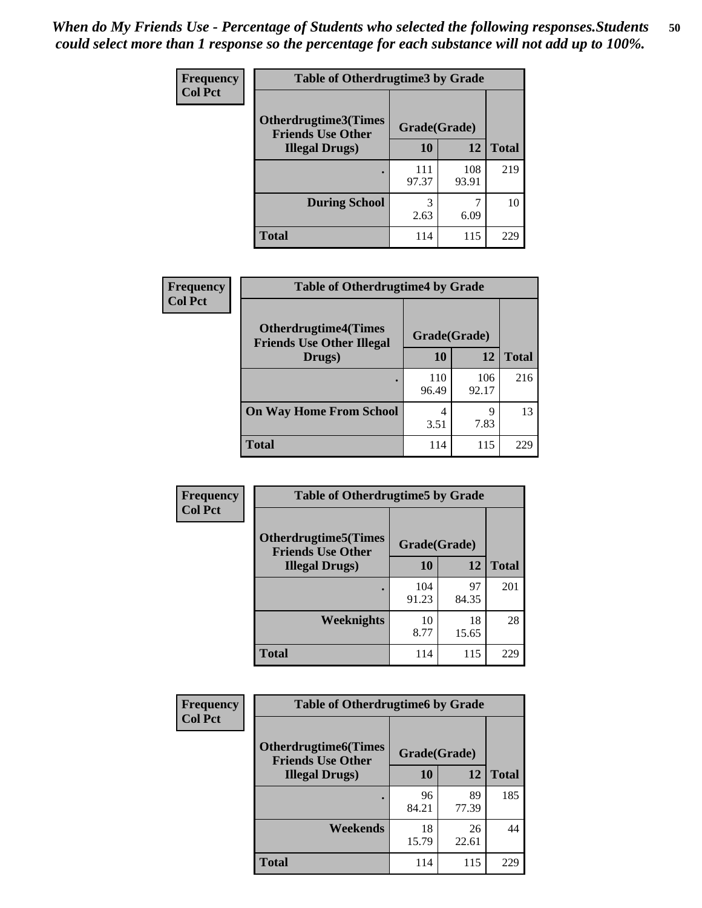*When do My Friends Use - Percentage of Students who selected the following responses.Students could select more than 1 response so the percentage for each substance will not add up to 100%.*

**Frequency**
**Col Pct**

| Table of Otherdrugtime3 by Grade | | | |
|---|---|---|---|
| **Otherdrugtime3(Times Friends Use Other Illegal Drugs)** | **Grade(Grade)** | | |
| | **10** | **12** | **Total** |
| **.** | 111<br>97.37 | 108<br>93.91 | 219 |
| **During School** | 3<br>2.63 | 7<br>6.09 | 10 |
| **Total** | 114 | 115 | 229 |

**Frequency**
**Col Pct**

| Table of Otherdrugtime4 by Grade | | | |
|---|---|---|---|
| **Otherdrugtime4(Times Friends Use Other Illegal Drugs)** | **Grade(Grade)** | | |
| | **10** | **12** | **Total** |
| **.** | 110<br>96.49 | 106<br>92.17 | 216 |
| **On Way Home From School** | 4<br>3.51 | 9<br>7.83 | 13 |
| **Total** | 114 | 115 | 229 |

**Frequency**
**Col Pct**

| Table of Otherdrugtime5 by Grade | | | |
|---|---|---|---|
| **Otherdrugtime5(Times Friends Use Other Illegal Drugs)** | **Grade(Grade)** | | |
| | **10** | **12** | **Total** |
| **.** | 104<br>91.23 | 97<br>84.35 | 201 |
| **Weeknights** | 10<br>8.77 | 18<br>15.65 | 28 |
| **Total** | 114 | 115 | 229 |

**Frequency**
**Col Pct**

| Table of Otherdrugtime6 by Grade | | | |
|---|---|---|---|
| **Otherdrugtime6(Times Friends Use Other Illegal Drugs)** | **Grade(Grade)** | | |
| | **10** | **12** | **Total** |
| **.** | 96<br>84.21 | 89<br>77.39 | 185 |
| **Weekends** | 18<br>15.79 | 26<br>22.61 | 44 |
| **Total** | 114 | 115 | 229 |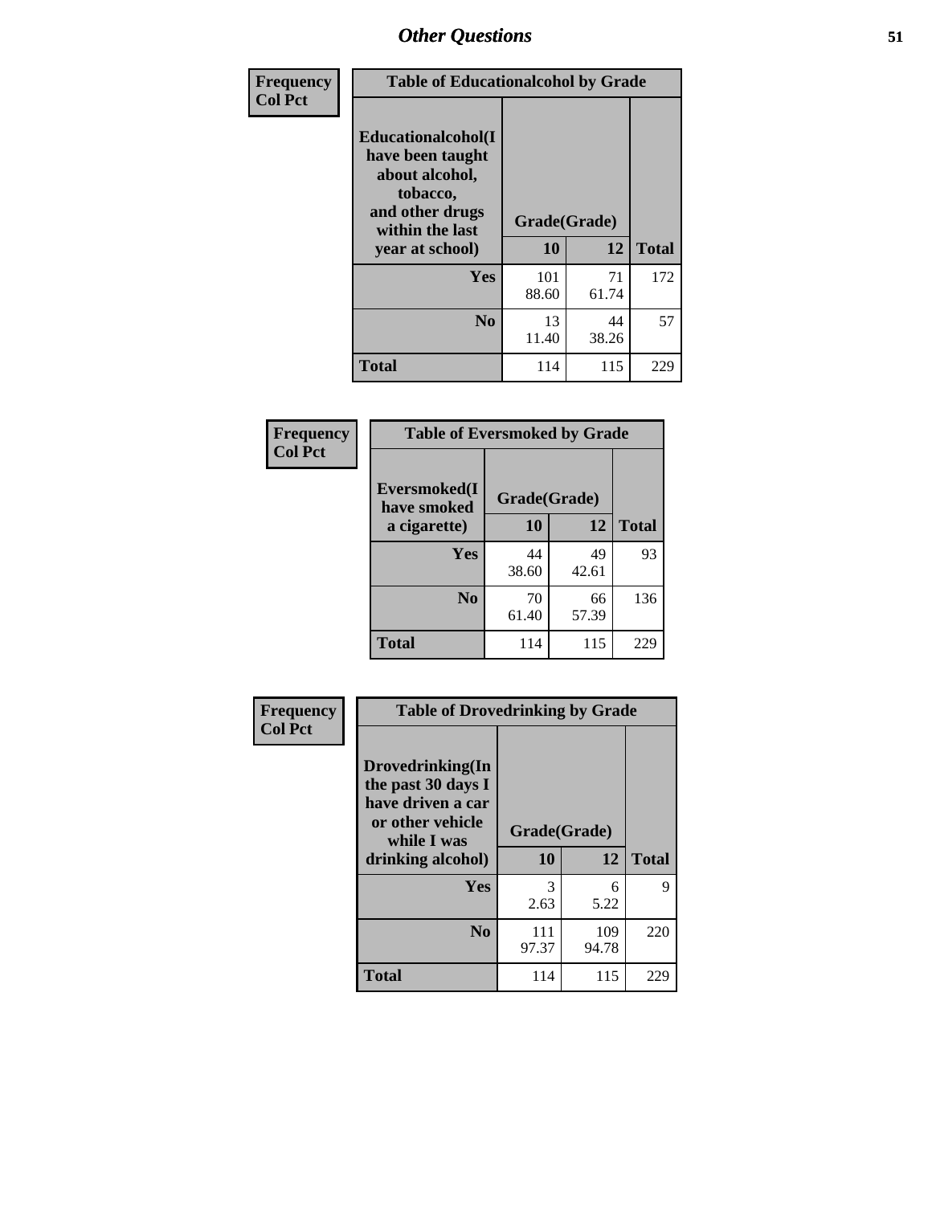## Other Questions

**Frequency / Col Pct**

| Table of Educationalalcohol by Grade | | | |
|---|---|---|---|
| Educationalalcohol(I have been taught about alcohol, tobacco, and other drugs within the last year at school) | Grade(Grade) | | |
| | 10 | 12 | Total |
| Yes | 101<br>88.60 | 71<br>61.74 | 172 |
| No | 13<br>11.40 | 44<br>38.26 | 57 |
| Total | 114 | 115 | 229 |

**Frequency / Col Pct**

| Table of Eversmoked by Grade | | | |
|---|---|---|---|
| Eversmoked(I have smoked a cigarette) | Grade(Grade) | | |
| | 10 | 12 | Total |
| Yes | 44<br>38.60 | 49<br>42.61 | 93 |
| No | 70<br>61.40 | 66<br>57.39 | 136 |
| Total | 114 | 115 | 229 |

**Frequency / Col Pct**

| Table of Drovedrinking by Grade | | | |
|---|---|---|---|
| Drovedrinking(In the past 30 days I have driven a car or other vehicle while I was drinking alcohol) | Grade(Grade) | | |
| | 10 | 12 | Total |
| Yes | 3<br>2.63 | 6<br>5.22 | 9 |
| No | 111<br>97.37 | 109<br>94.78 | 220 |
| Total | 114 | 115 | 229 |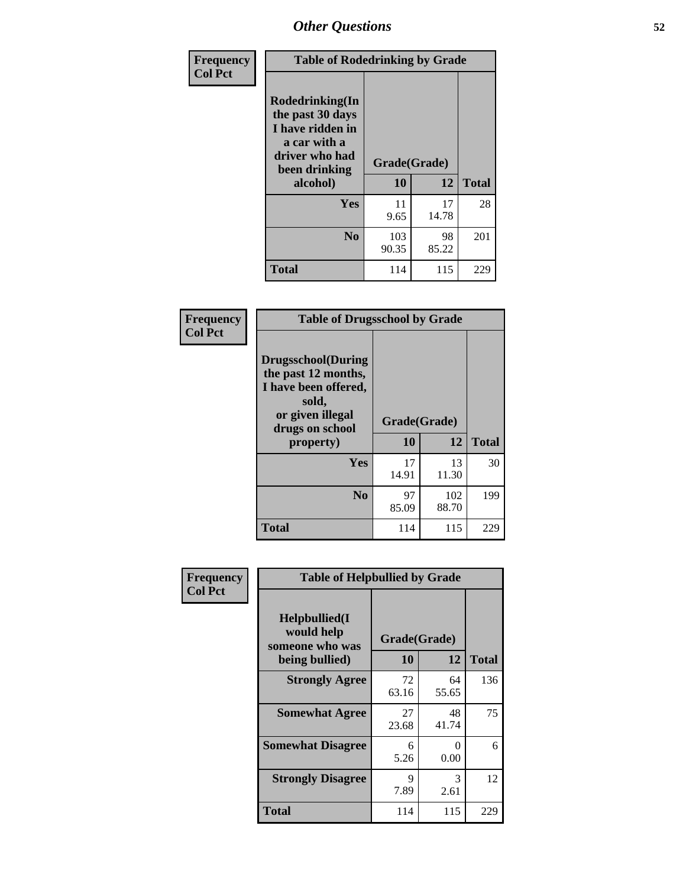| Frequency<br>Col Pct | Table of Rodedrinking by Grade | | |
|---|---|---|---|
| Rodedrinking(In the past 30 days I have ridden in a car with a driver who had been drinking alcohol) | Grade(Grade) | | |
| | 10 | 12 | Total |
| Yes | 11<br>9.65 | 17<br>14.78 | 28 |
| No | 103<br>90.35 | 98<br>85.22 | 201 |
| Total | 114 | 115 | 229 |

| Frequency<br>Col Pct | Table of Drugsschool by Grade | | |
|---|---|---|---|
| Drugsschool(During the past 12 months, I have been offered, sold, or given illegal drugs on school property) | Grade(Grade) | | |
| | 10 | 12 | Total |
| Yes | 17<br>14.91 | 13<br>11.30 | 30 |
| No | 97<br>85.09 | 102<br>88.70 | 199 |
| Total | 114 | 115 | 229 |

| Frequency<br>Col Pct | Table of Helpbullied by Grade | | |
|---|---|---|---|
| Helpbullied(I would help someone who was being bullied) | Grade(Grade) | | |
| | 10 | 12 | Total |
| Strongly Agree | 72<br>63.16 | 64<br>55.65 | 136 |
| Somewhat Agree | 27<br>23.68 | 48<br>41.74 | 75 |
| Somewhat Disagree | 6<br>5.26 | 0<br>0.00 | 6 |
| Strongly Disagree | 9<br>7.89 | 3<br>2.61 | 12 |
| Total | 114 | 115 | 229 |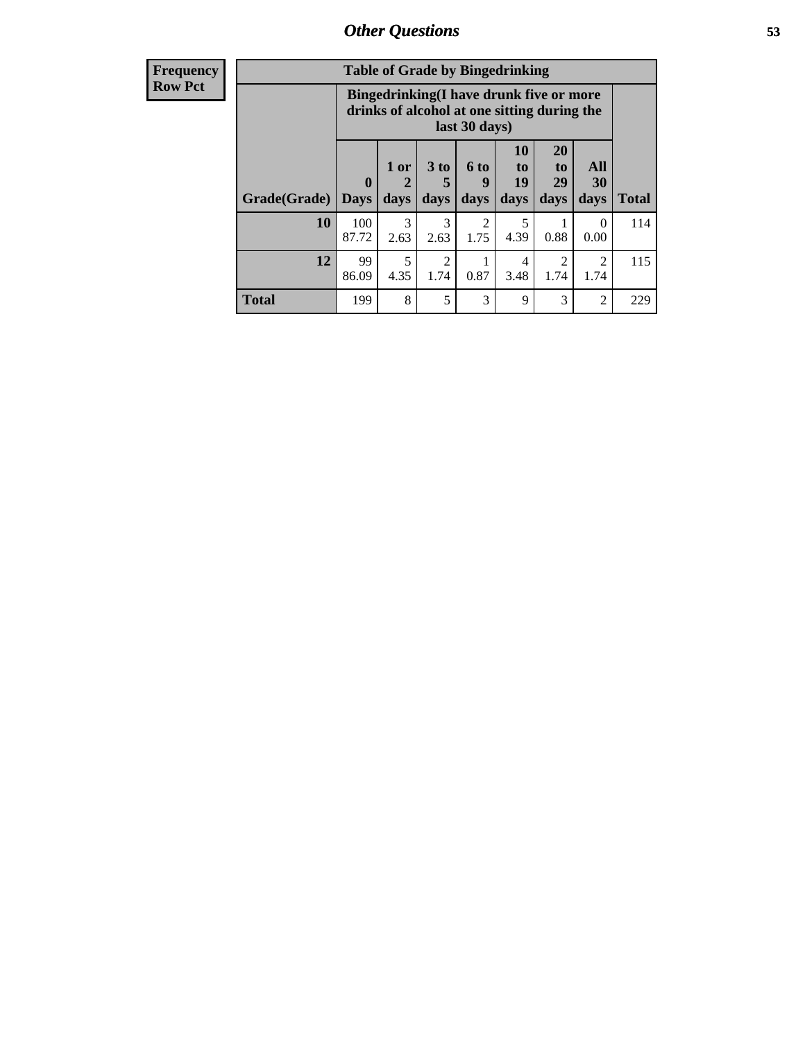| Frequency Row Pct |
|---|

| Table of Grade by Bingedrinking | | | | | | | | |
|---|---|---|---|---|---|---|---|---|
| | Bingedrinking(I have drunk five or more drinks of alcohol at one sitting during the last 30 days) | | | | | | | |
| Grade(Grade) | 0 Days | 1 or 2 days | 3 to 5 days | 6 to 9 days | 10 to 19 days | 20 to 29 days | All 30 days | Total |
| **10** | 100<br>87.72 | 3<br>2.63 | 3<br>2.63 | 2<br>1.75 | 5<br>4.39 | 1<br>0.88 | 0<br>0.00 | 114 |
| **12** | 99<br>86.09 | 5<br>4.35 | 2<br>1.74 | 1<br>0.87 | 4<br>3.48 | 2<br>1.74 | 2<br>1.74 | 115 |
| **Total** | 199 | 8 | 5 | 3 | 9 | 3 | 2 | 229 |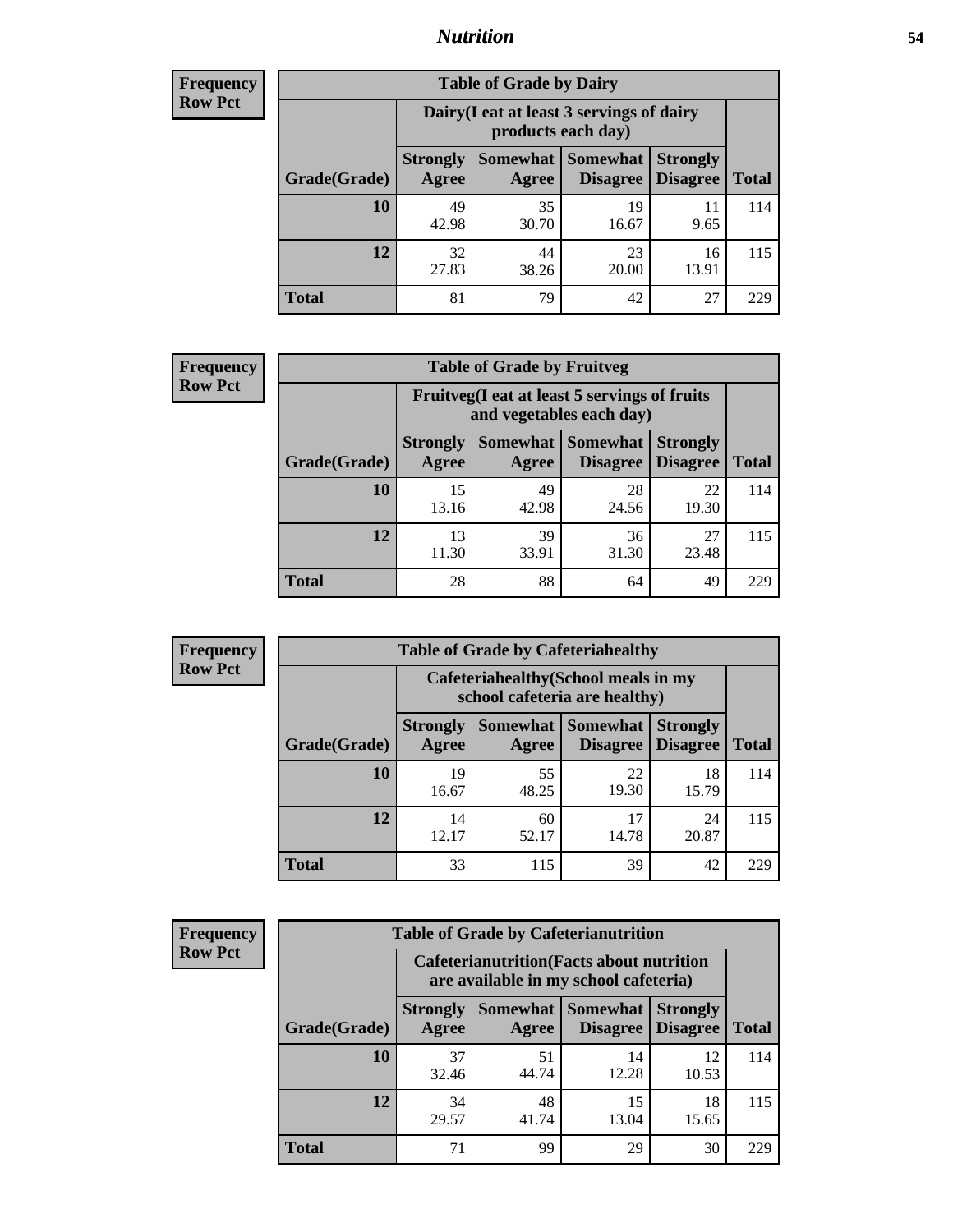## Nutrition

**Frequency**
**Row Pct**

| Table of Grade by Dairy | | | | | |
|---|---|---|---|---|---|
| | Dairy(I eat at least 3 servings of dairy products each day) | | | | |
| Grade(Grade) | Strongly Agree | Somewhat Agree | Somewhat Disagree | Strongly Disagree | Total |
| **10** | 49<br>42.98 | 35<br>30.70 | 19<br>16.67 | 11<br>9.65 | 114 |
| **12** | 32<br>27.83 | 44<br>38.26 | 23<br>20.00 | 16<br>13.91 | 115 |
| **Total** | 81 | 79 | 42 | 27 | 229 |

**Frequency**
**Row Pct**

| Table of Grade by Fruitveg | | | | | |
|---|---|---|---|---|---|
| | Fruitveg(I eat at least 5 servings of fruits and vegetables each day) | | | | |
| Grade(Grade) | Strongly Agree | Somewhat Agree | Somewhat Disagree | Strongly Disagree | Total |
| **10** | 15<br>13.16 | 49<br>42.98 | 28<br>24.56 | 22<br>19.30 | 114 |
| **12** | 13<br>11.30 | 39<br>33.91 | 36<br>31.30 | 27<br>23.48 | 115 |
| **Total** | 28 | 88 | 64 | 49 | 229 |

**Frequency**
**Row Pct**

| Table of Grade by Cafeteriahealthy | | | | | |
|---|---|---|---|---|---|
| | Cafeteriahealthy(School meals in my school cafeteria are healthy) | | | | |
| Grade(Grade) | Strongly Agree | Somewhat Agree | Somewhat Disagree | Strongly Disagree | Total |
| **10** | 19<br>16.67 | 55<br>48.25 | 22<br>19.30 | 18<br>15.79 | 114 |
| **12** | 14<br>12.17 | 60<br>52.17 | 17<br>14.78 | 24<br>20.87 | 115 |
| **Total** | 33 | 115 | 39 | 42 | 229 |

**Frequency**
**Row Pct**

| Table of Grade by Cafeterianutrition | | | | | |
|---|---|---|---|---|---|
| | Cafeterianutrition(Facts about nutrition are available in my school cafeteria) | | | | |
| Grade(Grade) | Strongly Agree | Somewhat Agree | Somewhat Disagree | Strongly Disagree | Total |
| **10** | 37<br>32.46 | 51<br>44.74 | 14<br>12.28 | 12<br>10.53 | 114 |
| **12** | 34<br>29.57 | 48<br>41.74 | 15<br>13.04 | 18<br>15.65 | 115 |
| **Total** | 71 | 99 | 29 | 30 | 229 |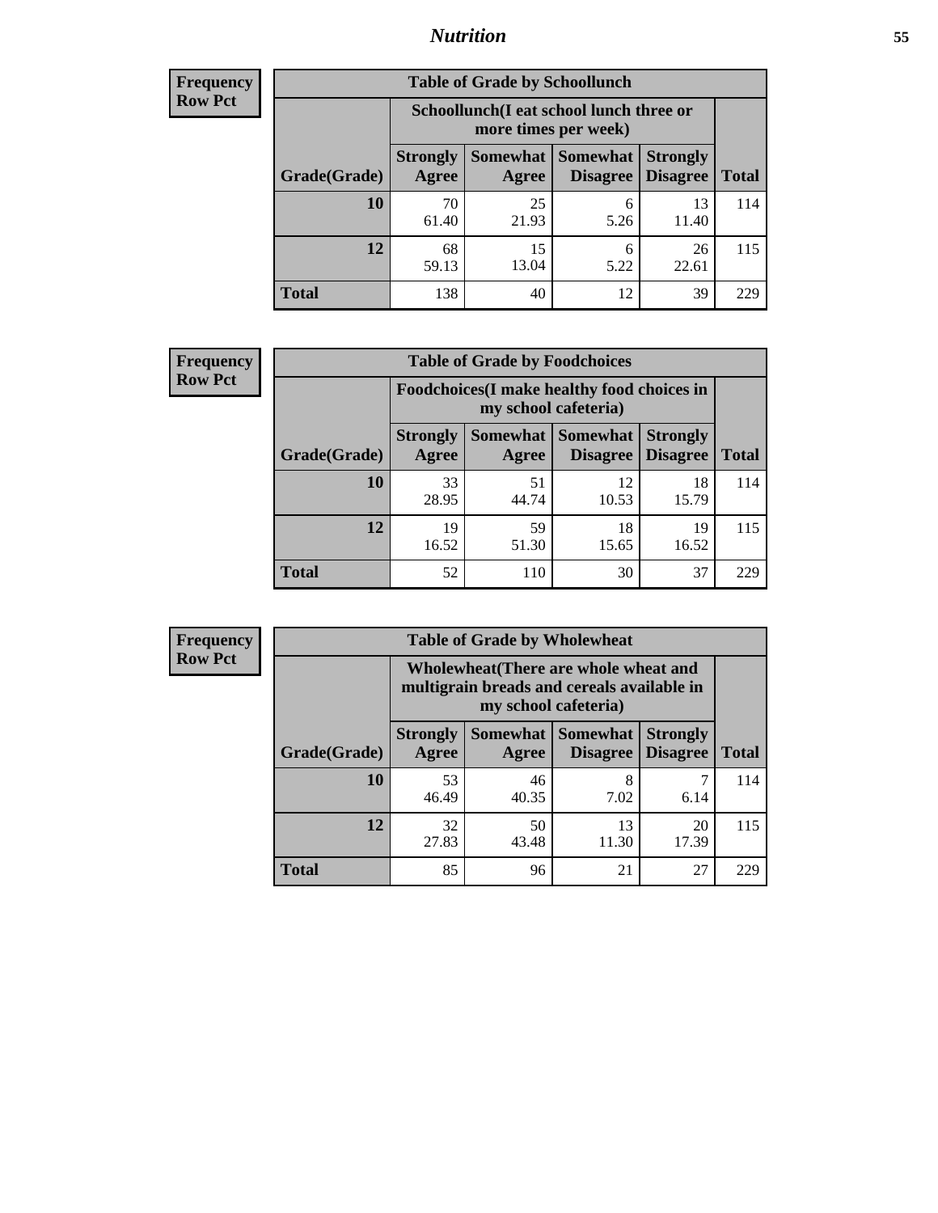## Nutrition

**Frequency**
**Row Pct**

| Table of Grade by Schoollunch | | | | | |
|---|---|---|---|---|---|
| | Schoollunch(I eat school lunch three or more times per week) | | | | |
| Grade(Grade) | Strongly Agree | Somewhat Agree | Somewhat Disagree | Strongly Disagree | Total |
| 10 | 70<br>61.40 | 25<br>21.93 | 6<br>5.26 | 13<br>11.40 | 114 |
| 12 | 68<br>59.13 | 15<br>13.04 | 6<br>5.22 | 26<br>22.61 | 115 |
| Total | 138 | 40 | 12 | 39 | 229 |

**Frequency**
**Row Pct**

| Table of Grade by Foodchoices | | | | | |
|---|---|---|---|---|---|
| | Foodchoices(I make healthy food choices in my school cafeteria) | | | | |
| Grade(Grade) | Strongly Agree | Somewhat Agree | Somewhat Disagree | Strongly Disagree | Total |
| 10 | 33<br>28.95 | 51<br>44.74 | 12<br>10.53 | 18<br>15.79 | 114 |
| 12 | 19<br>16.52 | 59<br>51.30 | 18<br>15.65 | 19<br>16.52 | 115 |
| Total | 52 | 110 | 30 | 37 | 229 |

**Frequency**
**Row Pct**

| Table of Grade by Wholewheat | | | | | |
|---|---|---|---|---|---|
| | Wholewheat(There are whole wheat and multigrain breads and cereals available in my school cafeteria) | | | | |
| Grade(Grade) | Strongly Agree | Somewhat Agree | Somewhat Disagree | Strongly Disagree | Total |
| 10 | 53<br>46.49 | 46<br>40.35 | 8<br>7.02 | 7<br>6.14 | 114 |
| 12 | 32<br>27.83 | 50<br>43.48 | 13<br>11.30 | 20<br>17.39 | 115 |
| Total | 85 | 96 | 21 | 27 | 229 |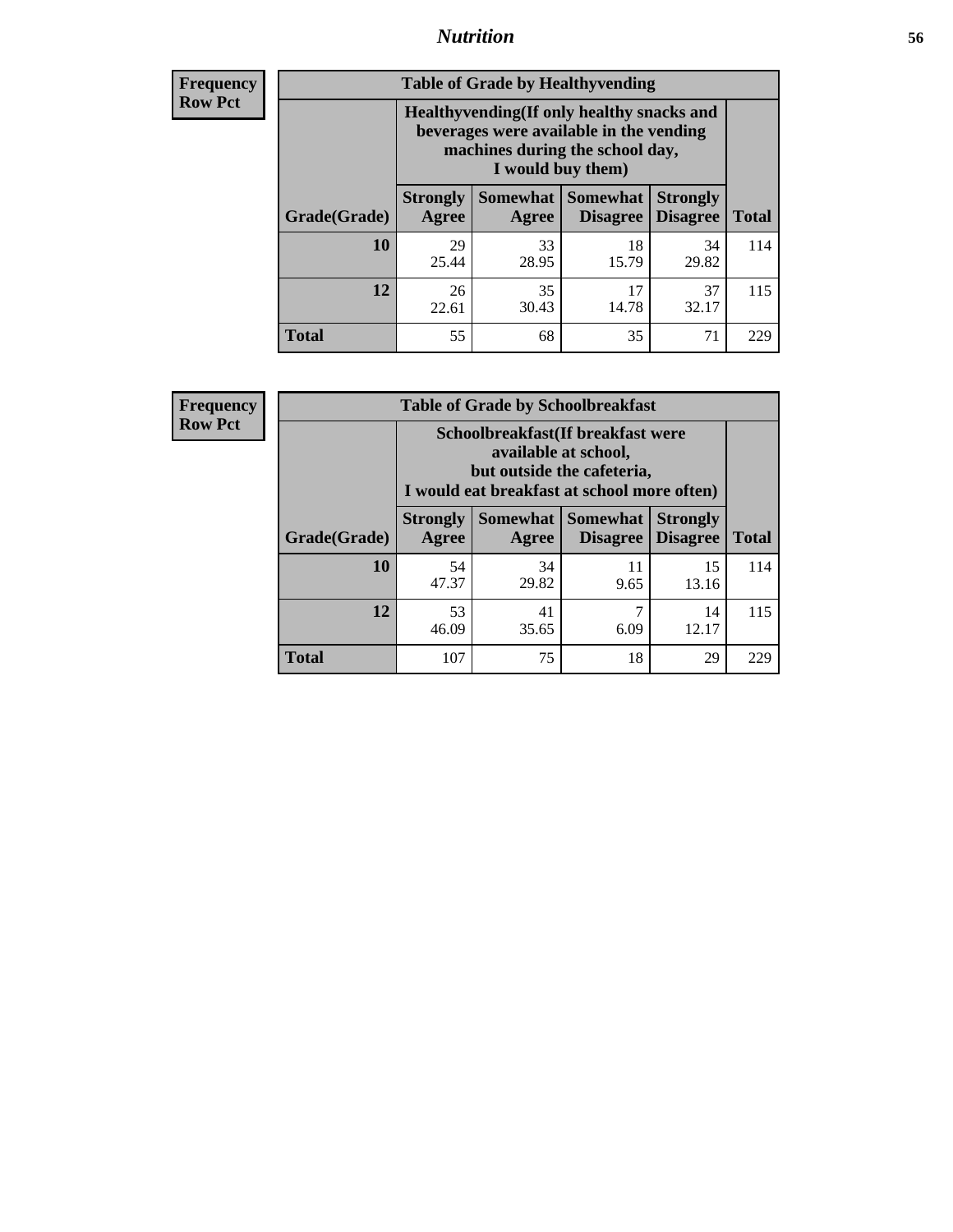## Nutrition

**Frequency**
**Row Pct**

| Table of Grade by Healthyvending | | | | | |
|---|---|---|---|---|---|
| | Healthyvending(If only healthy snacks and beverages were available in the vending machines during the school day, I would buy them) | | | | |
| Grade(Grade) | Strongly Agree | Somewhat Agree | Somewhat Disagree | Strongly Disagree | Total |
| **10** | 29<br>25.44 | 33<br>28.95 | 18<br>15.79 | 34<br>29.82 | 114 |
| **12** | 26<br>22.61 | 35<br>30.43 | 17<br>14.78 | 37<br>32.17 | 115 |
| **Total** | 55 | 68 | 35 | 71 | 229 |

**Frequency**
**Row Pct**

| Table of Grade by Schoolbreakfast | | | | | |
|---|---|---|---|---|---|
| | Schoolbreakfast(If breakfast were available at school, but outside the cafeteria, I would eat breakfast at school more often) | | | | |
| Grade(Grade) | Strongly Agree | Somewhat Agree | Somewhat Disagree | Strongly Disagree | Total |
| **10** | 54<br>47.37 | 34<br>29.82 | 11<br>9.65 | 15<br>13.16 | 114 |
| **12** | 53<br>46.09 | 41<br>35.65 | 7<br>6.09 | 14<br>12.17 | 115 |
| **Total** | 107 | 75 | 18 | 29 | 229 |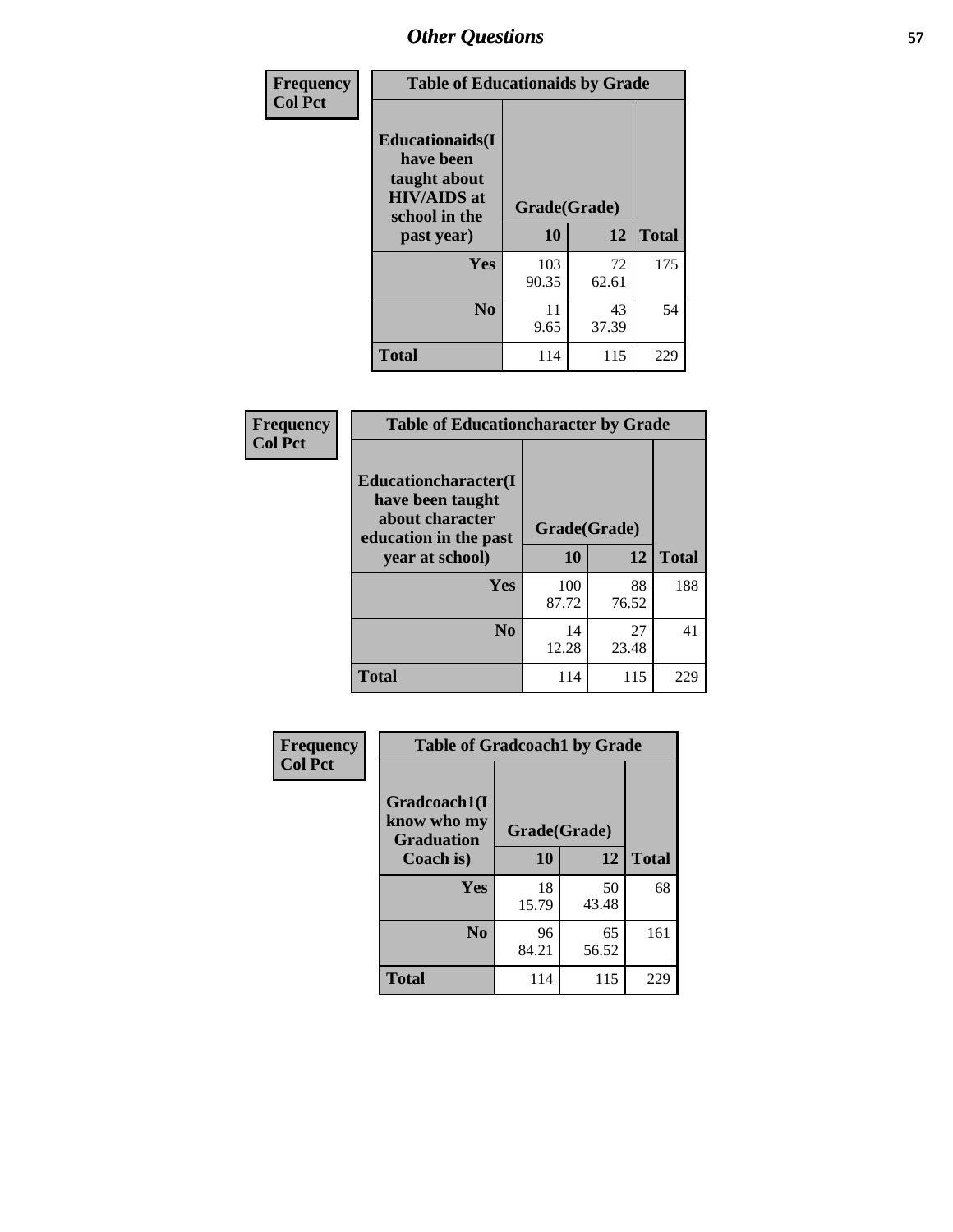| Frequency<br>Col Pct | Table of Educationaids by Grade | | |
|---|---|---|---|
| Educationaids(I have been taught about HIV/AIDS at school in the past year) | Grade(Grade) | | |
| | 10 | 12 | Total |
| Yes | 103<br>90.35 | 72<br>62.61 | 175 |
| No | 11<br>9.65 | 43<br>37.39 | 54 |
| Total | 114 | 115 | 229 |

| Frequency<br>Col Pct | Table of Educationcharacter by Grade | | |
|---|---|---|---|
| Educationcharacter(I have been taught about character education in the past year at school) | Grade(Grade) | | |
| | 10 | 12 | Total |
| Yes | 100<br>87.72 | 88<br>76.52 | 188 |
| No | 14<br>12.28 | 27<br>23.48 | 41 |
| Total | 114 | 115 | 229 |

| Frequency<br>Col Pct | Table of Gradcoach1 by Grade | | |
|---|---|---|---|
| Gradcoach1(I know who my Graduation Coach is) | Grade(Grade) | | |
| | 10 | 12 | Total |
| Yes | 18<br>15.79 | 50<br>43.48 | 68 |
| No | 96<br>84.21 | 65<br>56.52 | 161 |
| Total | 114 | 115 | 229 |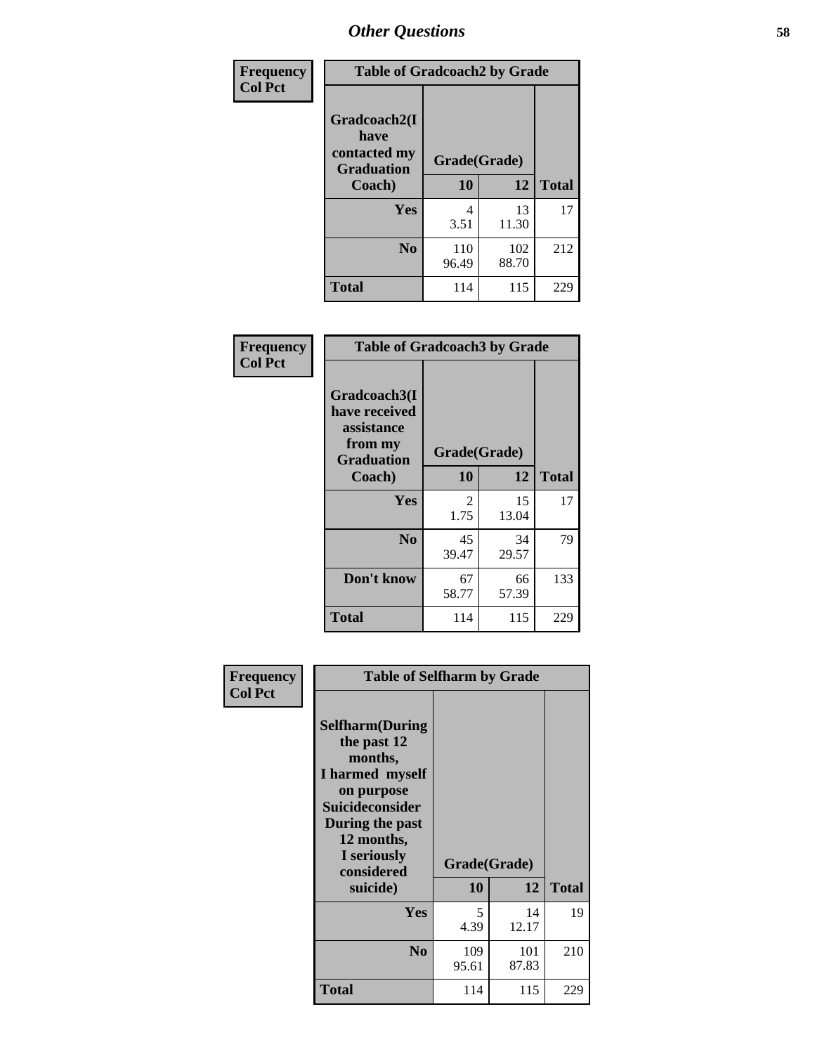# Other Questions

**Frequency / Col Pct**

**Table of Gradcoach2 by Grade**

| Gradcoach2(I have contacted my Graduation Coach) | Grade(Grade) 10 | 12 | Total |
|---|---|---|---|
| **Yes** | 4<br>3.51 | 13<br>11.30 | 17 |
| **No** | 110<br>96.49 | 102<br>88.70 | 212 |
| **Total** | 114 | 115 | 229 |

**Frequency / Col Pct**

**Table of Gradcoach3 by Grade**

| Gradcoach3(I have received assistance from my Graduation Coach) | Grade(Grade) 10 | 12 | Total |
|---|---|---|---|
| **Yes** | 2<br>1.75 | 15<br>13.04 | 17 |
| **No** | 45<br>39.47 | 34<br>29.57 | 79 |
| **Don't know** | 67<br>58.77 | 66<br>57.39 | 133 |
| **Total** | 114 | 115 | 229 |

**Frequency / Col Pct**

**Table of Selfharm by Grade**

| Selfharm(During the past 12 months, I harmed myself on purpose Suicideconsider During the past 12 months, I seriously considered suicide) | Grade(Grade) 10 | 12 | Total |
|---|---|---|---|
| **Yes** | 5<br>4.39 | 14<br>12.17 | 19 |
| **No** | 109<br>95.61 | 101<br>87.83 | 210 |
| **Total** | 114 | 115 | 229 |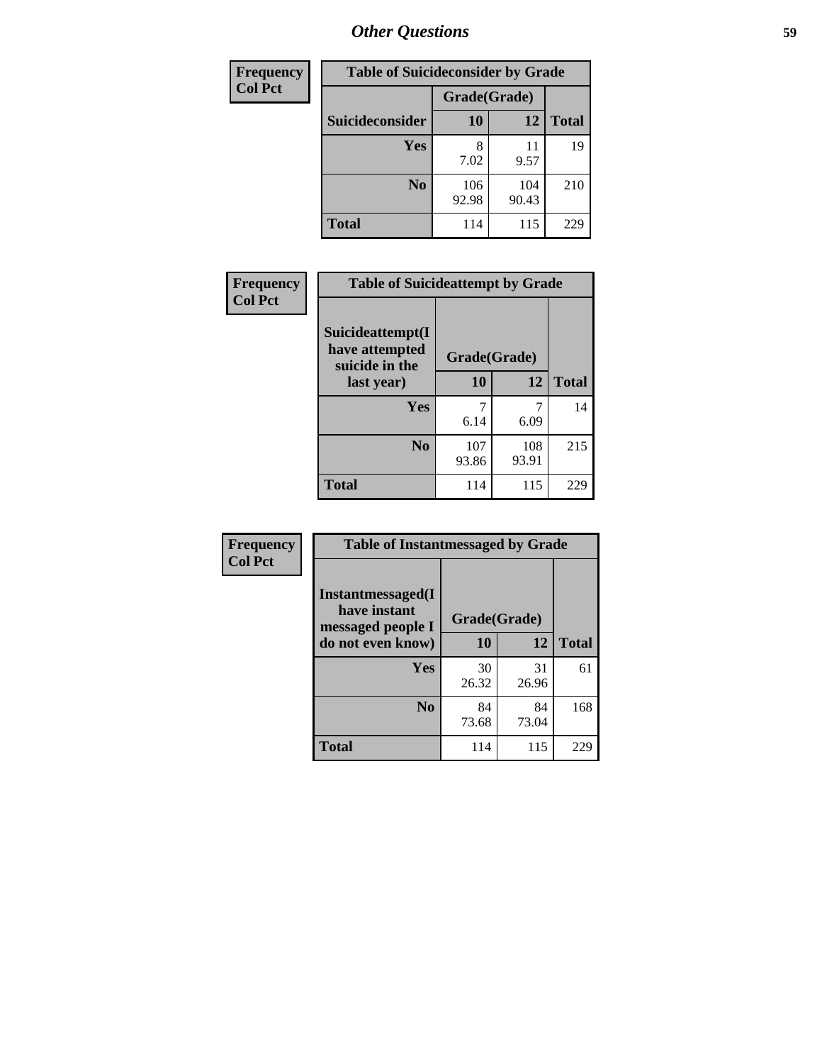| Frequency<br>Col Pct |
|---|

**Table of Suicideconsider by Grade**

| Suicideconsider | Grade(Grade) 10 | 12 | Total |
|---|---|---|---|
| Yes | 8<br>7.02 | 11<br>9.57 | 19 |
| No | 106<br>92.98 | 104<br>90.43 | 210 |
| Total | 114 | 115 | 229 |

| Frequency<br>Col Pct |
|---|

**Table of Suicideattempt by Grade**

| Suicideattempt(I have attempted suicide in the last year) | Grade(Grade) 10 | 12 | Total |
|---|---|---|---|
| Yes | 7<br>6.14 | 7<br>6.09 | 14 |
| No | 107<br>93.86 | 108<br>93.91 | 215 |
| Total | 114 | 115 | 229 |

| Frequency<br>Col Pct |
|---|

**Table of Instantmessaged by Grade**

| Instantmessaged(I have instant messaged people I do not even know) | Grade(Grade) 10 | 12 | Total |
|---|---|---|---|
| Yes | 30<br>26.32 | 31<br>26.96 | 61 |
| No | 84<br>73.68 | 84<br>73.04 | 168 |
| Total | 114 | 115 | 229 |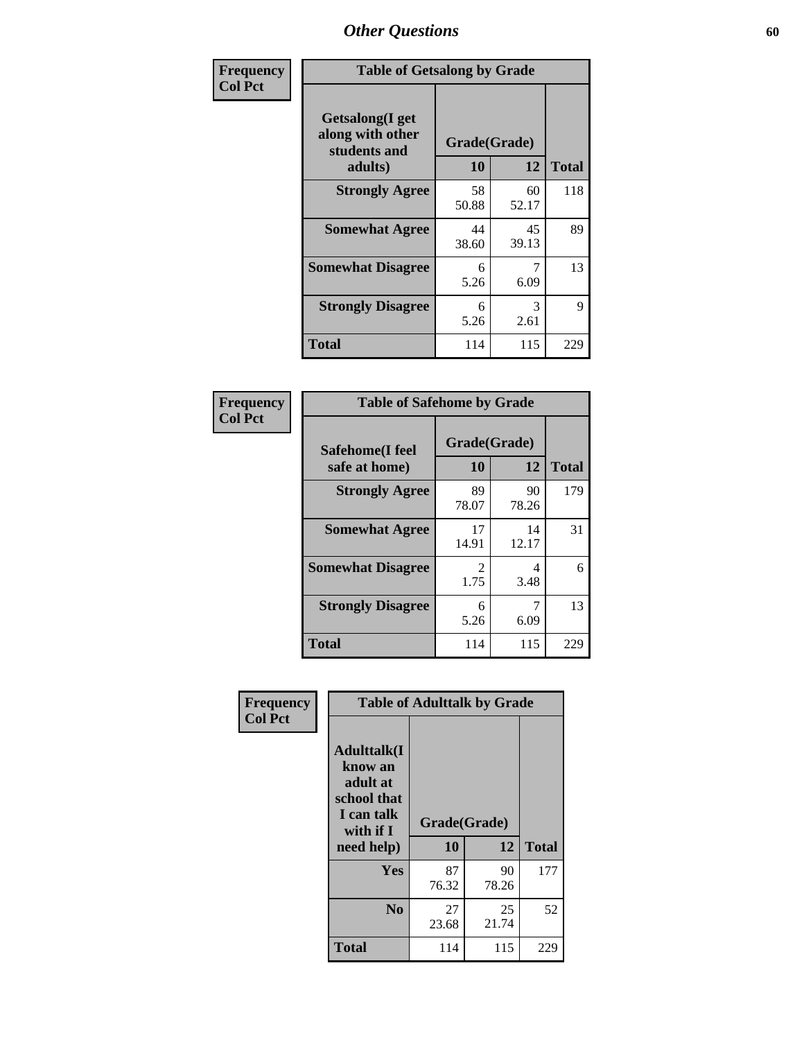| Frequency Col Pct | Table of Getsalong by Grade | | |
|---|---|---|---|
| Getsalong(I get along with other students and adults) | Grade(Grade) | | |
| | 10 | 12 | Total |
| Strongly Agree | 58<br>50.88 | 60<br>52.17 | 118 |
| Somewhat Agree | 44<br>38.60 | 45<br>39.13 | 89 |
| Somewhat Disagree | 6<br>5.26 | 7<br>6.09 | 13 |
| Strongly Disagree | 6<br>5.26 | 3<br>2.61 | 9 |
| Total | 114 | 115 | 229 |

| Frequency Col Pct | Table of Safehome by Grade | | |
|---|---|---|---|
| Safehome(I feel safe at home) | Grade(Grade) | | |
| | 10 | 12 | Total |
| Strongly Agree | 89<br>78.07 | 90<br>78.26 | 179 |
| Somewhat Agree | 17<br>14.91 | 14<br>12.17 | 31 |
| Somewhat Disagree | 2<br>1.75 | 4<br>3.48 | 6 |
| Strongly Disagree | 6<br>5.26 | 7<br>6.09 | 13 |
| Total | 114 | 115 | 229 |

| Frequency Col Pct | Table of Adulttalk by Grade | | |
|---|---|---|---|
| Adulttalk(I know an adult at school that I can talk with if I need help) | Grade(Grade) | | |
| | 10 | 12 | Total |
| Yes | 87<br>76.32 | 90<br>78.26 | 177 |
| No | 27<br>23.68 | 25<br>21.74 | 52 |
| Total | 114 | 115 | 229 |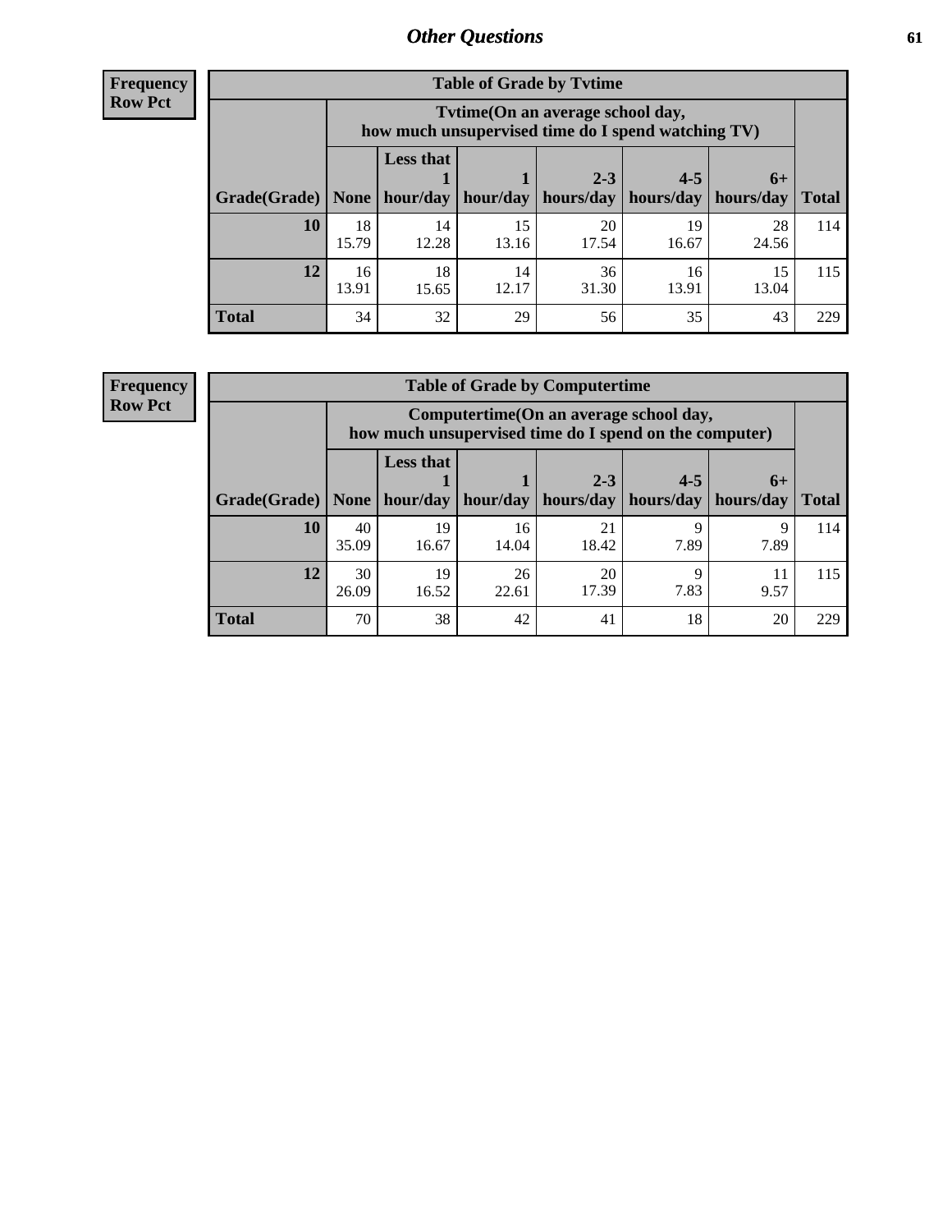**Frequency**
**Row Pct**

| Table of Grade by Tvtime | | | | | | | |
|---|---|---|---|---|---|---|---|
| | Tvtime(On an average school day, how much unsupervised time do I spend watching TV) | | | | | | |
| Grade(Grade) | None | Less that 1 hour/day | 1 hour/day | 2-3 hours/day | 4-5 hours/day | 6+ hours/day | Total |
| **10** | 18<br>15.79 | 14<br>12.28 | 15<br>13.16 | 20<br>17.54 | 19<br>16.67 | 28<br>24.56 | 114 |
| **12** | 16<br>13.91 | 18<br>15.65 | 14<br>12.17 | 36<br>31.30 | 16<br>13.91 | 15<br>13.04 | 115 |
| **Total** | 34 | 32 | 29 | 56 | 35 | 43 | 229 |

**Frequency**
**Row Pct**

| Table of Grade by Computertime | | | | | | | |
|---|---|---|---|---|---|---|---|
| | Computertime(On an average school day, how much unsupervised time do I spend on the computer) | | | | | | |
| Grade(Grade) | None | Less that 1 hour/day | 1 hour/day | 2-3 hours/day | 4-5 hours/day | 6+ hours/day | Total |
| **10** | 40<br>35.09 | 19<br>16.67 | 16<br>14.04 | 21<br>18.42 | 9<br>7.89 | 9<br>7.89 | 114 |
| **12** | 30<br>26.09 | 19<br>16.52 | 26<br>22.61 | 20<br>17.39 | 9<br>7.83 | 11<br>9.57 | 115 |
| **Total** | 70 | 38 | 42 | 41 | 18 | 20 | 229 |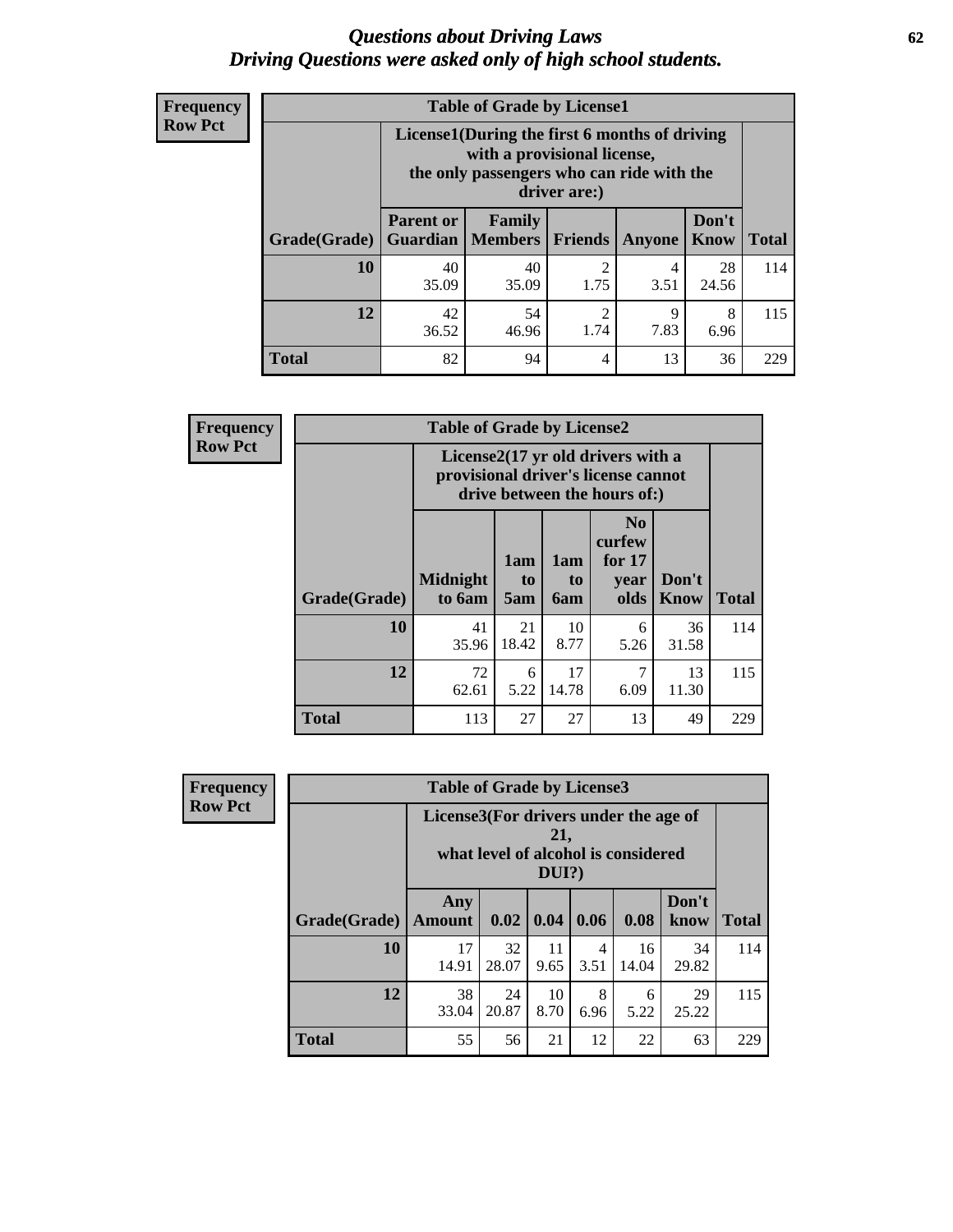# Questions about Driving Laws
## Driving Questions were asked only of high school students.

**Frequency**
**Row Pct**

**Table of Grade by License1**

| Grade(Grade) | License1(During the first 6 months of driving with a provisional license, the only passengers who can ride with the driver are:) | | | | | Total |
|---|---|---|---|---|---|---|
| | Parent or Guardian | Family Members | Friends | Anyone | Don't Know | |
| 10 | 40<br>35.09 | 40<br>35.09 | 2<br>1.75 | 4<br>3.51 | 28<br>24.56 | 114 |
| 12 | 42<br>36.52 | 54<br>46.96 | 2<br>1.74 | 9<br>7.83 | 8<br>6.96 | 115 |
| Total | 82 | 94 | 4 | 13 | 36 | 229 |

**Frequency**
**Row Pct**

**Table of Grade by License2**

| Grade(Grade) | License2(17 yr old drivers with a provisional driver's license cannot drive between the hours of:) | | | | | Total |
|---|---|---|---|---|---|---|
| | Midnight to 6am | 1am to 5am | 1am to 6am | No curfew for 17 year olds | Don't Know | |
| 10 | 41<br>35.96 | 21<br>18.42 | 10<br>8.77 | 6<br>5.26 | 36<br>31.58 | 114 |
| 12 | 72<br>62.61 | 6<br>5.22 | 17<br>14.78 | 7<br>6.09 | 13<br>11.30 | 115 |
| Total | 113 | 27 | 27 | 13 | 49 | 229 |

**Frequency**
**Row Pct**

**Table of Grade by License3**

| Grade(Grade) | License3(For drivers under the age of 21, what level of alcohol is considered DUI?) | | | | | | Total |
|---|---|---|---|---|---|---|---|
| | Any Amount | 0.02 | 0.04 | 0.06 | 0.08 | Don't know | |
| 10 | 17<br>14.91 | 32<br>28.07 | 11<br>9.65 | 4<br>3.51 | 16<br>14.04 | 34<br>29.82 | 114 |
| 12 | 38<br>33.04 | 24<br>20.87 | 10<br>8.70 | 8<br>6.96 | 6<br>5.22 | 29<br>25.22 | 115 |
| Total | 55 | 56 | 21 | 12 | 22 | 63 | 229 |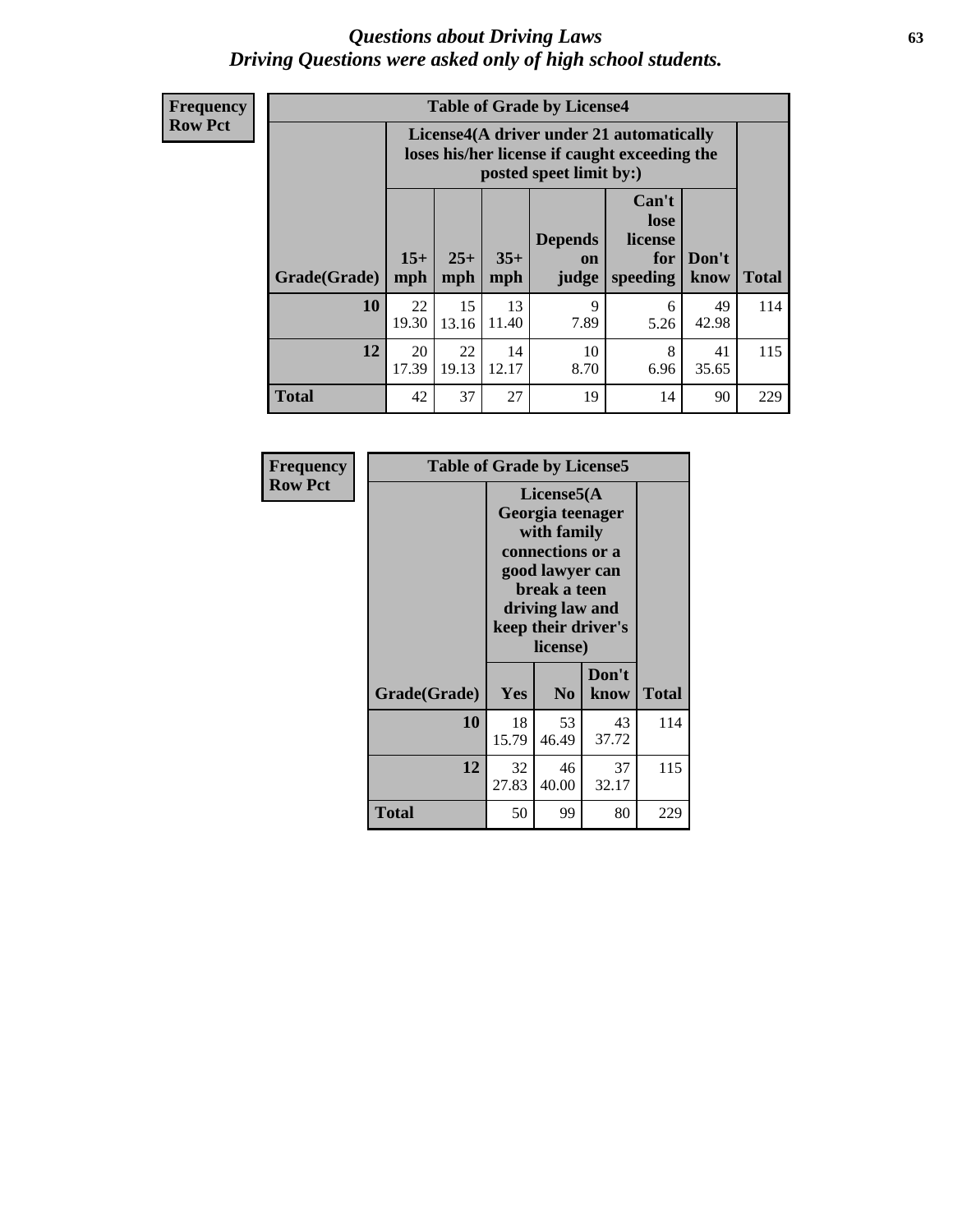# Questions about Driving Laws
## Driving Questions were asked only of high school students.

**Frequency**
**Row Pct**

**Table of Grade by License4**

| Grade(Grade) | License4(A driver under 21 automatically loses his/her license if caught exceeding the posted speet limit by:) 15+ mph | 25+ mph | 35+ mph | Depends on judge | Can't lose license for speeding | Don't know | Total |
|---|---|---|---|---|---|---|---|
| **10** | 22<br>19.30 | 15<br>13.16 | 13<br>11.40 | 9<br>7.89 | 6<br>5.26 | 49<br>42.98 | 114 |
| **12** | 20<br>17.39 | 22<br>19.13 | 14<br>12.17 | 10<br>8.70 | 8<br>6.96 | 41<br>35.65 | 115 |
| **Total** | 42 | 37 | 27 | 19 | 14 | 90 | 229 |

**Frequency**
**Row Pct**

**Table of Grade by License5**

| Grade(Grade) | License5(A Georgia teenager with family connections or a good lawyer can break a teen driving law and keep their driver's license) Yes | No | Don't know | Total |
|---|---|---|---|---|
| **10** | 18<br>15.79 | 53<br>46.49 | 43<br>37.72 | 114 |
| **12** | 32<br>27.83 | 46<br>40.00 | 37<br>32.17 | 115 |
| **Total** | 50 | 99 | 80 | 229 |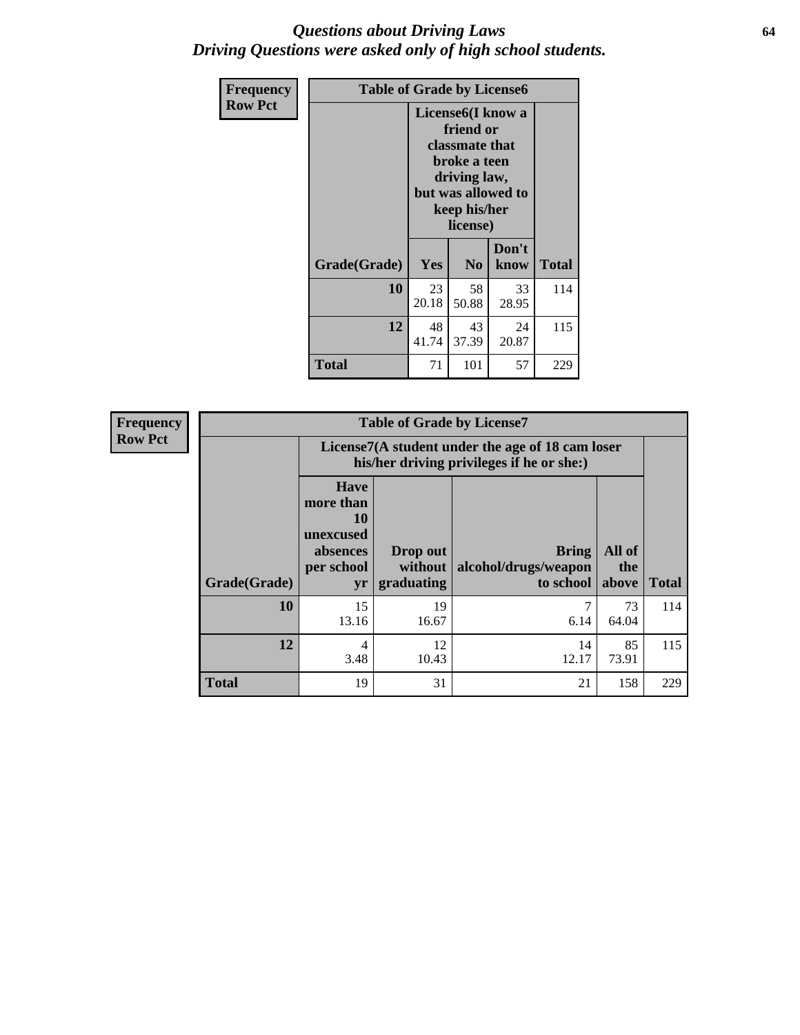# *Questions about Driving Laws*
## *Driving Questions were asked only of high school students.*

**Frequency**
**Row Pct**

| Table of Grade by License6 | | | | |
|---|---|---|---|---|
| | License6(I know a friend or classmate that broke a teen driving law, but was allowed to keep his/her license) | | | |
| Grade(Grade) | Yes | No | Don't know | Total |
| 10 | 23<br>20.18 | 58<br>50.88 | 33<br>28.95 | 114 |
| 12 | 48<br>41.74 | 43<br>37.39 | 24<br>20.87 | 115 |
| Total | 71 | 101 | 57 | 229 |

**Frequency**
**Row Pct**

| Table of Grade by License7 | | | | | |
|---|---|---|---|---|---|
| | License7(A student under the age of 18 cam loser his/her driving privileges if he or she:) | | | | |
| Grade(Grade) | Have more than 10 unexcused absences per school yr | Drop out without graduating | Bring alcohol/drugs/weapon to school | All of the above | Total |
| 10 | 15<br>13.16 | 19<br>16.67 | 7<br>6.14 | 73<br>64.04 | 114 |
| 12 | 4<br>3.48 | 12<br>10.43 | 14<br>12.17 | 85<br>73.91 | 115 |
| Total | 19 | 31 | 21 | 158 | 229 |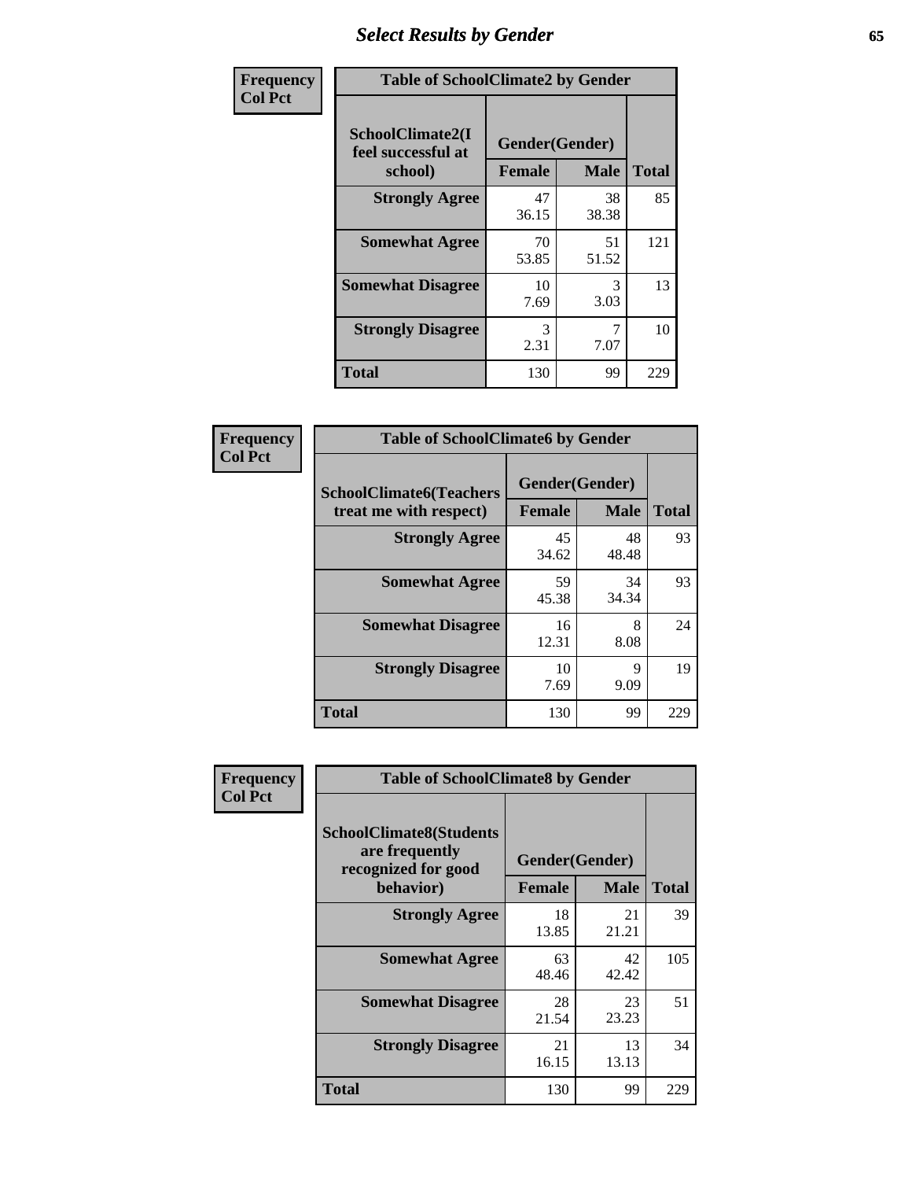# Select Results by Gender

**Frequency**
**Col Pct**

| Table of SchoolClimate2 by Gender | | | |
|---|---|---|---|
| SchoolClimate2(I feel successful at school) | Gender(Gender) | | |
| | Female | Male | Total |
| **Strongly Agree** | 47<br>36.15 | 38<br>38.38 | 85 |
| **Somewhat Agree** | 70<br>53.85 | 51<br>51.52 | 121 |
| **Somewhat Disagree** | 10<br>7.69 | 3<br>3.03 | 13 |
| **Strongly Disagree** | 3<br>2.31 | 7<br>7.07 | 10 |
| **Total** | 130 | 99 | 229 |

**Frequency**
**Col Pct**

| Table of SchoolClimate6 by Gender | | | |
|---|---|---|---|
| SchoolClimate6(Teachers treat me with respect) | Gender(Gender) | | |
| | Female | Male | Total |
| **Strongly Agree** | 45<br>34.62 | 48<br>48.48 | 93 |
| **Somewhat Agree** | 59<br>45.38 | 34<br>34.34 | 93 |
| **Somewhat Disagree** | 16<br>12.31 | 8<br>8.08 | 24 |
| **Strongly Disagree** | 10<br>7.69 | 9<br>9.09 | 19 |
| **Total** | 130 | 99 | 229 |

**Frequency**
**Col Pct**

| Table of SchoolClimate8 by Gender | | | |
|---|---|---|---|
| SchoolClimate8(Students are frequently recognized for good behavior) | Gender(Gender) | | |
| | Female | Male | Total |
| **Strongly Agree** | 18<br>13.85 | 21<br>21.21 | 39 |
| **Somewhat Agree** | 63<br>48.46 | 42<br>42.42 | 105 |
| **Somewhat Disagree** | 28<br>21.54 | 23<br>23.23 | 51 |
| **Strongly Disagree** | 21<br>16.15 | 13<br>13.13 | 34 |
| **Total** | 130 | 99 | 229 |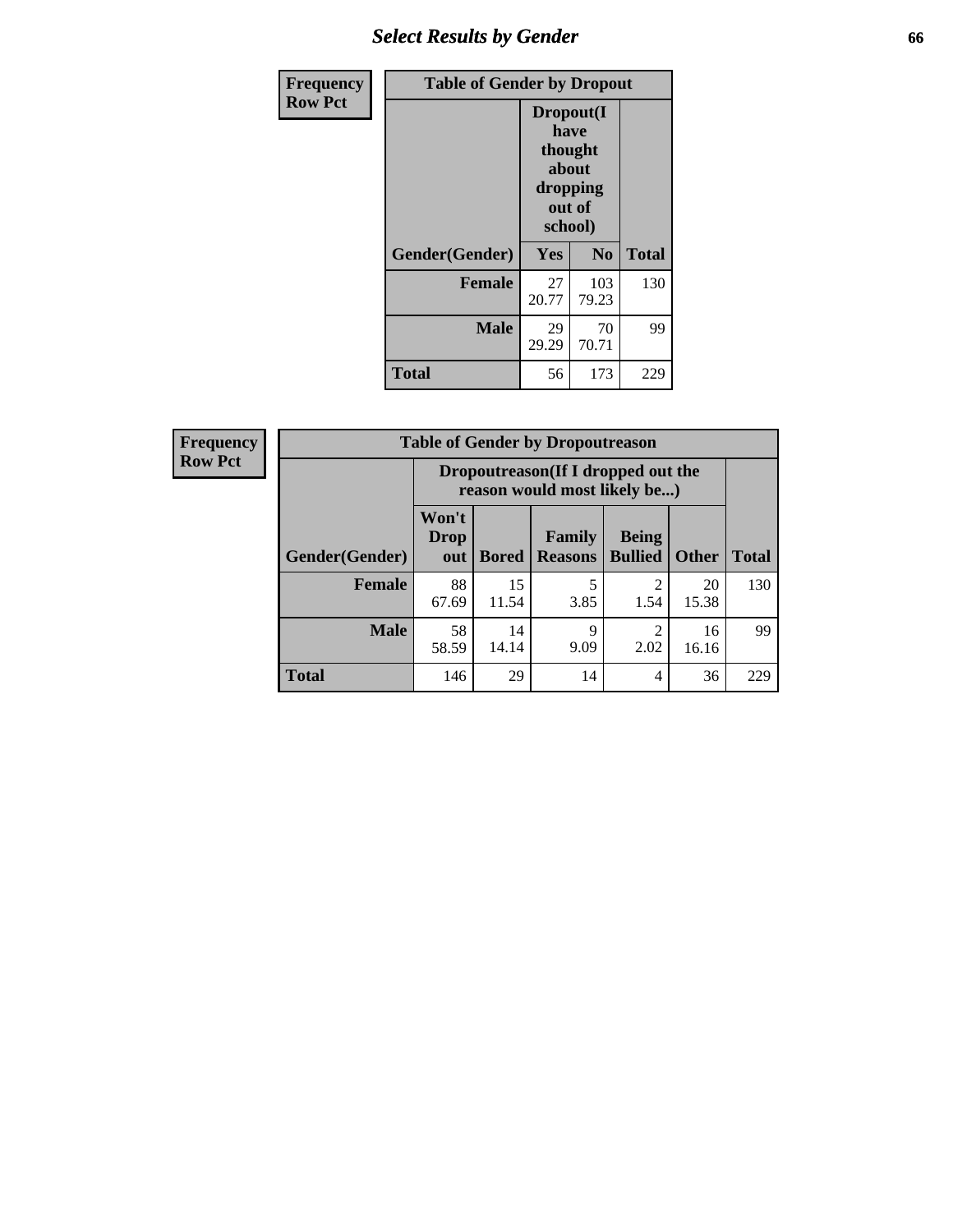| Frequency Row Pct |
|---|

**Table of Gender by Dropout**

| Gender(Gender) | Dropout(I have thought about dropping out of school) Yes | No | Total |
|---|---|---|---|
| Female | 27<br>20.77 | 103<br>79.23 | 130 |
| Male | 29<br>29.29 | 70<br>70.71 | 99 |
| Total | 56 | 173 | 229 |

| Frequency Row Pct |
|---|

**Table of Gender by Dropoutreason**

| | Dropoutreason(If I dropped out the reason would most likely be...) | | | | | |
|---|---|---|---|---|---|---|
| Gender(Gender) | Won't Drop out | Bored | Family Reasons | Being Bullied | Other | Total |
| Female | 88<br>67.69 | 15<br>11.54 | 5<br>3.85 | 2<br>1.54 | 20<br>15.38 | 130 |
| Male | 58<br>58.59 | 14<br>14.14 | 9<br>9.09 | 2<br>2.02 | 16<br>16.16 | 99 |
| Total | 146 | 29 | 14 | 4 | 36 | 229 |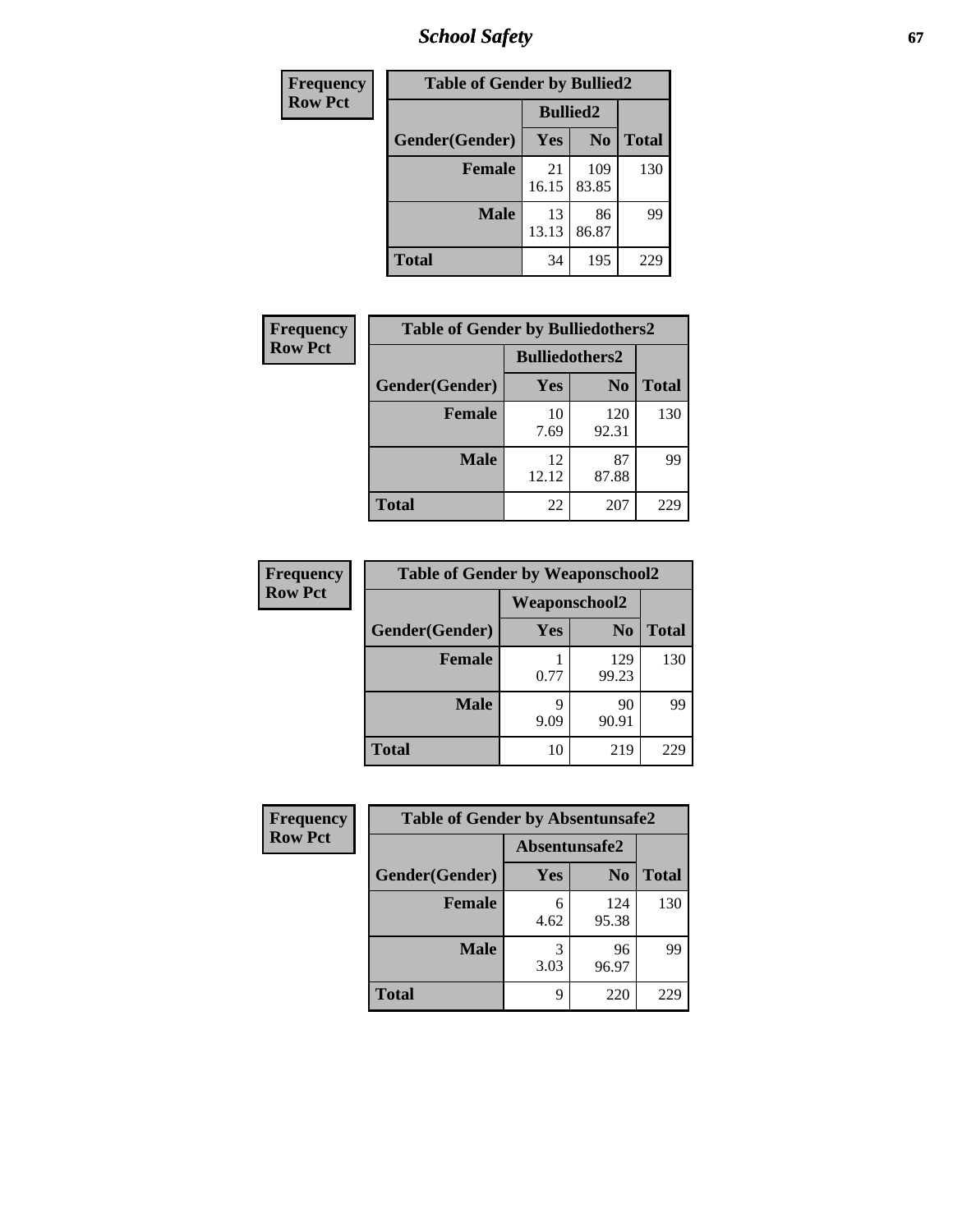| Frequency<br>Row Pct | Table of Gender by Bullied2 | | |
|---|---|---|---|
| | Bullied2 | | |
| Gender(Gender) | Yes | No | Total |
| Female | 21<br>16.15 | 109<br>83.85 | 130 |
| Male | 13<br>13.13 | 86<br>86.87 | 99 |
| Total | 34 | 195 | 229 |

| Frequency<br>Row Pct | Table of Gender by Bulliedothers2 | | |
|---|---|---|---|
| | Bulliedothers2 | | |
| Gender(Gender) | Yes | No | Total |
| Female | 10<br>7.69 | 120<br>92.31 | 130 |
| Male | 12<br>12.12 | 87<br>87.88 | 99 |
| Total | 22 | 207 | 229 |

| Frequency<br>Row Pct | Table of Gender by Weaponschool2 | | |
|---|---|---|---|
| | Weaponschool2 | | |
| Gender(Gender) | Yes | No | Total |
| Female | 1<br>0.77 | 129<br>99.23 | 130 |
| Male | 9<br>9.09 | 90<br>90.91 | 99 |
| Total | 10 | 219 | 229 |

| Frequency<br>Row Pct | Table of Gender by Absentunsafe2 | | |
|---|---|---|---|
| | Absentunsafe2 | | |
| Gender(Gender) | Yes | No | Total |
| Female | 6<br>4.62 | 124<br>95.38 | 130 |
| Male | 3<br>3.03 | 96<br>96.97 | 99 |
| Total | 9 | 220 | 229 |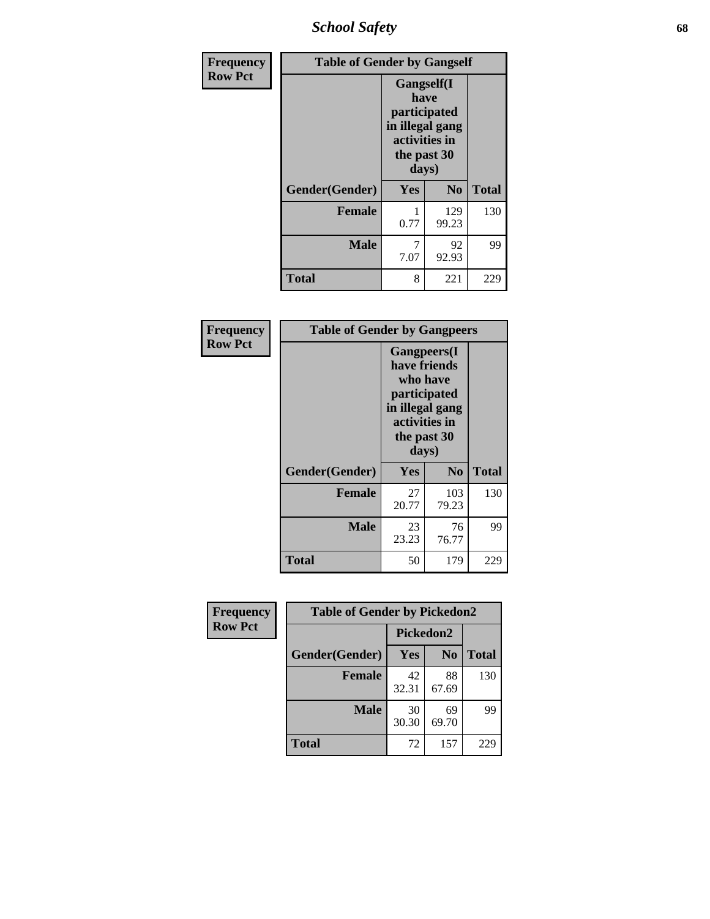| Frequency Row Pct | Table of Gender by Gangself | | |
|---|---|---|---|
| | Gangself(I have participated in illegal gang activities in the past 30 days) | | |
| Gender(Gender) | Yes | No | Total |
| Female | 1<br>0.77 | 129<br>99.23 | 130 |
| Male | 7<br>7.07 | 92<br>92.93 | 99 |
| Total | 8 | 221 | 229 |

| Frequency Row Pct | Table of Gender by Gangpeers | | |
|---|---|---|---|
| | Gangpeers(I have friends who have participated in illegal gang activities in the past 30 days) | | |
| Gender(Gender) | Yes | No | Total |
| Female | 27<br>20.77 | 103<br>79.23 | 130 |
| Male | 23<br>23.23 | 76<br>76.77 | 99 |
| Total | 50 | 179 | 229 |

| Frequency Row Pct | Table of Gender by Pickedon2 | | |
|---|---|---|---|
| | Pickedon2 | | |
| Gender(Gender) | Yes | No | Total |
| Female | 42<br>32.31 | 88<br>67.69 | 130 |
| Male | 30<br>30.30 | 69<br>69.70 | 99 |
| Total | 72 | 157 | 229 |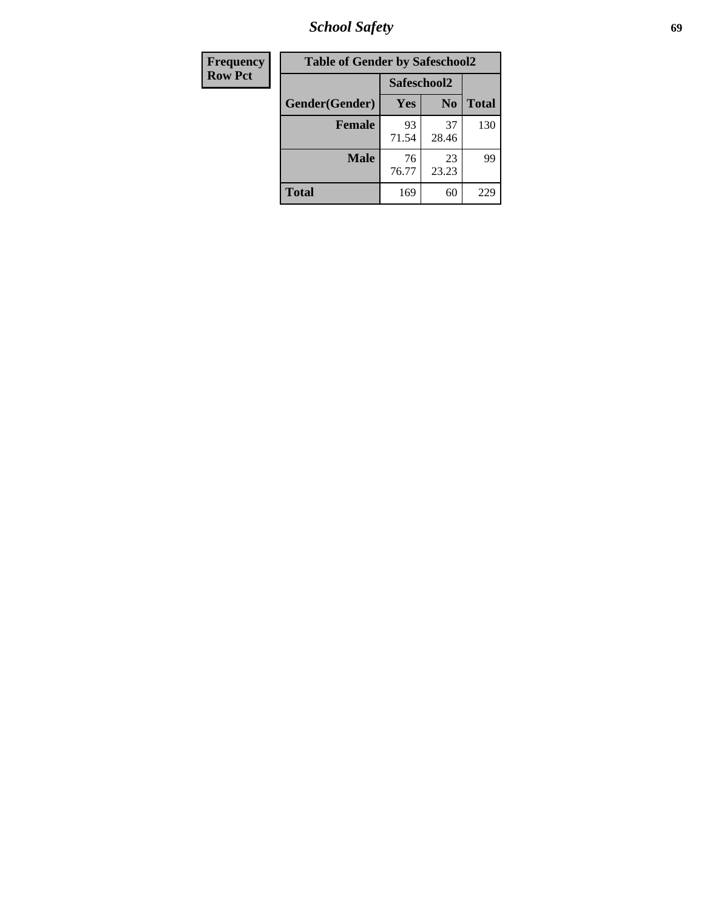| Frequency Row Pct |
| --- |

| Table of Gender by Safeschool2 | | | |
| --- | --- | --- | --- |
| | Safeschool2 | | |
| Gender(Gender) | Yes | No | Total |
| Female | 93 71.54 | 37 28.46 | 130 |
| Male | 76 76.77 | 23 23.23 | 99 |
| Total | 169 | 60 | 229 |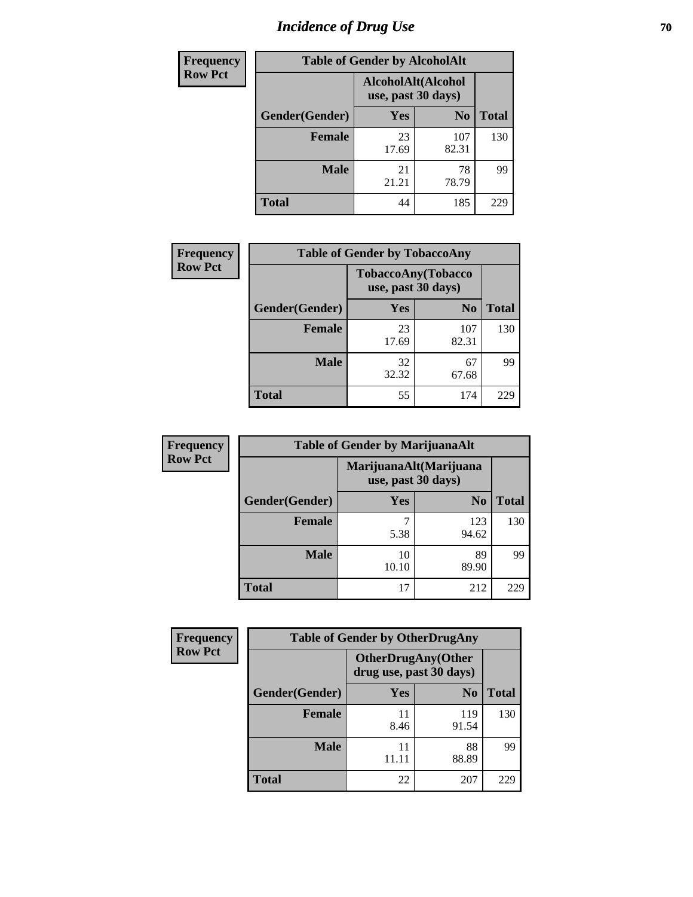# Incidence of Drug Use

**Frequency**
**Row Pct**

| Table of Gender by AlcoholAlt | | | |
|---|---|---|---|
| | AlcoholAlt(Alcohol use, past 30 days) | | |
| Gender(Gender) | Yes | No | Total |
| Female | 23<br>17.69 | 107<br>82.31 | 130 |
| Male | 21<br>21.21 | 78<br>78.79 | 99 |
| Total | 44 | 185 | 229 |

**Frequency**
**Row Pct**

| Table of Gender by TobaccoAny | | | |
|---|---|---|---|
| | TobaccoAny(Tobacco use, past 30 days) | | |
| Gender(Gender) | Yes | No | Total |
| Female | 23<br>17.69 | 107<br>82.31 | 130 |
| Male | 32<br>32.32 | 67<br>67.68 | 99 |
| Total | 55 | 174 | 229 |

**Frequency**
**Row Pct**

| Table of Gender by MarijuanaAlt | | | |
|---|---|---|---|
| | MarijuanaAlt(Marijuana use, past 30 days) | | |
| Gender(Gender) | Yes | No | Total |
| Female | 7<br>5.38 | 123<br>94.62 | 130 |
| Male | 10<br>10.10 | 89<br>89.90 | 99 |
| Total | 17 | 212 | 229 |

**Frequency**
**Row Pct**

| Table of Gender by OtherDrugAny | | | |
|---|---|---|---|
| | OtherDrugAny(Other drug use, past 30 days) | | |
| Gender(Gender) | Yes | No | Total |
| Female | 11<br>8.46 | 119<br>91.54 | 130 |
| Male | 11<br>11.11 | 88<br>88.89 | 99 |
| Total | 22 | 207 | 229 |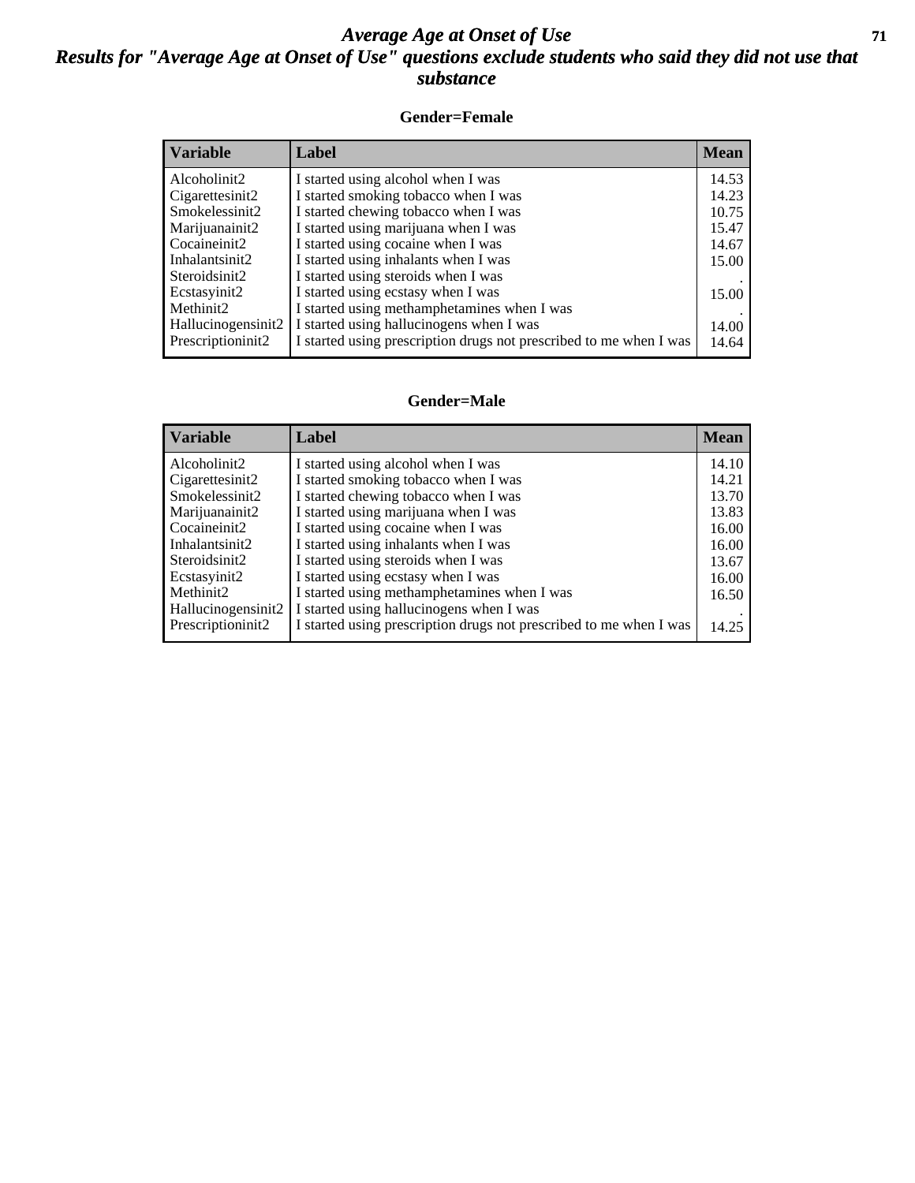# *Average Age at Onset of Use*

## *Results for "Average Age at Onset of Use" questions exclude students who said they did not use that substance*

### Gender=Female

| Variable | Label | Mean |
|---|---|---|
| Alcoholinit2 | I started using alcohol when I was | 14.53 |
| Cigarettesinit2 | I started smoking tobacco when I was | 14.23 |
| Smokelessinit2 | I started chewing tobacco when I was | 10.75 |
| Marijuanainit2 | I started using marijuana when I was | 15.47 |
| Cocaineinit2 | I started using cocaine when I was | 14.67 |
| Inhalantsinit2 | I started using inhalants when I was | 15.00 |
| Steroidsinit2 | I started using steroids when I was | . |
| Ecstasyinit2 | I started using ecstasy when I was | 15.00 |
| Methinit2 | I started using methamphetamines when I was | . |
| Hallucinogensinit2 | I started using hallucinogens when I was | 14.00 |
| Prescriptioninit2 | I started using prescription drugs not prescribed to me when I was | 14.64 |

### Gender=Male

| Variable | Label | Mean |
|---|---|---|
| Alcoholinit2 | I started using alcohol when I was | 14.10 |
| Cigarettesinit2 | I started smoking tobacco when I was | 14.21 |
| Smokelessinit2 | I started chewing tobacco when I was | 13.70 |
| Marijuanainit2 | I started using marijuana when I was | 13.83 |
| Cocaineinit2 | I started using cocaine when I was | 16.00 |
| Inhalantsinit2 | I started using inhalants when I was | 16.00 |
| Steroidsinit2 | I started using steroids when I was | 13.67 |
| Ecstasyinit2 | I started using ecstasy when I was | 16.00 |
| Methinit2 | I started using methamphetamines when I was | 16.50 |
| Hallucinogensinit2 | I started using hallucinogens when I was | . |
| Prescriptioninit2 | I started using prescription drugs not prescribed to me when I was | 14.25 |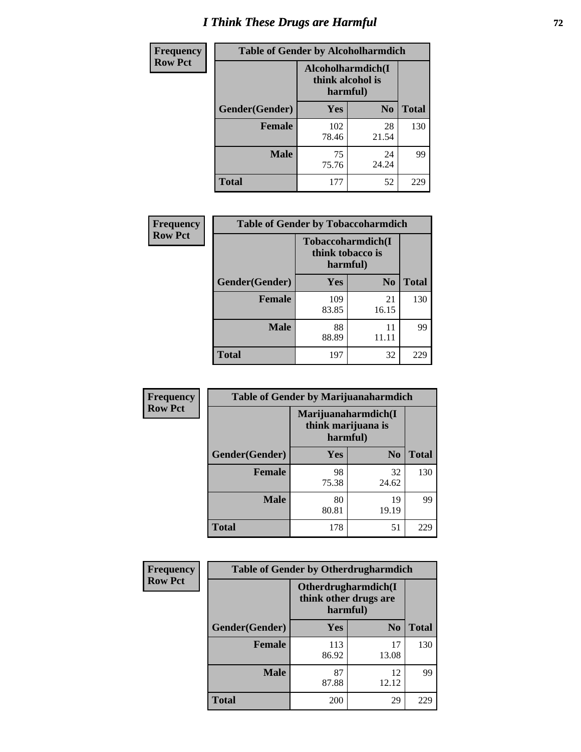# I Think These Drugs are Harmful

| Frequency<br>Row Pct | | | |
|---|---|---|---|
| **Table of Gender by Alcoholharmdich** | | | |
| | **Alcoholharmdich(I think alcohol is harmful)** | | |
| **Gender(Gender)** | **Yes** | **No** | **Total** |
| **Female** | 102<br>78.46 | 28<br>21.54 | 130 |
| **Male** | 75<br>75.76 | 24<br>24.24 | 99 |
| **Total** | 177 | 52 | 229 |

| Frequency<br>Row Pct | | | |
|---|---|---|---|
| **Table of Gender by Tobaccoharmdich** | | | |
| | **Tobaccoharmdich(I think tobacco is harmful)** | | |
| **Gender(Gender)** | **Yes** | **No** | **Total** |
| **Female** | 109<br>83.85 | 21<br>16.15 | 130 |
| **Male** | 88<br>88.89 | 11<br>11.11 | 99 |
| **Total** | 197 | 32 | 229 |

| Frequency<br>Row Pct | | | |
|---|---|---|---|
| **Table of Gender by Marijuanaharmdich** | | | |
| | **Marijuanaharmdich(I think marijuana is harmful)** | | |
| **Gender(Gender)** | **Yes** | **No** | **Total** |
| **Female** | 98<br>75.38 | 32<br>24.62 | 130 |
| **Male** | 80<br>80.81 | 19<br>19.19 | 99 |
| **Total** | 178 | 51 | 229 |

| Frequency<br>Row Pct | | | |
|---|---|---|---|
| **Table of Gender by Otherdrugharmdich** | | | |
| | **Otherdrugharmdich(I think other drugs are harmful)** | | |
| **Gender(Gender)** | **Yes** | **No** | **Total** |
| **Female** | 113<br>86.92 | 17<br>13.08 | 130 |
| **Male** | 87<br>87.88 | 12<br>12.12 | 99 |
| **Total** | 200 | 29 | 229 |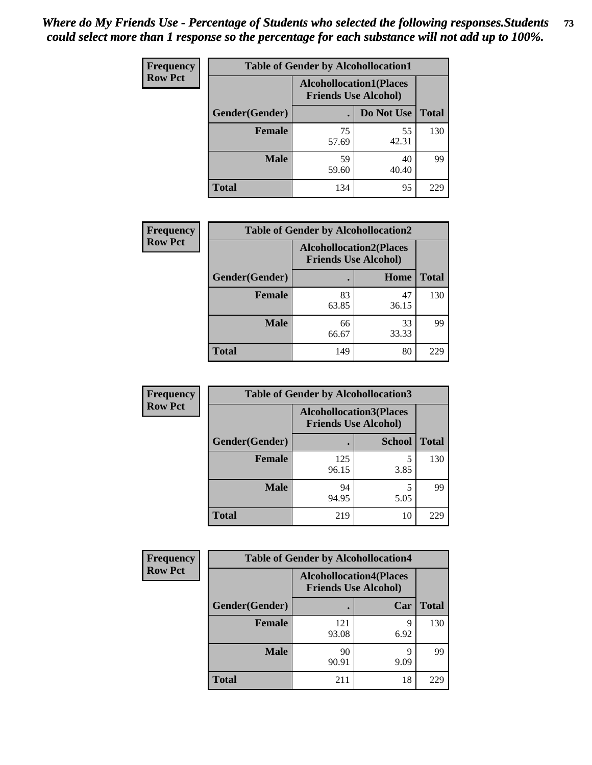*Where do My Friends Use - Percentage of Students who selected the following responses.Students could select more than 1 response so the percentage for each substance will not add up to 100%.*

**Frequency**
**Row Pct**

| Table of Gender by Alcohollocation1 | | | |
|---|---|---|---|
| | Alcohollocation1(Places Friends Use Alcohol) | | |
| Gender(Gender) | . | Do Not Use | Total |
| Female | 75<br>57.69 | 55<br>42.31 | 130 |
| Male | 59<br>59.60 | 40<br>40.40 | 99 |
| Total | 134 | 95 | 229 |

**Frequency**
**Row Pct**

| Table of Gender by Alcohollocation2 | | | |
|---|---|---|---|
| | Alcohollocation2(Places Friends Use Alcohol) | | |
| Gender(Gender) | . | Home | Total |
| Female | 83<br>63.85 | 47<br>36.15 | 130 |
| Male | 66<br>66.67 | 33<br>33.33 | 99 |
| Total | 149 | 80 | 229 |

**Frequency**
**Row Pct**

| Table of Gender by Alcohollocation3 | | | |
|---|---|---|---|
| | Alcohollocation3(Places Friends Use Alcohol) | | |
| Gender(Gender) | . | School | Total |
| Female | 125<br>96.15 | 5<br>3.85 | 130 |
| Male | 94<br>94.95 | 5<br>5.05 | 99 |
| Total | 219 | 10 | 229 |

**Frequency**
**Row Pct**

| Table of Gender by Alcohollocation4 | | | |
|---|---|---|---|
| | Alcohollocation4(Places Friends Use Alcohol) | | |
| Gender(Gender) | . | Car | Total |
| Female | 121<br>93.08 | 9<br>6.92 | 130 |
| Male | 90<br>90.91 | 9<br>9.09 | 99 |
| Total | 211 | 18 | 229 |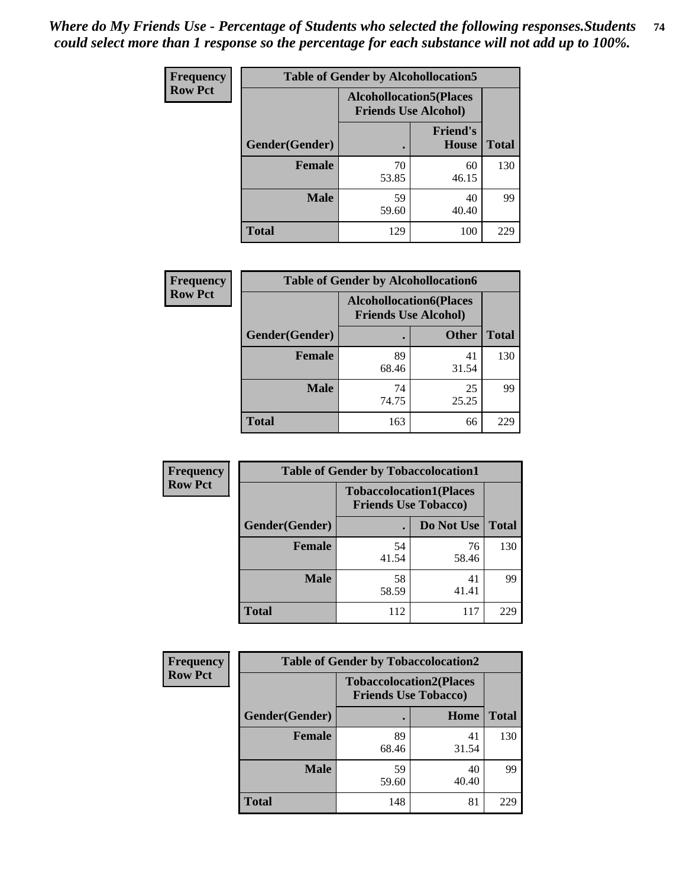*Where do My Friends Use - Percentage of Students who selected the following responses.Students could select more than 1 response so the percentage for each substance will not add up to 100%.*

**Frequency**
**Row Pct**

| Table of Gender by Alcohollocation5 | | | |
|---|---|---|---|
| | Alcohollocation5(Places Friends Use Alcohol) | | |
| Gender(Gender) | . | Friend's House | Total |
| Female | 70<br>53.85 | 60<br>46.15 | 130 |
| Male | 59<br>59.60 | 40<br>40.40 | 99 |
| Total | 129 | 100 | 229 |

**Frequency**
**Row Pct**

| Table of Gender by Alcohollocation6 | | | |
|---|---|---|---|
| | Alcohollocation6(Places Friends Use Alcohol) | | |
| Gender(Gender) | . | Other | Total |
| Female | 89<br>68.46 | 41<br>31.54 | 130 |
| Male | 74<br>74.75 | 25<br>25.25 | 99 |
| Total | 163 | 66 | 229 |

**Frequency**
**Row Pct**

| Table of Gender by Tobaccolocation1 | | | |
|---|---|---|---|
| | Tobaccolocation1(Places Friends Use Tobacco) | | |
| Gender(Gender) | . | Do Not Use | Total |
| Female | 54<br>41.54 | 76<br>58.46 | 130 |
| Male | 58<br>58.59 | 41<br>41.41 | 99 |
| Total | 112 | 117 | 229 |

**Frequency**
**Row Pct**

| Table of Gender by Tobaccolocation2 | | | |
|---|---|---|---|
| | Tobaccolocation2(Places Friends Use Tobacco) | | |
| Gender(Gender) | . | Home | Total |
| Female | 89<br>68.46 | 41<br>31.54 | 130 |
| Male | 59<br>59.60 | 40<br>40.40 | 99 |
| Total | 148 | 81 | 229 |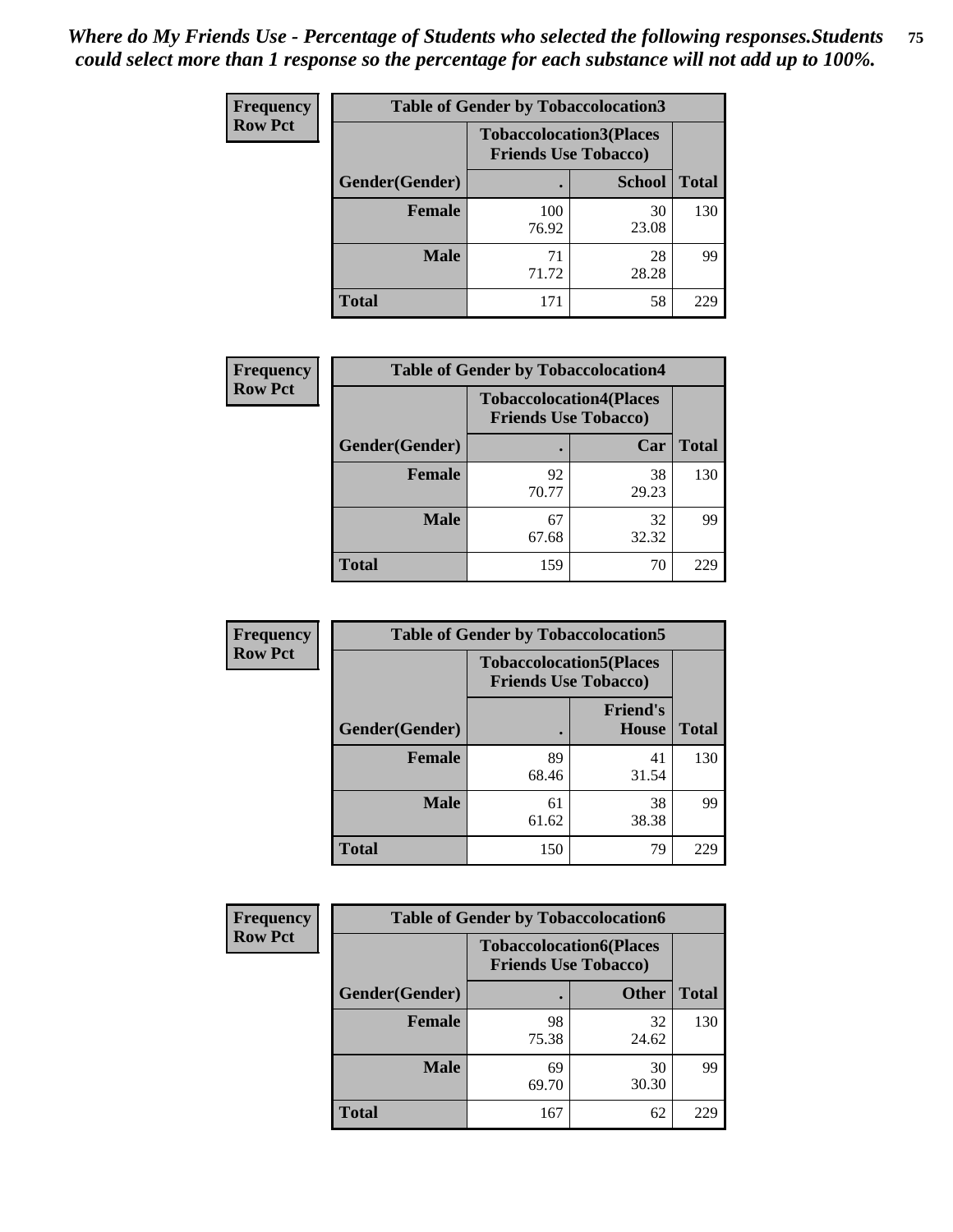*Where do My Friends Use - Percentage of Students who selected the following responses.Students could select more than 1 response so the percentage for each substance will not add up to 100%.*

**Frequency / Row Pct**

**Table of Gender by Tobaccolocation3**

| Gender(Gender) | Tobaccolocation3(Places Friends Use Tobacco) . | School | Total |
|---|---|---|---|
| Female | 100<br>76.92 | 30<br>23.08 | 130 |
| Male | 71<br>71.72 | 28<br>28.28 | 99 |
| Total | 171 | 58 | 229 |

**Frequency / Row Pct**

**Table of Gender by Tobaccolocation4**

| Gender(Gender) | Tobaccolocation4(Places Friends Use Tobacco) . | Car | Total |
|---|---|---|---|
| Female | 92<br>70.77 | 38<br>29.23 | 130 |
| Male | 67<br>67.68 | 32<br>32.32 | 99 |
| Total | 159 | 70 | 229 |

**Frequency / Row Pct**

**Table of Gender by Tobaccolocation5**

| Gender(Gender) | Tobaccolocation5(Places Friends Use Tobacco) . | Friend's House | Total |
|---|---|---|---|
| Female | 89<br>68.46 | 41<br>31.54 | 130 |
| Male | 61<br>61.62 | 38<br>38.38 | 99 |
| Total | 150 | 79 | 229 |

**Frequency / Row Pct**

**Table of Gender by Tobaccolocation6**

| Gender(Gender) | Tobaccolocation6(Places Friends Use Tobacco) . | Other | Total |
|---|---|---|---|
| Female | 98<br>75.38 | 32<br>24.62 | 130 |
| Male | 69<br>69.70 | 30<br>30.30 | 99 |
| Total | 167 | 62 | 229 |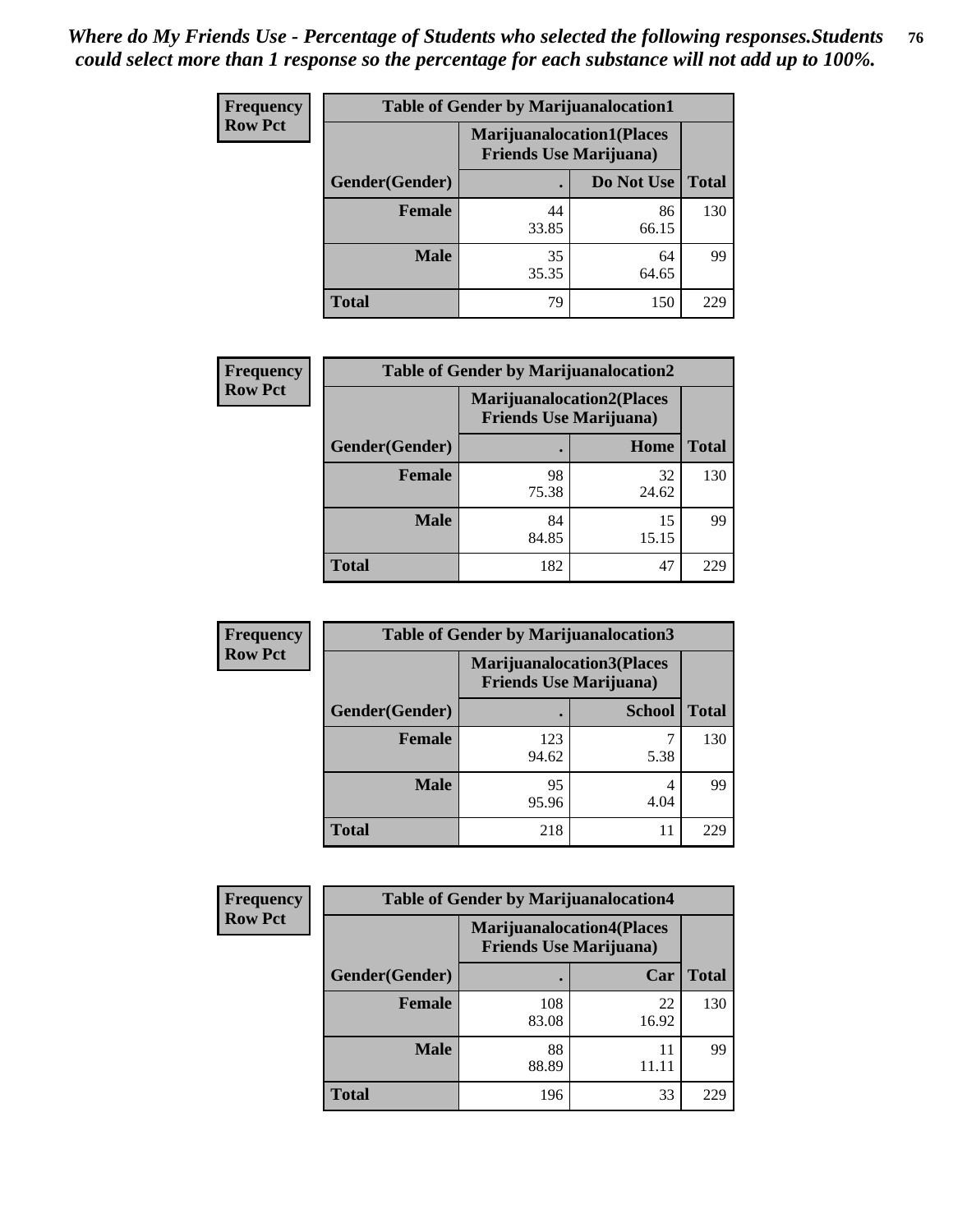*Where do My Friends Use - Percentage of Students who selected the following responses.Students could select more than 1 response so the percentage for each substance will not add up to 100%.*

**Frequency**
**Row Pct**

| Table of Gender by Marijuanalocation1 | | | |
|---|---|---|---|
| | Marijuanalocation1(Places Friends Use Marijuana) | | |
| Gender(Gender) | . | Do Not Use | Total |
| Female | 44<br>33.85 | 86<br>66.15 | 130 |
| Male | 35<br>35.35 | 64<br>64.65 | 99 |
| Total | 79 | 150 | 229 |

**Frequency**
**Row Pct**

| Table of Gender by Marijuanalocation2 | | | |
|---|---|---|---|
| | Marijuanalocation2(Places Friends Use Marijuana) | | |
| Gender(Gender) | . | Home | Total |
| Female | 98<br>75.38 | 32<br>24.62 | 130 |
| Male | 84<br>84.85 | 15<br>15.15 | 99 |
| Total | 182 | 47 | 229 |

**Frequency**
**Row Pct**

| Table of Gender by Marijuanalocation3 | | | |
|---|---|---|---|
| | Marijuanalocation3(Places Friends Use Marijuana) | | |
| Gender(Gender) | . | School | Total |
| Female | 123<br>94.62 | 7<br>5.38 | 130 |
| Male | 95<br>95.96 | 4<br>4.04 | 99 |
| Total | 218 | 11 | 229 |

**Frequency**
**Row Pct**

| Table of Gender by Marijuanalocation4 | | | |
|---|---|---|---|
| | Marijuanalocation4(Places Friends Use Marijuana) | | |
| Gender(Gender) | . | Car | Total |
| Female | 108<br>83.08 | 22<br>16.92 | 130 |
| Male | 88<br>88.89 | 11<br>11.11 | 99 |
| Total | 196 | 33 | 229 |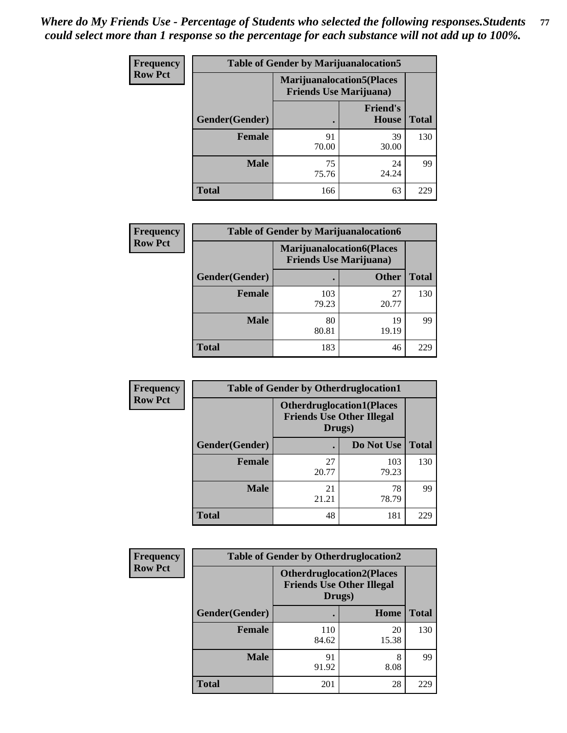*Where do My Friends Use - Percentage of Students who selected the following responses.Students could select more than 1 response so the percentage for each substance will not add up to 100%.*

**Frequency**
**Row Pct**

| Table of Gender by Marijuanalocation5 | | | |
|---|---|---|---|
| | Marijuanalocation5(Places Friends Use Marijuana) | | |
| Gender(Gender) | . | Friend's House | Total |
| **Female** | 91<br>70.00 | 39<br>30.00 | 130 |
| **Male** | 75<br>75.76 | 24<br>24.24 | 99 |
| **Total** | 166 | 63 | 229 |

**Frequency**
**Row Pct**

| Table of Gender by Marijuanalocation6 | | | |
|---|---|---|---|
| | Marijuanalocation6(Places Friends Use Marijuana) | | |
| Gender(Gender) | . | Other | Total |
| **Female** | 103<br>79.23 | 27<br>20.77 | 130 |
| **Male** | 80<br>80.81 | 19<br>19.19 | 99 |
| **Total** | 183 | 46 | 229 |

**Frequency**
**Row Pct**

| Table of Gender by Otherdruglocation1 | | | |
|---|---|---|---|
| | Otherdruglocation1(Places Friends Use Other Illegal Drugs) | | |
| Gender(Gender) | . | Do Not Use | Total |
| **Female** | 27<br>20.77 | 103<br>79.23 | 130 |
| **Male** | 21<br>21.21 | 78<br>78.79 | 99 |
| **Total** | 48 | 181 | 229 |

**Frequency**
**Row Pct**

| Table of Gender by Otherdruglocation2 | | | |
|---|---|---|---|
| | Otherdruglocation2(Places Friends Use Other Illegal Drugs) | | |
| Gender(Gender) | . | Home | Total |
| **Female** | 110<br>84.62 | 20<br>15.38 | 130 |
| **Male** | 91<br>91.92 | 8<br>8.08 | 99 |
| **Total** | 201 | 28 | 229 |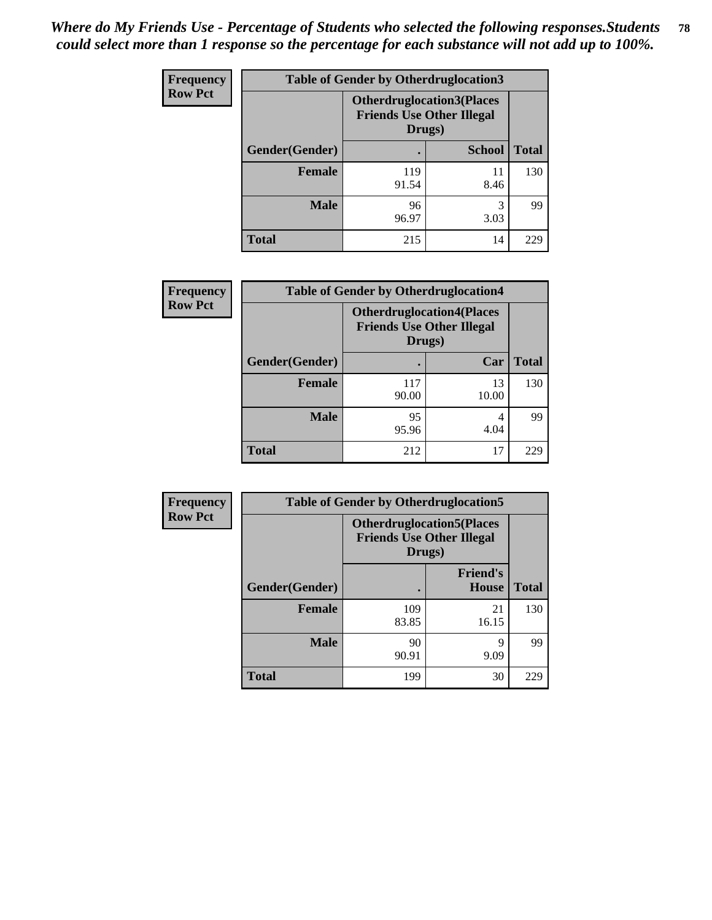*Where do My Friends Use - Percentage of Students who selected the following responses.Students could select more than 1 response so the percentage for each substance will not add up to 100%.*

**Frequency**
**Row Pct**

| Table of Gender by Otherdruglocation3 | | | |
|---|---|---|---|
| | Otherdruglocation3(Places Friends Use Other Illegal Drugs) | | |
| Gender(Gender) | . | School | Total |
| Female | 119<br>91.54 | 11<br>8.46 | 130 |
| Male | 96<br>96.97 | 3<br>3.03 | 99 |
| Total | 215 | 14 | 229 |

**Frequency**
**Row Pct**

| Table of Gender by Otherdruglocation4 | | | |
|---|---|---|---|
| | Otherdruglocation4(Places Friends Use Other Illegal Drugs) | | |
| Gender(Gender) | . | Car | Total |
| Female | 117<br>90.00 | 13<br>10.00 | 130 |
| Male | 95<br>95.96 | 4<br>4.04 | 99 |
| Total | 212 | 17 | 229 |

**Frequency**
**Row Pct**

| Table of Gender by Otherdruglocation5 | | | |
|---|---|---|---|
| | Otherdruglocation5(Places Friends Use Other Illegal Drugs) | | |
| Gender(Gender) | . | Friend's House | Total |
| Female | 109<br>83.85 | 21<br>16.15 | 130 |
| Male | 90<br>90.91 | 9<br>9.09 | 99 |
| Total | 199 | 30 | 229 |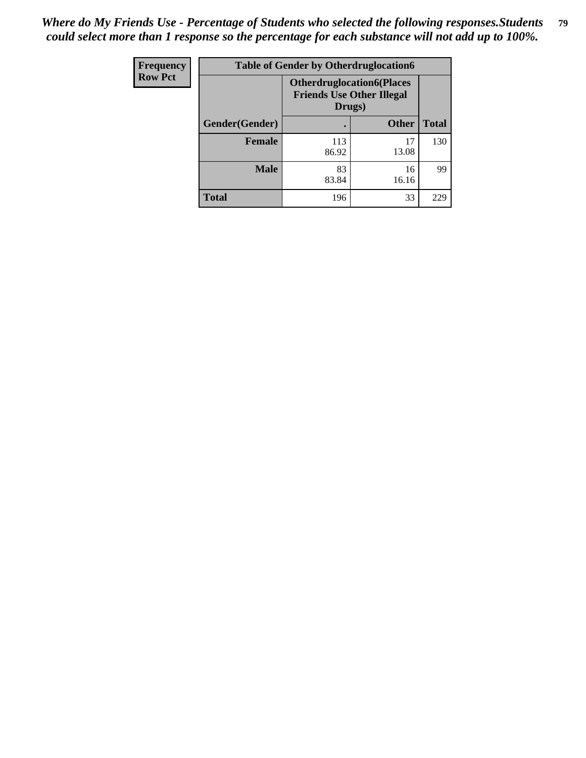*Where do My Friends Use - Percentage of Students who selected the following responses.Students could select more than 1 response so the percentage for each substance will not add up to 100%.*

| Frequency<br>Row Pct | Table of Gender by Otherdruglocation6 | | |
|---|---|---|---|
| | Otherdruglocation6(Places Friends Use Other Illegal Drugs) | | |
| Gender(Gender) | . | Other | Total |
| Female | 113<br>86.92 | 17<br>13.08 | 130 |
| Male | 83<br>83.84 | 16<br>16.16 | 99 |
| Total | 196 | 33 | 229 |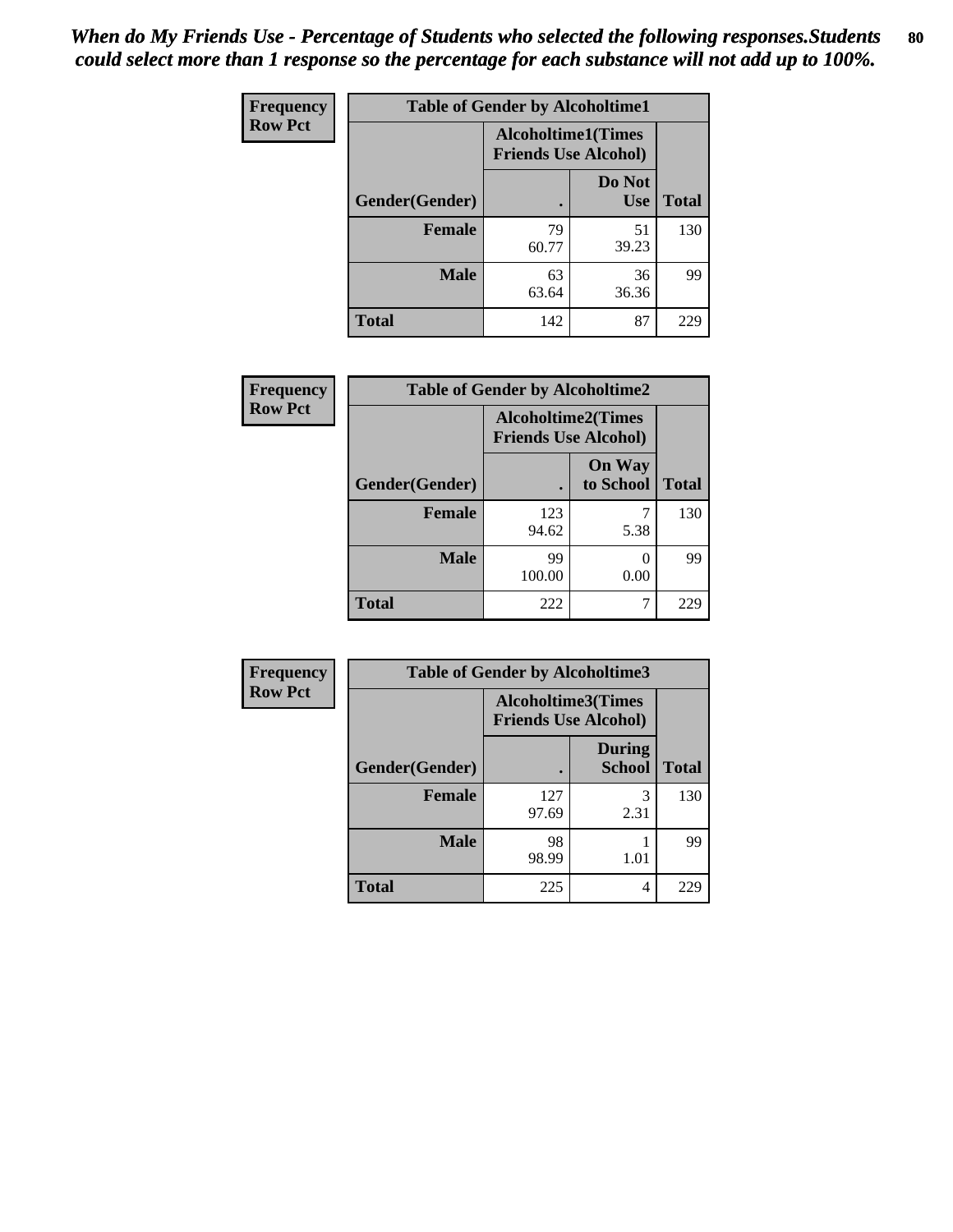*When do My Friends Use - Percentage of Students who selected the following responses.Students could select more than 1 response so the percentage for each substance will not add up to 100%.*

| Frequency<br>Row Pct | Table of Gender by Alcoholtime1 | | |
|---|---|---|---|
| | Alcoholtime1(Times Friends Use Alcohol) | | |
| Gender(Gender) | . | Do Not Use | Total |
| **Female** | 79<br>60.77 | 51<br>39.23 | 130 |
| **Male** | 63<br>63.64 | 36<br>36.36 | 99 |
| **Total** | 142 | 87 | 229 |

| Frequency<br>Row Pct | Table of Gender by Alcoholtime2 | | |
|---|---|---|---|
| | Alcoholtime2(Times Friends Use Alcohol) | | |
| Gender(Gender) | . | On Way to School | Total |
| **Female** | 123<br>94.62 | 7<br>5.38 | 130 |
| **Male** | 99<br>100.00 | 0<br>0.00 | 99 |
| **Total** | 222 | 7 | 229 |

| Frequency<br>Row Pct | Table of Gender by Alcoholtime3 | | |
|---|---|---|---|
| | Alcoholtime3(Times Friends Use Alcohol) | | |
| Gender(Gender) | . | During School | Total |
| **Female** | 127<br>97.69 | 3<br>2.31 | 130 |
| **Male** | 98<br>98.99 | 1<br>1.01 | 99 |
| **Total** | 225 | 4 | 229 |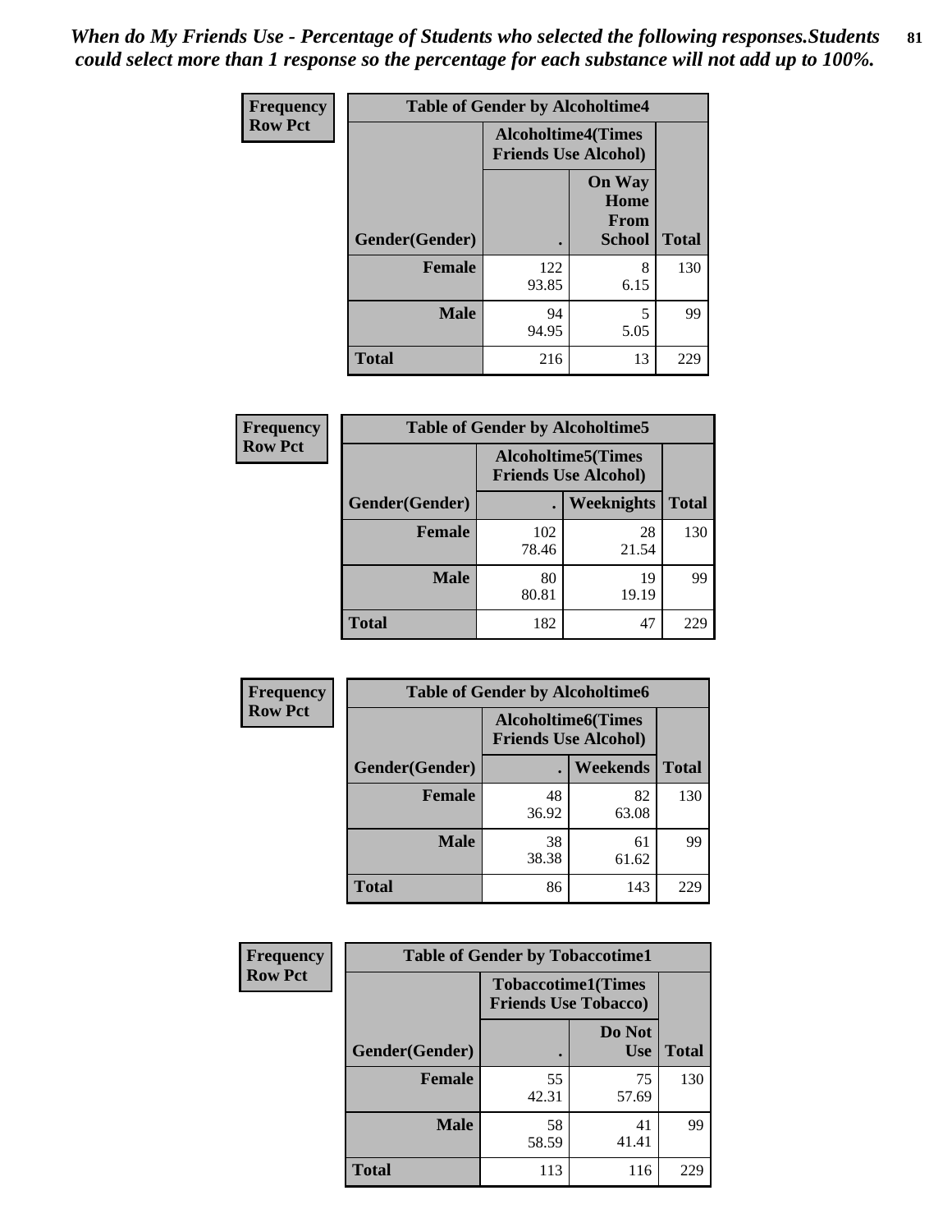*When do My Friends Use - Percentage of Students who selected the following responses.Students could select more than 1 response so the percentage for each substance will not add up to 100%.*

**Frequency**
**Row Pct**

| Table of Gender by Alcoholtime4 | | | |
|---|---|---|---|
| | Alcoholtime4(Times Friends Use Alcohol) | | |
| Gender(Gender) | . | On Way Home From School | Total |
| **Female** | 122<br>93.85 | 8<br>6.15 | 130 |
| **Male** | 94<br>94.95 | 5<br>5.05 | 99 |
| **Total** | 216 | 13 | 229 |

**Frequency**
**Row Pct**

| Table of Gender by Alcoholtime5 | | | |
|---|---|---|---|
| | Alcoholtime5(Times Friends Use Alcohol) | | |
| Gender(Gender) | . | Weeknights | Total |
| **Female** | 102<br>78.46 | 28<br>21.54 | 130 |
| **Male** | 80<br>80.81 | 19<br>19.19 | 99 |
| **Total** | 182 | 47 | 229 |

**Frequency**
**Row Pct**

| Table of Gender by Alcoholtime6 | | | |
|---|---|---|---|
| | Alcoholtime6(Times Friends Use Alcohol) | | |
| Gender(Gender) | . | Weekends | Total |
| **Female** | 48<br>36.92 | 82<br>63.08 | 130 |
| **Male** | 38<br>38.38 | 61<br>61.62 | 99 |
| **Total** | 86 | 143 | 229 |

**Frequency**
**Row Pct**

| Table of Gender by Tobaccotime1 | | | |
|---|---|---|---|
| | Tobaccotime1(Times Friends Use Tobacco) | | |
| Gender(Gender) | . | Do Not Use | Total |
| **Female** | 55<br>42.31 | 75<br>57.69 | 130 |
| **Male** | 58<br>58.59 | 41<br>41.41 | 99 |
| **Total** | 113 | 116 | 229 |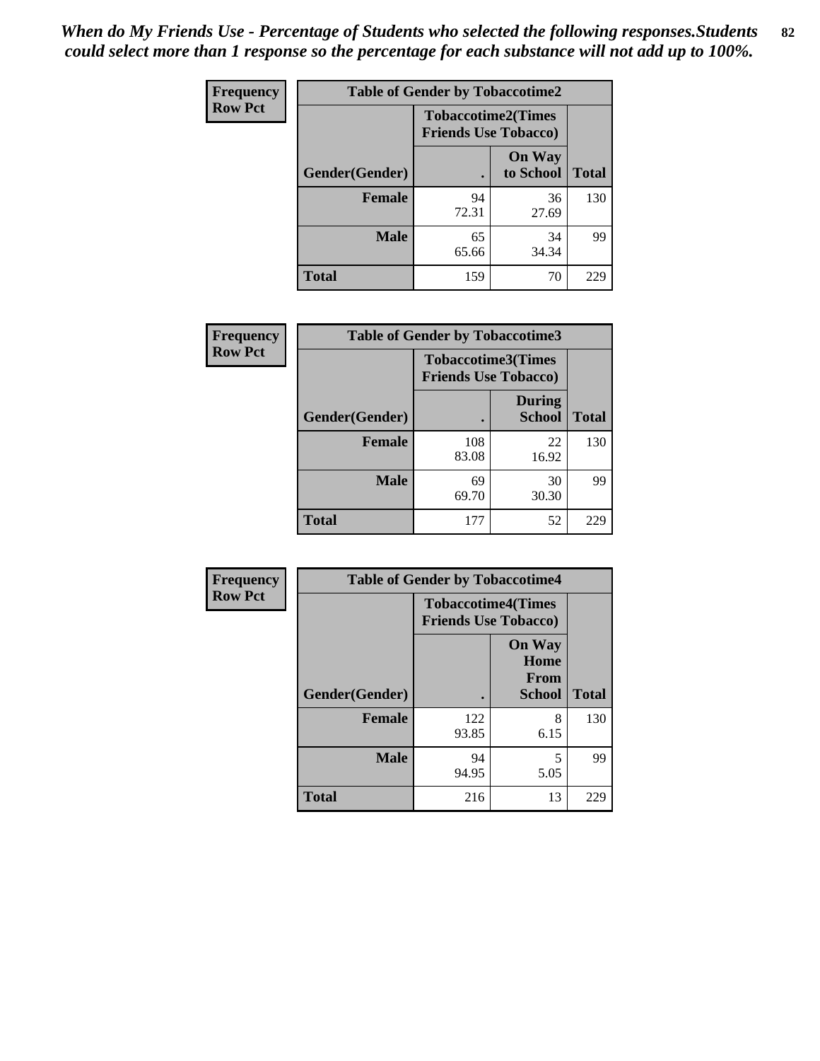*When do My Friends Use - Percentage of Students who selected the following responses.Students could select more than 1 response so the percentage for each substance will not add up to 100%.*

**Frequency**
**Row Pct**

| Table of Gender by Tobaccotime2 | | | |
|---|---|---|---|
| | Tobaccotime2(Times Friends Use Tobacco) | | |
| Gender(Gender) | . | On Way to School | Total |
| **Female** | 94<br>72.31 | 36<br>27.69 | 130 |
| **Male** | 65<br>65.66 | 34<br>34.34 | 99 |
| **Total** | 159 | 70 | 229 |

**Frequency**
**Row Pct**

| Table of Gender by Tobaccotime3 | | | |
|---|---|---|---|
| | Tobaccotime3(Times Friends Use Tobacco) | | |
| Gender(Gender) | . | During School | Total |
| **Female** | 108<br>83.08 | 22<br>16.92 | 130 |
| **Male** | 69<br>69.70 | 30<br>30.30 | 99 |
| **Total** | 177 | 52 | 229 |

**Frequency**
**Row Pct**

| Table of Gender by Tobaccotime4 | | | |
|---|---|---|---|
| | Tobaccotime4(Times Friends Use Tobacco) | | |
| Gender(Gender) | . | On Way Home From School | Total |
| **Female** | 122<br>93.85 | 8<br>6.15 | 130 |
| **Male** | 94<br>94.95 | 5<br>5.05 | 99 |
| **Total** | 216 | 13 | 229 |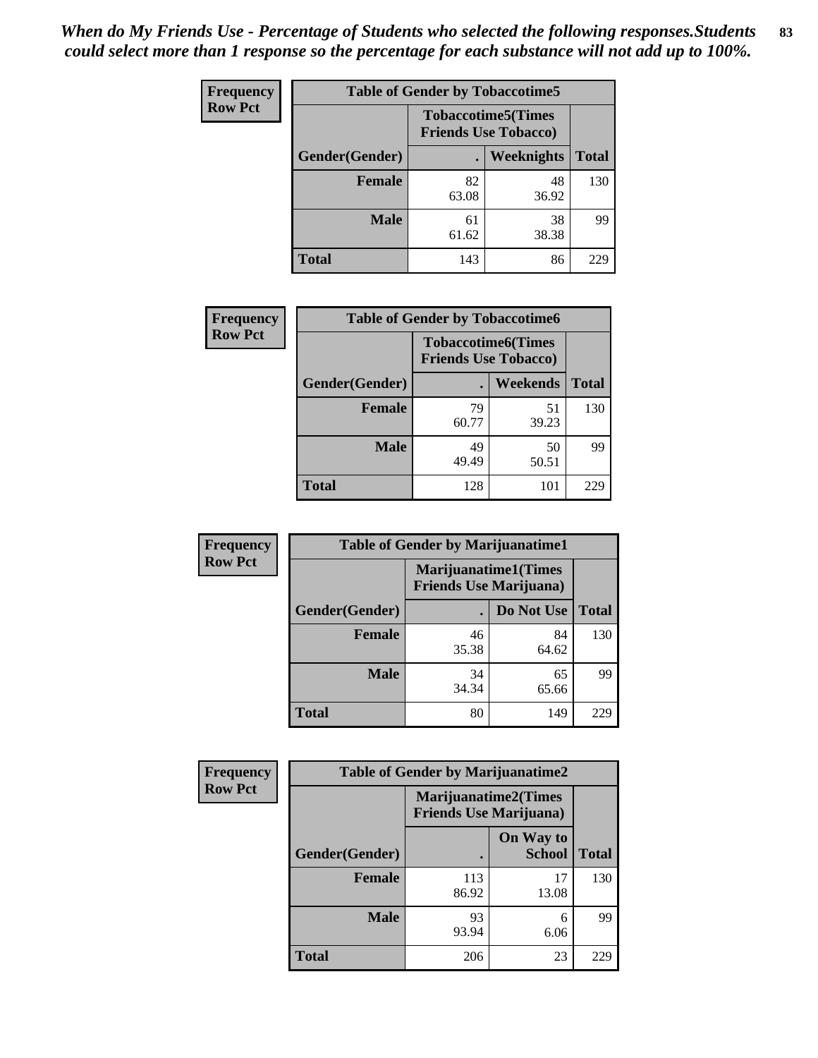*When do My Friends Use - Percentage of Students who selected the following responses.Students could select more than 1 response so the percentage for each substance will not add up to 100%.*

**Frequency**
**Row Pct**

| Table of Gender by Tobaccotime5 | | | |
|---|---|---|---|
| | Tobaccotime5(Times Friends Use Tobacco) | | |
| Gender(Gender) | . | Weeknights | Total |
| Female | 82<br>63.08 | 48<br>36.92 | 130 |
| Male | 61<br>61.62 | 38<br>38.38 | 99 |
| Total | 143 | 86 | 229 |

**Frequency**
**Row Pct**

| Table of Gender by Tobaccotime6 | | | |
|---|---|---|---|
| | Tobaccotime6(Times Friends Use Tobacco) | | |
| Gender(Gender) | . | Weekends | Total |
| Female | 79<br>60.77 | 51<br>39.23 | 130 |
| Male | 49<br>49.49 | 50<br>50.51 | 99 |
| Total | 128 | 101 | 229 |

**Frequency**
**Row Pct**

| Table of Gender by Marijuanatime1 | | | |
|---|---|---|---|
| | Marijuanatime1(Times Friends Use Marijuana) | | |
| Gender(Gender) | . | Do Not Use | Total |
| Female | 46<br>35.38 | 84<br>64.62 | 130 |
| Male | 34<br>34.34 | 65<br>65.66 | 99 |
| Total | 80 | 149 | 229 |

**Frequency**
**Row Pct**

| Table of Gender by Marijuanatime2 | | | |
|---|---|---|---|
| | Marijuanatime2(Times Friends Use Marijuana) | | |
| Gender(Gender) | . | On Way to School | Total |
| Female | 113<br>86.92 | 17<br>13.08 | 130 |
| Male | 93<br>93.94 | 6<br>6.06 | 99 |
| Total | 206 | 23 | 229 |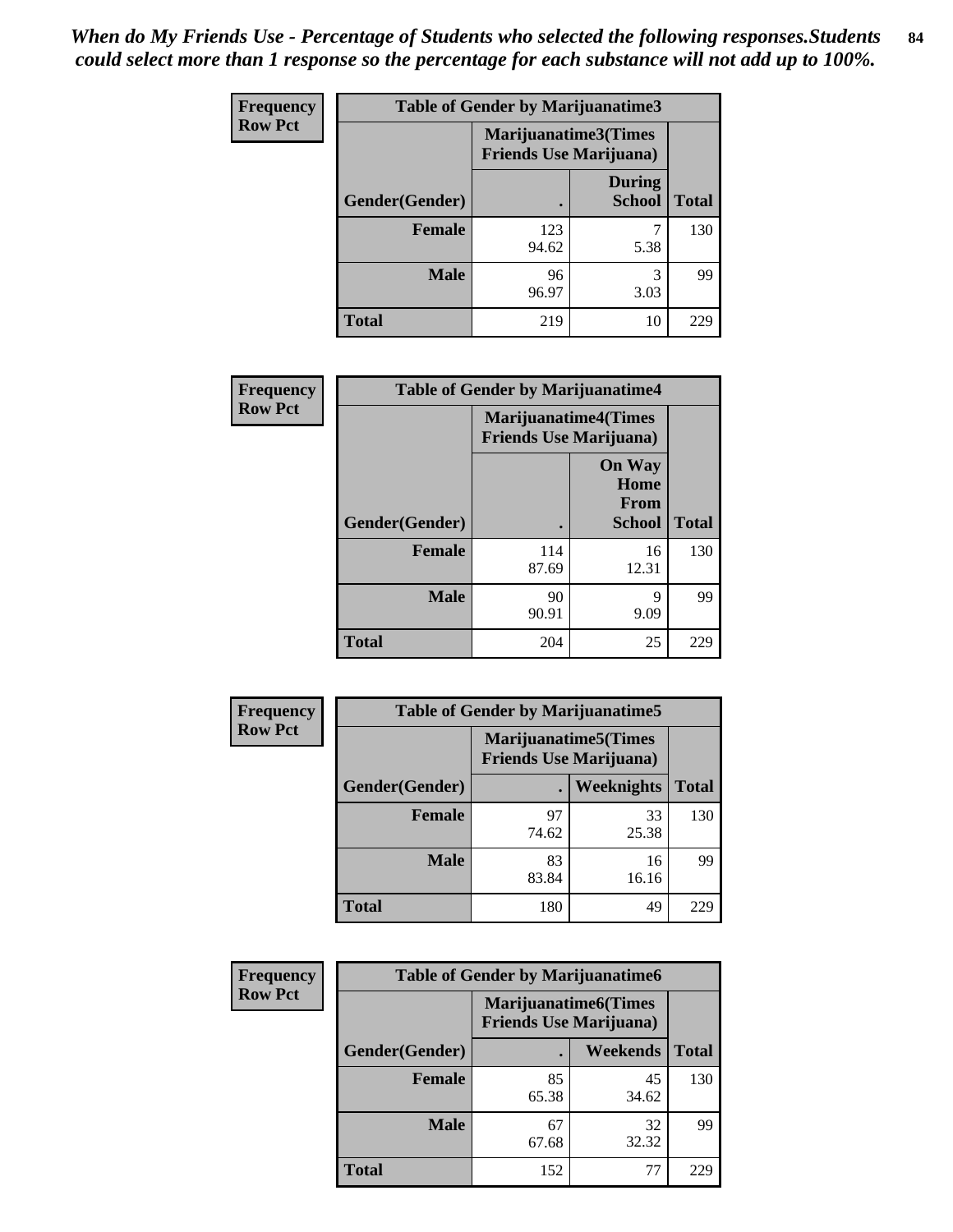*When do My Friends Use - Percentage of Students who selected the following responses.Students could select more than 1 response so the percentage for each substance will not add up to 100%.*

**Frequency**
**Row Pct**

| Table of Gender by Marijuanatime3 | | | |
|---|---|---|---|
| | Marijuanatime3(Times Friends Use Marijuana) | | |
| Gender(Gender) | . | During School | Total |
| Female | 123<br>94.62 | 7<br>5.38 | 130 |
| Male | 96<br>96.97 | 3<br>3.03 | 99 |
| Total | 219 | 10 | 229 |

**Frequency**
**Row Pct**

| Table of Gender by Marijuanatime4 | | | |
|---|---|---|---|
| | Marijuanatime4(Times Friends Use Marijuana) | | |
| Gender(Gender) | . | On Way Home From School | Total |
| Female | 114<br>87.69 | 16<br>12.31 | 130 |
| Male | 90<br>90.91 | 9<br>9.09 | 99 |
| Total | 204 | 25 | 229 |

**Frequency**
**Row Pct**

| Table of Gender by Marijuanatime5 | | | |
|---|---|---|---|
| | Marijuanatime5(Times Friends Use Marijuana) | | |
| Gender(Gender) | . | Weeknights | Total |
| Female | 97<br>74.62 | 33<br>25.38 | 130 |
| Male | 83<br>83.84 | 16<br>16.16 | 99 |
| Total | 180 | 49 | 229 |

**Frequency**
**Row Pct**

| Table of Gender by Marijuanatime6 | | | |
|---|---|---|---|
| | Marijuanatime6(Times Friends Use Marijuana) | | |
| Gender(Gender) | . | Weekends | Total |
| Female | 85<br>65.38 | 45<br>34.62 | 130 |
| Male | 67<br>67.68 | 32<br>32.32 | 99 |
| Total | 152 | 77 | 229 |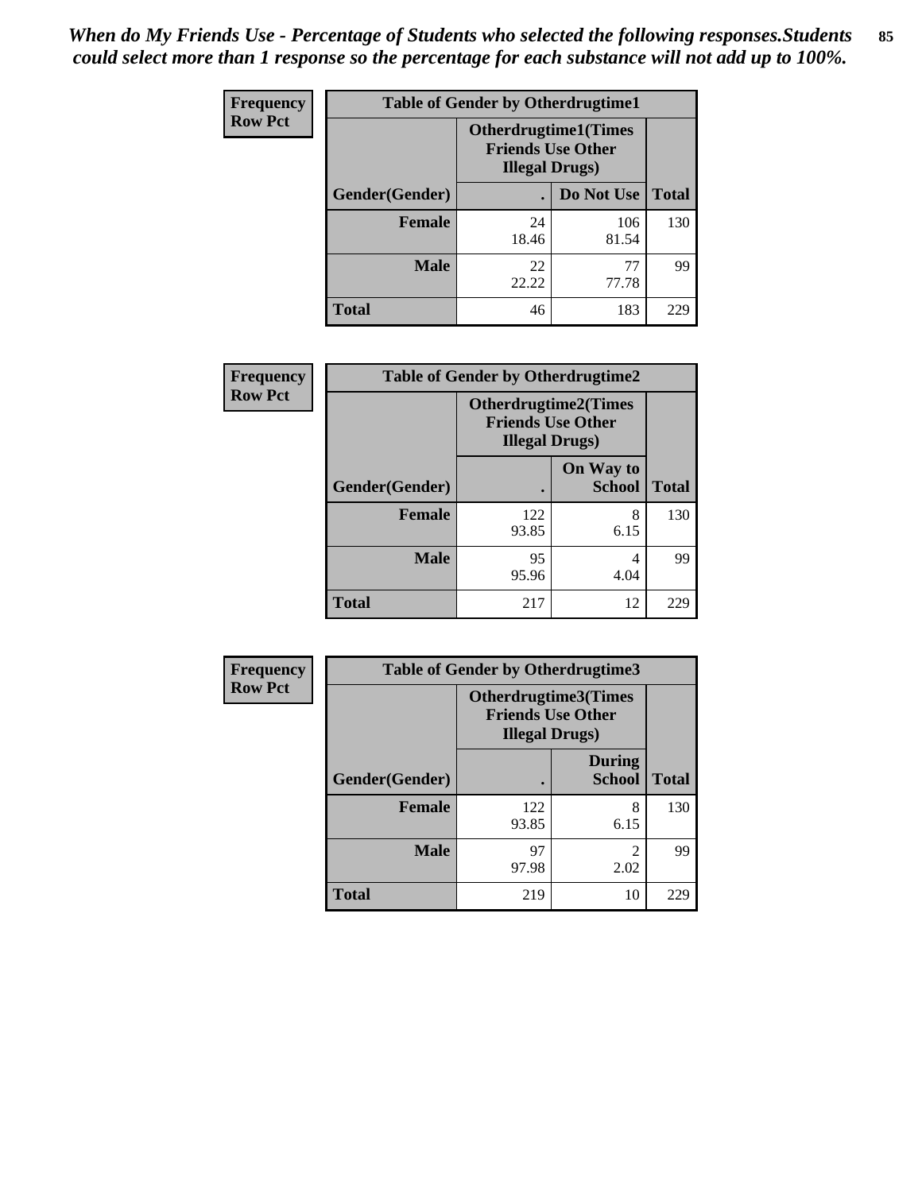*When do My Friends Use - Percentage of Students who selected the following responses.Students could select more than 1 response so the percentage for each substance will not add up to 100%.*

**Frequency**
**Row Pct**

| Table of Gender by Otherdrugtime1 | | | |
|---|---|---|---|
| | Otherdrugtime1(Times Friends Use Other Illegal Drugs) | | |
| Gender(Gender) | . | Do Not Use | Total |
| **Female** | 24<br>18.46 | 106<br>81.54 | 130 |
| **Male** | 22<br>22.22 | 77<br>77.78 | 99 |
| **Total** | 46 | 183 | 229 |

**Frequency**
**Row Pct**

| Table of Gender by Otherdrugtime2 | | | |
|---|---|---|---|
| | Otherdrugtime2(Times Friends Use Other Illegal Drugs) | | |
| Gender(Gender) | . | On Way to School | Total |
| **Female** | 122<br>93.85 | 8<br>6.15 | 130 |
| **Male** | 95<br>95.96 | 4<br>4.04 | 99 |
| **Total** | 217 | 12 | 229 |

**Frequency**
**Row Pct**

| Table of Gender by Otherdrugtime3 | | | |
|---|---|---|---|
| | Otherdrugtime3(Times Friends Use Other Illegal Drugs) | | |
| Gender(Gender) | . | During School | Total |
| **Female** | 122<br>93.85 | 8<br>6.15 | 130 |
| **Male** | 97<br>97.98 | 2<br>2.02 | 99 |
| **Total** | 219 | 10 | 229 |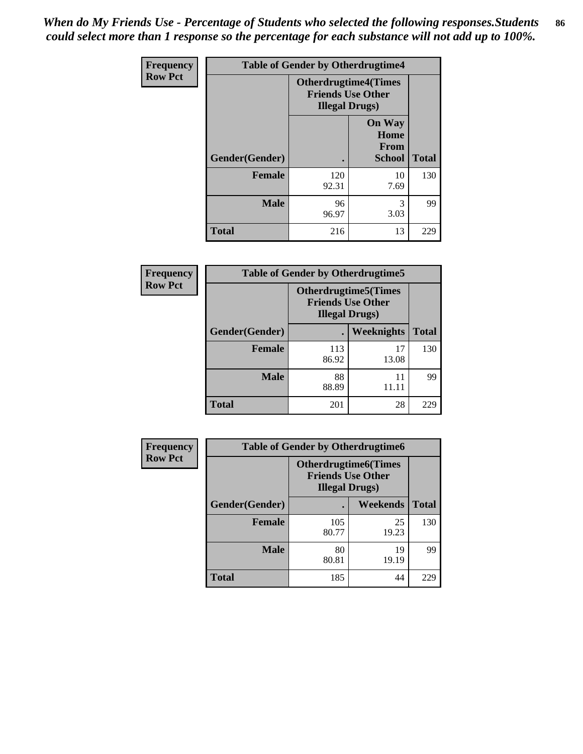*When do My Friends Use - Percentage of Students who selected the following responses.Students could select more than 1 response so the percentage for each substance will not add up to 100%.*

| Frequency Row Pct | Table of Gender by Otherdrugtime4 | | |
|---|---|---|---|
| | Otherdrugtime4(Times Friends Use Other Illegal Drugs) | | |
| Gender(Gender) | . | On Way Home From School | Total |
| Female | 120<br>92.31 | 10<br>7.69 | 130 |
| Male | 96<br>96.97 | 3<br>3.03 | 99 |
| Total | 216 | 13 | 229 |

| Frequency Row Pct | Table of Gender by Otherdrugtime5 | | |
|---|---|---|---|
| | Otherdrugtime5(Times Friends Use Other Illegal Drugs) | | |
| Gender(Gender) | . | Weeknights | Total |
| Female | 113<br>86.92 | 17<br>13.08 | 130 |
| Male | 88<br>88.89 | 11<br>11.11 | 99 |
| Total | 201 | 28 | 229 |

| Frequency Row Pct | Table of Gender by Otherdrugtime6 | | |
|---|---|---|---|
| | Otherdrugtime6(Times Friends Use Other Illegal Drugs) | | |
| Gender(Gender) | . | Weekends | Total |
| Female | 105<br>80.77 | 25<br>19.23 | 130 |
| Male | 80<br>80.81 | 19<br>19.19 | 99 |
| Total | 185 | 44 | 229 |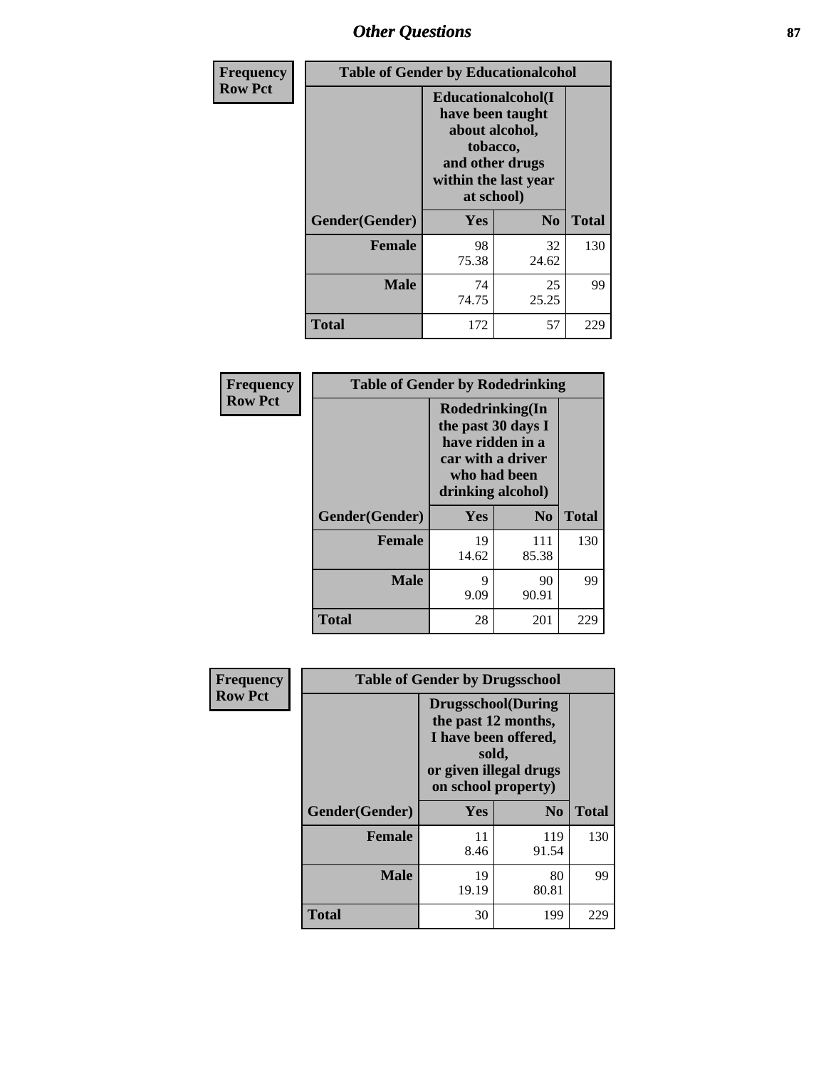# Other Questions

**Frequency**
**Row Pct**

| Table of Gender by Educationalcohol | | | |
|---|---|---|---|
| | Educationalcohol(I have been taught about alcohol, tobacco, and other drugs within the last year at school) | | |
| Gender(Gender) | Yes | No | Total |
| Female | 98<br>75.38 | 32<br>24.62 | 130 |
| Male | 74<br>74.75 | 25<br>25.25 | 99 |
| Total | 172 | 57 | 229 |

**Frequency**
**Row Pct**

| Table of Gender by Rodedrinking | | | |
|---|---|---|---|
| | Rodedrinking(In the past 30 days I have ridden in a car with a driver who had been drinking alcohol) | | |
| Gender(Gender) | Yes | No | Total |
| Female | 19<br>14.62 | 111<br>85.38 | 130 |
| Male | 9<br>9.09 | 90<br>90.91 | 99 |
| Total | 28 | 201 | 229 |

**Frequency**
**Row Pct**

| Table of Gender by Drugsschool | | | |
|---|---|---|---|
| | Drugsschool(During the past 12 months, I have been offered, sold, or given illegal drugs on school property) | | |
| Gender(Gender) | Yes | No | Total |
| Female | 11<br>8.46 | 119<br>91.54 | 130 |
| Male | 19<br>19.19 | 80<br>80.81 | 99 |
| Total | 30 | 199 | 229 |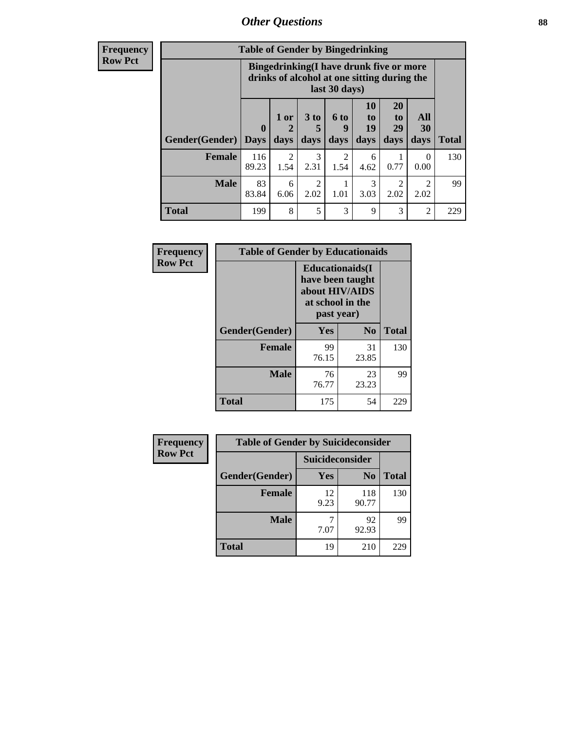# Other Questions

**Frequency**
**Row Pct**

| Table of Gender by Bingedrinking | | | | | | | | |
|---|---|---|---|---|---|---|---|---|
| | Bingedrinking(I have drunk five or more drinks of alcohol at one sitting during the last 30 days) | | | | | | | |
| Gender(Gender) | 0 Days | 1 or 2 days | 3 to 5 days | 6 to 9 days | 10 to 19 days | 20 to 29 days | All 30 days | Total |
| **Female** | 116<br>89.23 | 2<br>1.54 | 3<br>2.31 | 2<br>1.54 | 6<br>4.62 | 1<br>0.77 | 0<br>0.00 | 130 |
| **Male** | 83<br>83.84 | 6<br>6.06 | 2<br>2.02 | 1<br>1.01 | 3<br>3.03 | 2<br>2.02 | 2<br>2.02 | 99 |
| **Total** | 199 | 8 | 5 | 3 | 9 | 3 | 2 | 229 |

**Frequency**
**Row Pct**

| Table of Gender by Educationaids | | | |
|---|---|---|---|
| | Educationaids(I have been taught about HIV/AIDS at school in the past year) | | |
| Gender(Gender) | Yes | No | Total |
| **Female** | 99<br>76.15 | 31<br>23.85 | 130 |
| **Male** | 76<br>76.77 | 23<br>23.23 | 99 |
| **Total** | 175 | 54 | 229 |

**Frequency**
**Row Pct**

| Table of Gender by Suicideconsider | | | |
|---|---|---|---|
| | Suicideconsider | | |
| Gender(Gender) | Yes | No | Total |
| **Female** | 12<br>9.23 | 118<br>90.77 | 130 |
| **Male** | 7<br>7.07 | 92<br>92.93 | 99 |
| **Total** | 19 | 210 | 229 |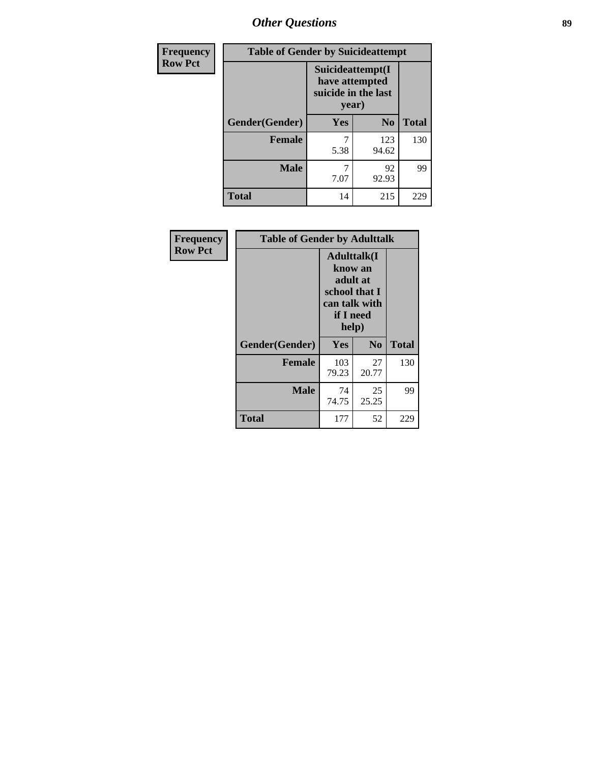| Frequency Row Pct | Table of Gender by Suicideattempt | | |
|---|---|---|---|
| | Suicideattempt(I have attempted suicide in the last year) | | |
| Gender(Gender) | Yes | No | Total |
| Female | 7<br>5.38 | 123<br>94.62 | 130 |
| Male | 7<br>7.07 | 92<br>92.93 | 99 |
| Total | 14 | 215 | 229 |

| Frequency Row Pct | Table of Gender by Adulttalk | | |
|---|---|---|---|
| | Adulttalk(I know an adult at school that I can talk with if I need help) | | |
| Gender(Gender) | Yes | No | Total |
| Female | 103<br>79.23 | 27<br>20.77 | 130 |
| Male | 74<br>74.75 | 25<br>25.25 | 99 |
| Total | 177 | 52 | 229 |